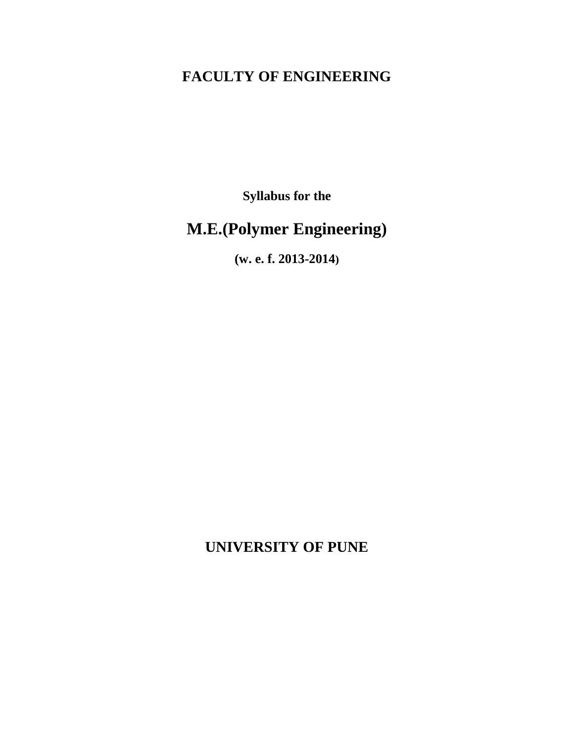# FACULTY OF ENGINEERING

**Syllabus for the**

# M.E.(Polymer Engineering)

**(w. e. f. 2013-2014)**

# UNIVERSITY OF PUNE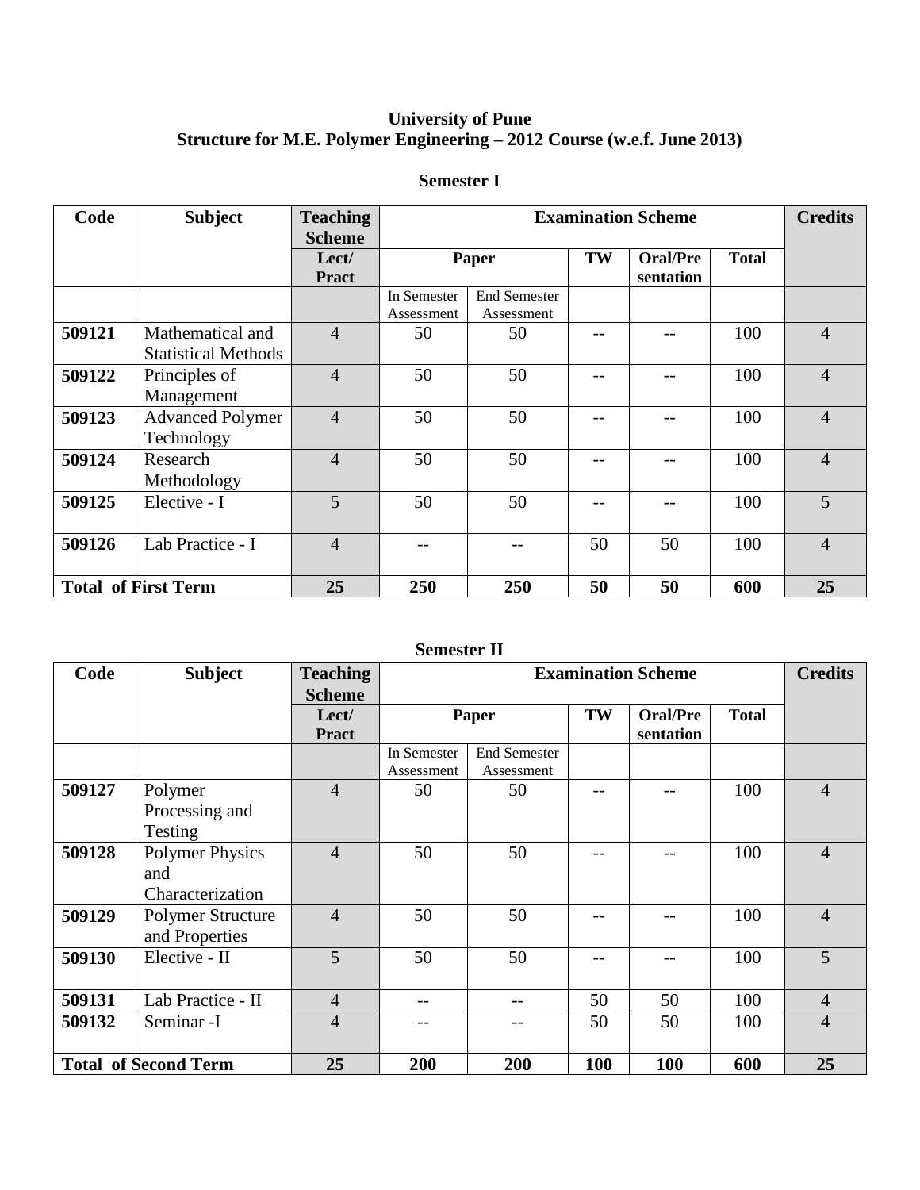**University of Pune**
**Structure for M.E. Polymer Engineering – 2012 Course (w.e.f. June 2013)**

## Semester I

| Code | Subject | Teaching Scheme | Examination Scheme | | | | | Credits |
|---|---|---|---|---|---|---|---|---|
| | | Lect/ Pract | Paper | | TW | Oral/Presentation | Total | |
| | | | In Semester Assessment | End Semester Assessment | | | | |
| **509121** | Mathematical and Statistical Methods | 4 | 50 | 50 | -- | -- | 100 | 4 |
| **509122** | Principles of Management | 4 | 50 | 50 | -- | -- | 100 | 4 |
| **509123** | Advanced Polymer Technology | 4 | 50 | 50 | -- | -- | 100 | 4 |
| **509124** | Research Methodology | 4 | 50 | 50 | -- | -- | 100 | 4 |
| **509125** | Elective - I | 5 | 50 | 50 | -- | -- | 100 | 5 |
| **509126** | Lab Practice - I | 4 | -- | -- | 50 | 50 | 100 | 4 |
| **Total of First Term** | | **25** | **250** | **250** | **50** | **50** | **600** | **25** |

## Semester II

| Code | Subject | Teaching Scheme | Examination Scheme | | | | | Credits |
|---|---|---|---|---|---|---|---|---|
| | | Lect/ Pract | Paper | | TW | Oral/Presentation | Total | |
| | | | In Semester Assessment | End Semester Assessment | | | | |
| **509127** | Polymer Processing and Testing | 4 | 50 | 50 | -- | -- | 100 | 4 |
| **509128** | Polymer Physics and Characterization | 4 | 50 | 50 | -- | -- | 100 | 4 |
| **509129** | Polymer Structure and Properties | 4 | 50 | 50 | -- | -- | 100 | 4 |
| **509130** | Elective - II | 5 | 50 | 50 | -- | -- | 100 | 5 |
| **509131** | Lab Practice - II | 4 | -- | -- | 50 | 50 | 100 | 4 |
| **509132** | Seminar -I | 4 | -- | -- | 50 | 50 | 100 | 4 |
| **Total of Second Term** | | **25** | **200** | **200** | **100** | **100** | **600** | **25** |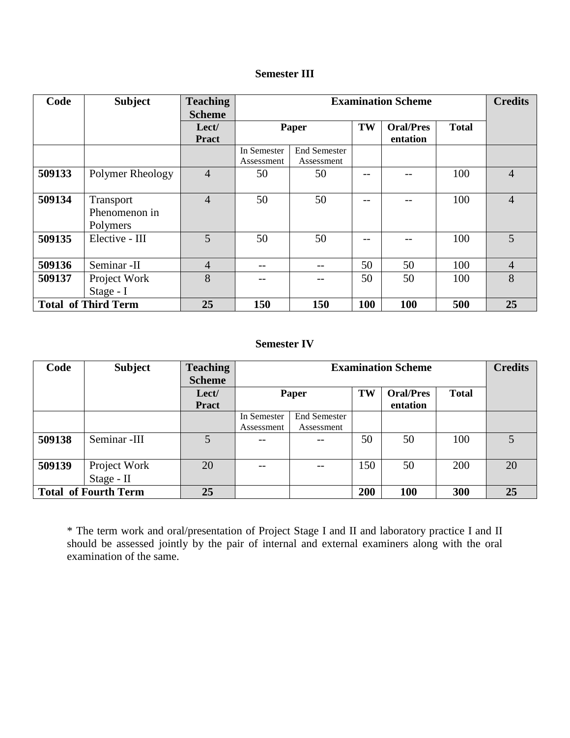### Semester III

| Code | Subject | Teaching Scheme | Examination Scheme | | | | | Credits |
|---|---|---|---|---|---|---|---|---|
| | | Lect/ Pract | Paper | | TW | Oral/Presentation | Total | |
| | | | In Semester Assessment | End Semester Assessment | | | | |
| **509133** | Polymer Rheology | 4 | 50 | 50 | -- | -- | 100 | 4 |
| **509134** | Transport Phenomenon in Polymers | 4 | 50 | 50 | -- | -- | 100 | 4 |
| **509135** | Elective - III | 5 | 50 | 50 | -- | -- | 100 | 5 |
| **509136** | Seminar -II | 4 | -- | -- | 50 | 50 | 100 | 4 |
| **509137** | Project Work Stage - I | 8 | -- | -- | 50 | 50 | 100 | 8 |
| **Total of Third Term** | | **25** | **150** | **150** | **100** | **100** | **500** | **25** |

### Semester IV

| Code | Subject | Teaching Scheme | Examination Scheme | | | | | Credits |
|---|---|---|---|---|---|---|---|---|
| | | Lect/ Pract | Paper | | TW | Oral/Presentation | Total | |
| | | | In Semester Assessment | End Semester Assessment | | | | |
| **509138** | Seminar -III | 5 | -- | -- | 50 | 50 | 100 | 5 |
| **509139** | Project Work Stage - II | 20 | -- | -- | 150 | 50 | 200 | 20 |
| **Total of Fourth Term** | | **25** | | | **200** | **100** | **300** | **25** |

* The term work and oral/presentation of Project Stage I and II and laboratory practice I and II should be assessed jointly by the pair of internal and external examiners along with the oral examination of the same.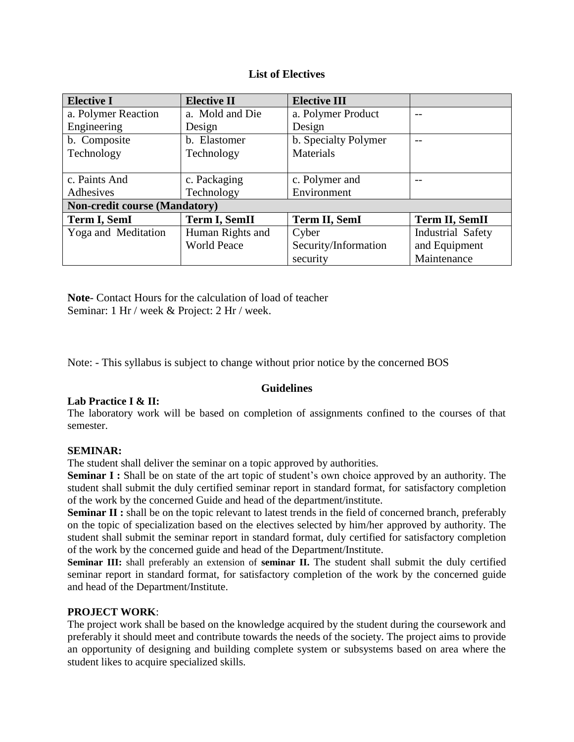### List of Electives

| Elective I | Elective II | Elective III | |
|---|---|---|---|
| a. Polymer Reaction Engineering | a. Mold and Die Design | a. Polymer Product Design | -- |
| b. Composite Technology | b. Elastomer Technology | b. Specialty Polymer Materials | -- |
| c. Paints And Adhesives | c. Packaging Technology | c. Polymer and Environment | -- |
| **Non-credit course (Mandatory)** | | | |
| **Term I, SemI** | **Term I, SemII** | **Term II, SemI** | **Term II, SemII** |
| Yoga and Meditation | Human Rights and World Peace | Cyber Security/Information security | Industrial Safety and Equipment Maintenance |

**Note**- Contact Hours for the calculation of load of teacher
Seminar: 1 Hr / week & Project: 2 Hr / week.

Note: - This syllabus is subject to change without prior notice by the concerned BOS

### Guidelines

**Lab Practice I & II:**
The laboratory work will be based on completion of assignments confined to the courses of that semester.

**SEMINAR:**
The student shall deliver the seminar on a topic approved by authorities.

**Seminar I :** Shall be on state of the art topic of student's own choice approved by an authority. The student shall submit the duly certified seminar report in standard format, for satisfactory completion of the work by the concerned Guide and head of the department/institute.

**Seminar II :** shall be on the topic relevant to latest trends in the field of concerned branch, preferably on the topic of specialization based on the electives selected by him/her approved by authority. The student shall submit the seminar report in standard format, duly certified for satisfactory completion of the work by the concerned guide and head of the Department/Institute.

**Seminar III:** shall preferably an extension of **seminar II.** The student shall submit the duly certified seminar report in standard format, for satisfactory completion of the work by the concerned guide and head of the Department/Institute.

**PROJECT WORK**:
The project work shall be based on the knowledge acquired by the student during the coursework and preferably it should meet and contribute towards the needs of the society. The project aims to provide an opportunity of designing and building complete system or subsystems based on area where the student likes to acquire specialized skills.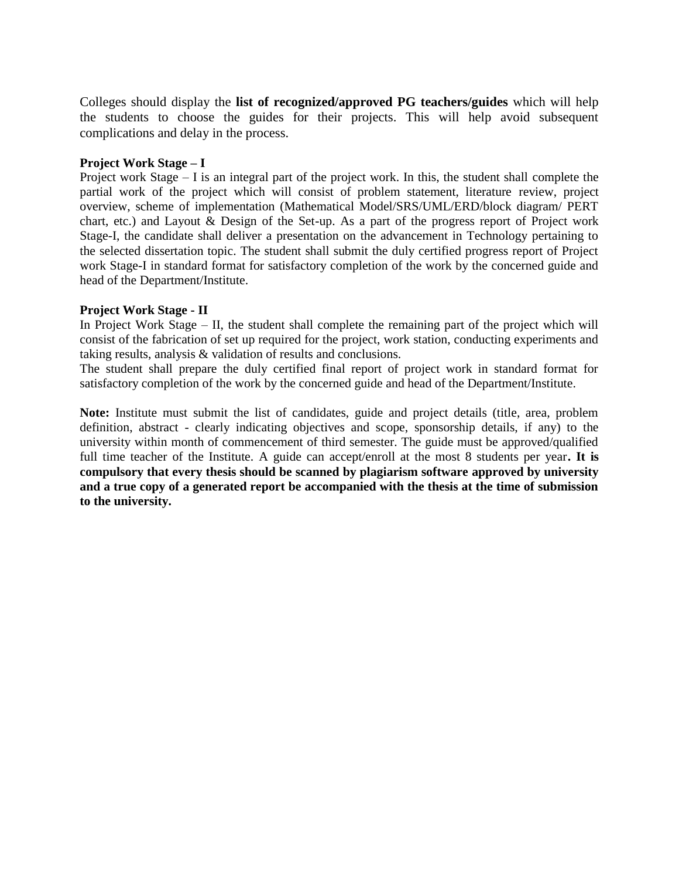Colleges should display the **list of recognized/approved PG teachers/guides** which will help the students to choose the guides for their projects. This will help avoid subsequent complications and delay in the process.

**Project Work Stage – I**

Project work Stage – I is an integral part of the project work. In this, the student shall complete the partial work of the project which will consist of problem statement, literature review, project overview, scheme of implementation (Mathematical Model/SRS/UML/ERD/block diagram/ PERT chart, etc.) and Layout & Design of the Set-up. As a part of the progress report of Project work Stage-I, the candidate shall deliver a presentation on the advancement in Technology pertaining to the selected dissertation topic. The student shall submit the duly certified progress report of Project work Stage-I in standard format for satisfactory completion of the work by the concerned guide and head of the Department/Institute.

**Project Work Stage - II**

In Project Work Stage – II, the student shall complete the remaining part of the project which will consist of the fabrication of set up required for the project, work station, conducting experiments and taking results, analysis & validation of results and conclusions.

The student shall prepare the duly certified final report of project work in standard format for satisfactory completion of the work by the concerned guide and head of the Department/Institute.

**Note:** Institute must submit the list of candidates, guide and project details (title, area, problem definition, abstract - clearly indicating objectives and scope, sponsorship details, if any) to the university within month of commencement of third semester. The guide must be approved/qualified full time teacher of the Institute. A guide can accept/enroll at the most 8 students per year**. It is compulsory that every thesis should be scanned by plagiarism software approved by university and a true copy of a generated report be accompanied with the thesis at the time of submission to the university.**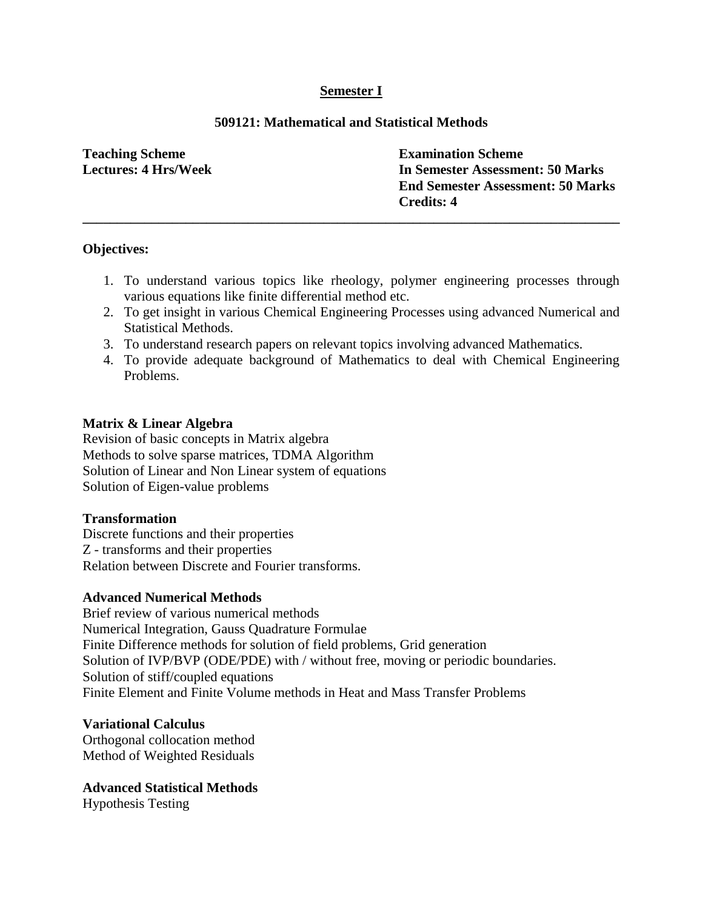## Semester I

### 509121: Mathematical and Statistical Methods

**Teaching Scheme**
**Lectures: 4 Hrs/Week**

**Examination Scheme**
**In Semester Assessment: 50 Marks**
**End Semester Assessment: 50 Marks**
**Credits: 4**

---

**Objectives:**

1. To understand various topics like rheology, polymer engineering processes through various equations like finite differential method etc.
2. To get insight in various Chemical Engineering Processes using advanced Numerical and Statistical Methods.
3. To understand research papers on relevant topics involving advanced Mathematics.
4. To provide adequate background of Mathematics to deal with Chemical Engineering Problems.

**Matrix & Linear Algebra**
Revision of basic concepts in Matrix algebra
Methods to solve sparse matrices, TDMA Algorithm
Solution of Linear and Non Linear system of equations
Solution of Eigen-value problems

**Transformation**
Discrete functions and their properties
Z - transforms and their properties
Relation between Discrete and Fourier transforms.

**Advanced Numerical Methods**
Brief review of various numerical methods
Numerical Integration, Gauss Quadrature Formulae
Finite Difference methods for solution of field problems, Grid generation
Solution of IVP/BVP (ODE/PDE) with / without free, moving or periodic boundaries.
Solution of stiff/coupled equations
Finite Element and Finite Volume methods in Heat and Mass Transfer Problems

**Variational Calculus**
Orthogonal collocation method
Method of Weighted Residuals

**Advanced Statistical Methods**
Hypothesis Testing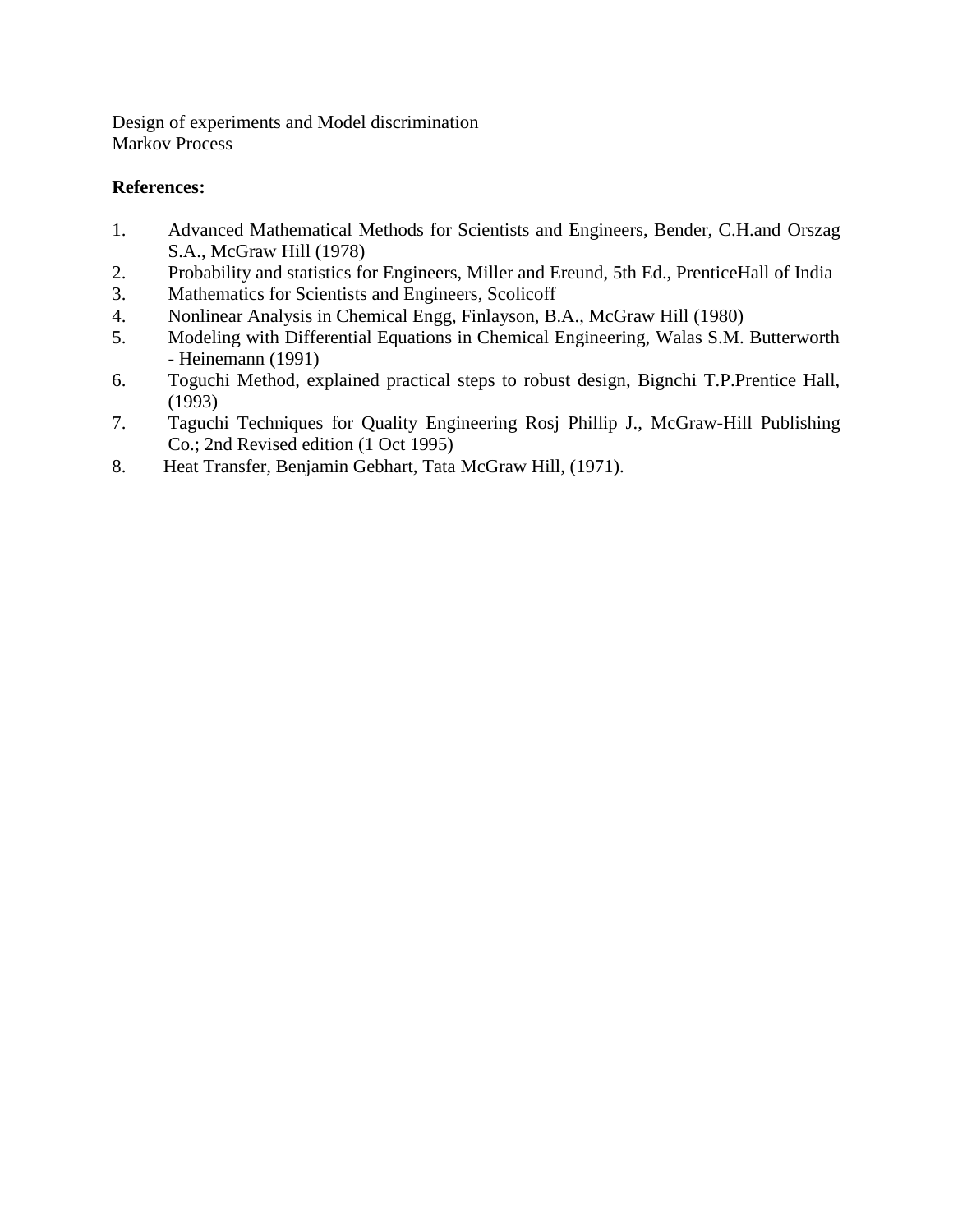Design of experiments and Model discrimination
Markov Process

**References:**

1. Advanced Mathematical Methods for Scientists and Engineers, Bender, C.H.and Orszag S.A., McGraw Hill (1978)
2. Probability and statistics for Engineers, Miller and Ereund, 5th Ed., PrenticeHall of India
3. Mathematics for Scientists and Engineers, Scolicoff
4. Nonlinear Analysis in Chemical Engg, Finlayson, B.A., McGraw Hill (1980)
5. Modeling with Differential Equations in Chemical Engineering, Walas S.M. Butterworth - Heinemann (1991)
6. Toguchi Method, explained practical steps to robust design, Bignchi T.P.Prentice Hall, (1993)
7. Taguchi Techniques for Quality Engineering Rosj Phillip J., McGraw-Hill Publishing Co.; 2nd Revised edition (1 Oct 1995)
8. Heat Transfer, Benjamin Gebhart, Tata McGraw Hill, (1971).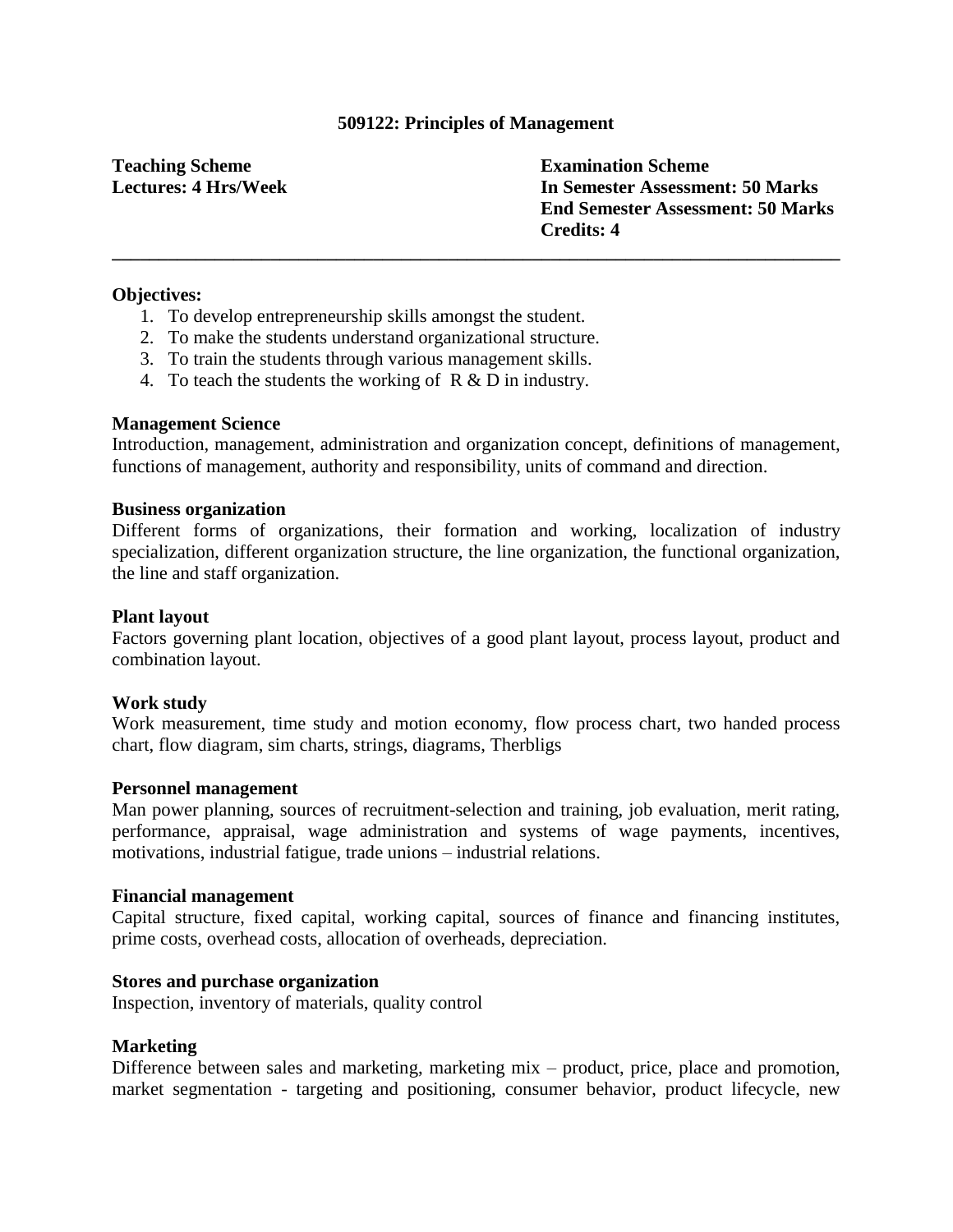### 509122: Principles of Management

**Teaching Scheme**
**Lectures: 4 Hrs/Week**

**Examination Scheme**
**In Semester Assessment: 50 Marks**
**End Semester Assessment: 50 Marks**
**Credits: 4**

---

**Objectives:**

1. To develop entrepreneurship skills amongst the student.
2. To make the students understand organizational structure.
3. To train the students through various management skills.
4. To teach the students the working of R & D in industry.

**Management Science**
Introduction, management, administration and organization concept, definitions of management, functions of management, authority and responsibility, units of command and direction.

**Business organization**
Different forms of organizations, their formation and working, localization of industry specialization, different organization structure, the line organization, the functional organization, the line and staff organization.

**Plant layout**
Factors governing plant location, objectives of a good plant layout, process layout, product and combination layout.

**Work study**
Work measurement, time study and motion economy, flow process chart, two handed process chart, flow diagram, sim charts, strings, diagrams, Therbligs

**Personnel management**
Man power planning, sources of recruitment-selection and training, job evaluation, merit rating, performance, appraisal, wage administration and systems of wage payments, incentives, motivations, industrial fatigue, trade unions – industrial relations.

**Financial management**
Capital structure, fixed capital, working capital, sources of finance and financing institutes, prime costs, overhead costs, allocation of overheads, depreciation.

**Stores and purchase organization**
Inspection, inventory of materials, quality control

**Marketing**
Difference between sales and marketing, marketing mix – product, price, place and promotion, market segmentation - targeting and positioning, consumer behavior, product lifecycle, new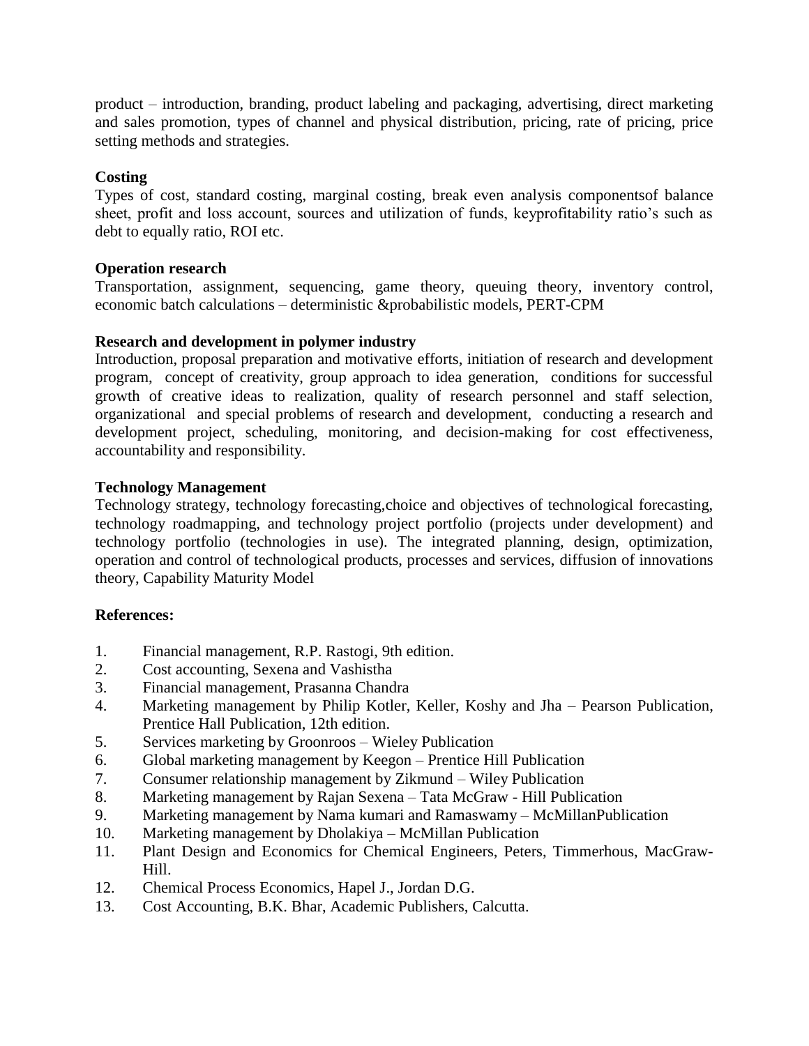product – introduction, branding, product labeling and packaging, advertising, direct marketing and sales promotion, types of channel and physical distribution, pricing, rate of pricing, price setting methods and strategies.

**Costing**

Types of cost, standard costing, marginal costing, break even analysis componentsof balance sheet, profit and loss account, sources and utilization of funds, keyprofitability ratio's such as debt to equally ratio, ROI etc.

**Operation research**

Transportation, assignment, sequencing, game theory, queuing theory, inventory control, economic batch calculations – deterministic &probabilistic models, PERT-CPM

**Research and development in polymer industry**

Introduction, proposal preparation and motivative efforts, initiation of research and development program, concept of creativity, group approach to idea generation, conditions for successful growth of creative ideas to realization, quality of research personnel and staff selection, organizational and special problems of research and development, conducting a research and development project, scheduling, monitoring, and decision-making for cost effectiveness, accountability and responsibility.

**Technology Management**

Technology strategy, technology forecasting,choice and objectives of technological forecasting, technology roadmapping, and technology project portfolio (projects under development) and technology portfolio (technologies in use). The integrated planning, design, optimization, operation and control of technological products, processes and services, diffusion of innovations theory, Capability Maturity Model

**References:**

1. Financial management, R.P. Rastogi, 9th edition.
2. Cost accounting, Sexena and Vashistha
3. Financial management, Prasanna Chandra
4. Marketing management by Philip Kotler, Keller, Koshy and Jha – Pearson Publication, Prentice Hall Publication, 12th edition.
5. Services marketing by Groonroos – Wieley Publication
6. Global marketing management by Keegon – Prentice Hill Publication
7. Consumer relationship management by Zikmund – Wiley Publication
8. Marketing management by Rajan Sexena – Tata McGraw - Hill Publication
9. Marketing management by Nama kumari and Ramaswamy – McMillanPublication
10. Marketing management by Dholakiya – McMillan Publication
11. Plant Design and Economics for Chemical Engineers, Peters, Timmerhous, MacGraw-Hill.
12. Chemical Process Economics, Hapel J., Jordan D.G.
13. Cost Accounting, B.K. Bhar, Academic Publishers, Calcutta.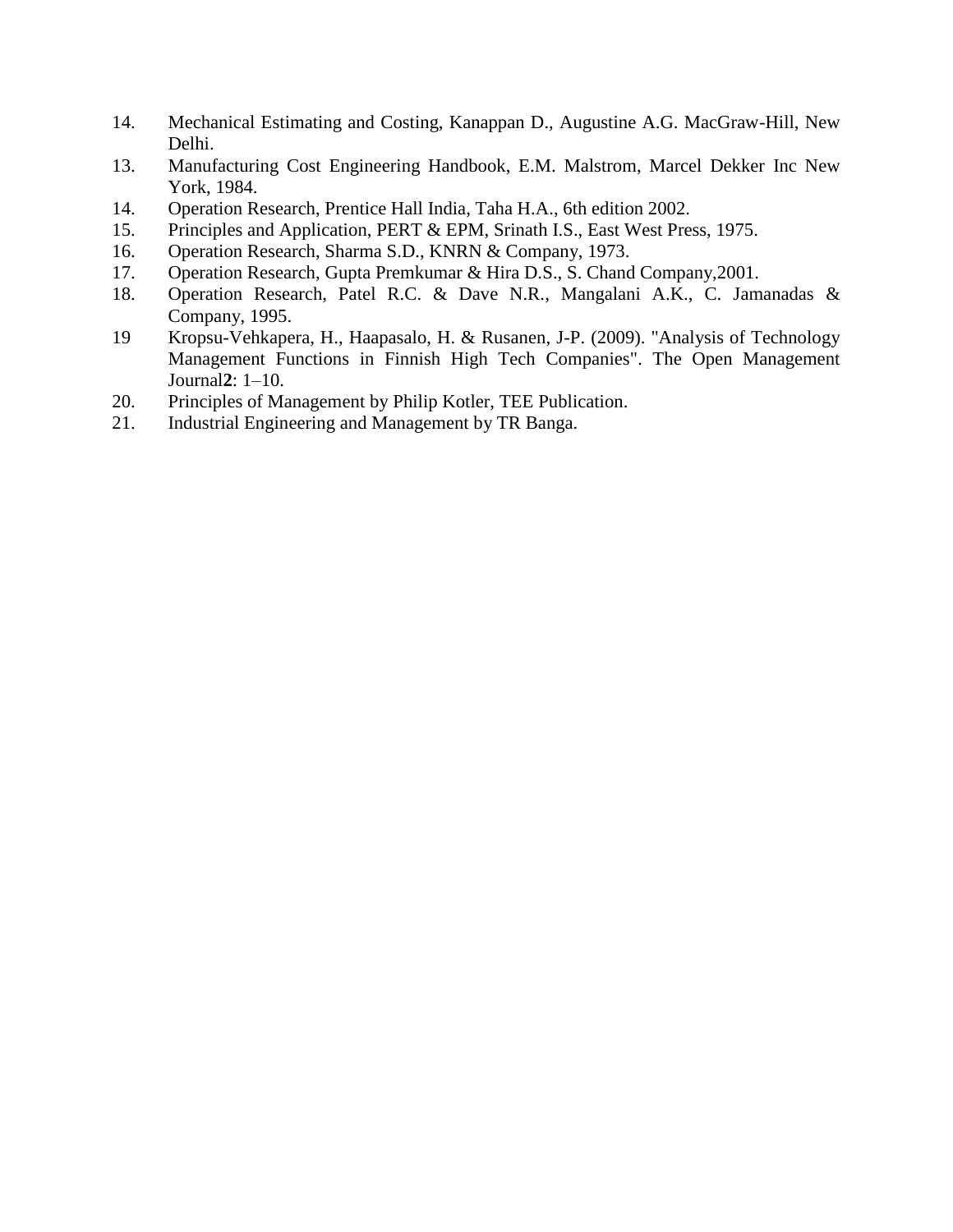14. Mechanical Estimating and Costing, Kanappan D., Augustine A.G. MacGraw-Hill, New Delhi.
13. Manufacturing Cost Engineering Handbook, E.M. Malstrom, Marcel Dekker Inc New York, 1984.
14. Operation Research, Prentice Hall India, Taha H.A., 6th edition 2002.
15. Principles and Application, PERT & EPM, Srinath I.S., East West Press, 1975.
16. Operation Research, Sharma S.D., KNRN & Company, 1973.
17. Operation Research, Gupta Premkumar & Hira D.S., S. Chand Company,2001.
18. Operation Research, Patel R.C. & Dave N.R., Mangalani A.K., C. Jamanadas & Company, 1995.
19 Kropsu-Vehkapera, H., Haapasalo, H. & Rusanen, J-P. (2009). "Analysis of Technology Management Functions in Finnish High Tech Companies". The Open Management Journal**2**: 1–10.
20. Principles of Management by Philip Kotler, TEE Publication.
21. Industrial Engineering and Management by TR Banga.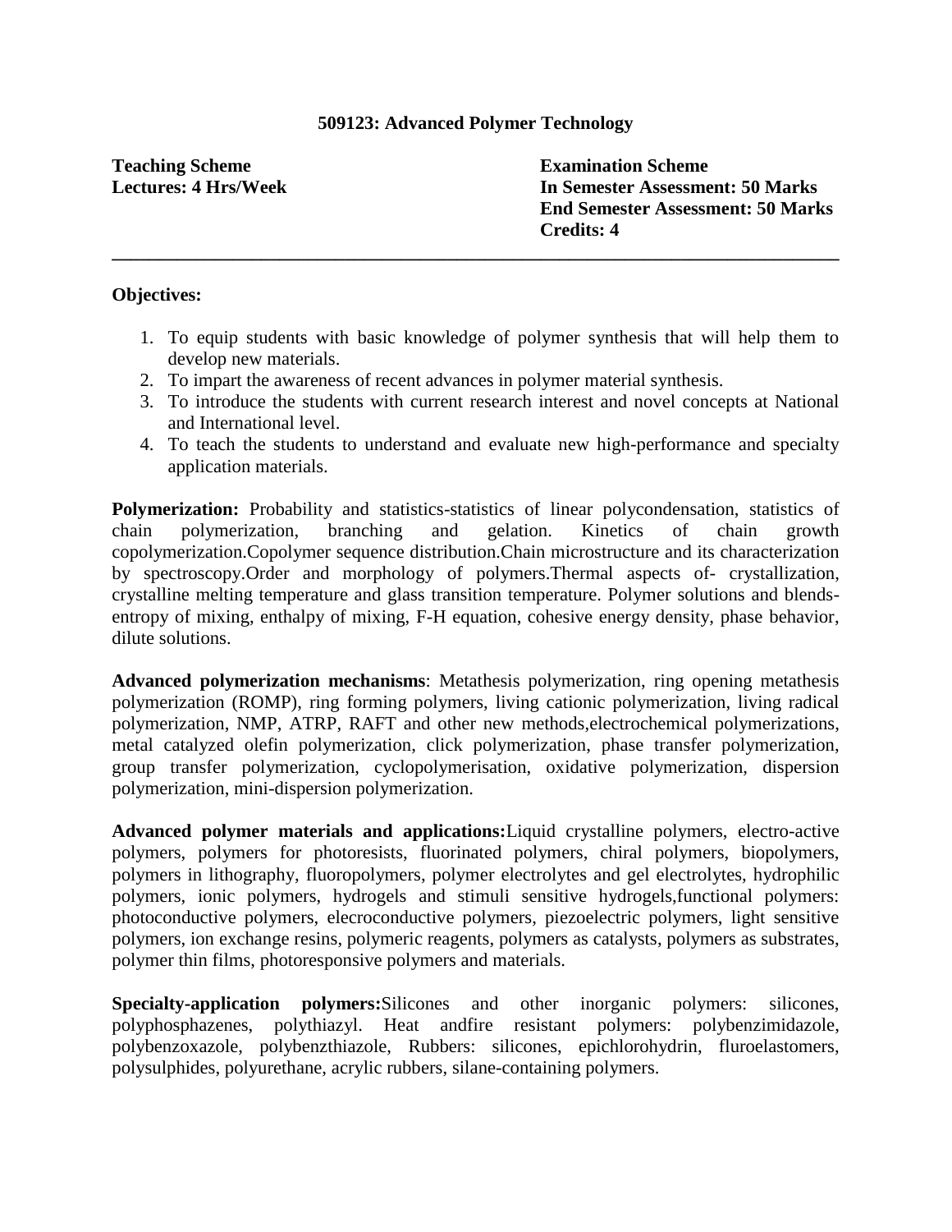## 509123: Advanced Polymer Technology

**Teaching Scheme**
**Lectures: 4 Hrs/Week**

**Examination Scheme**
**In Semester Assessment: 50 Marks**
**End Semester Assessment: 50 Marks**
**Credits: 4**

---

**Objectives:**

1. To equip students with basic knowledge of polymer synthesis that will help them to develop new materials.
2. To impart the awareness of recent advances in polymer material synthesis.
3. To introduce the students with current research interest and novel concepts at National and International level.
4. To teach the students to understand and evaluate new high-performance and specialty application materials.

**Polymerization:** Probability and statistics-statistics of linear polycondensation, statistics of chain polymerization, branching and gelation. Kinetics of chain growth copolymerization.Copolymer sequence distribution.Chain microstructure and its characterization by spectroscopy.Order and morphology of polymers.Thermal aspects of- crystallization, crystalline melting temperature and glass transition temperature. Polymer solutions and blends-entropy of mixing, enthalpy of mixing, F-H equation, cohesive energy density, phase behavior, dilute solutions.

**Advanced polymerization mechanisms**: Metathesis polymerization, ring opening metathesis polymerization (ROMP), ring forming polymers, living cationic polymerization, living radical polymerization, NMP, ATRP, RAFT and other new methods,electrochemical polymerizations, metal catalyzed olefin polymerization, click polymerization, phase transfer polymerization, group transfer polymerization, cyclopolymerisation, oxidative polymerization, dispersion polymerization, mini-dispersion polymerization.

**Advanced polymer materials and applications:**Liquid crystalline polymers, electro-active polymers, polymers for photoresists, fluorinated polymers, chiral polymers, biopolymers, polymers in lithography, fluoropolymers, polymer electrolytes and gel electrolytes, hydrophilic polymers, ionic polymers, hydrogels and stimuli sensitive hydrogels,functional polymers: photoconductive polymers, elecroconductive polymers, piezoelectric polymers, light sensitive polymers, ion exchange resins, polymeric reagents, polymers as catalysts, polymers as substrates, polymer thin films, photoresponsive polymers and materials.

**Specialty-application polymers:**Silicones and other inorganic polymers: silicones, polyphosphazenes, polythiazyl. Heat andfire resistant polymers: polybenzimidazole, polybenzoxazole, polybenzthiazole, Rubbers: silicones, epichlorohydrin, fluroelastomers, polysulphides, polyurethane, acrylic rubbers, silane-containing polymers.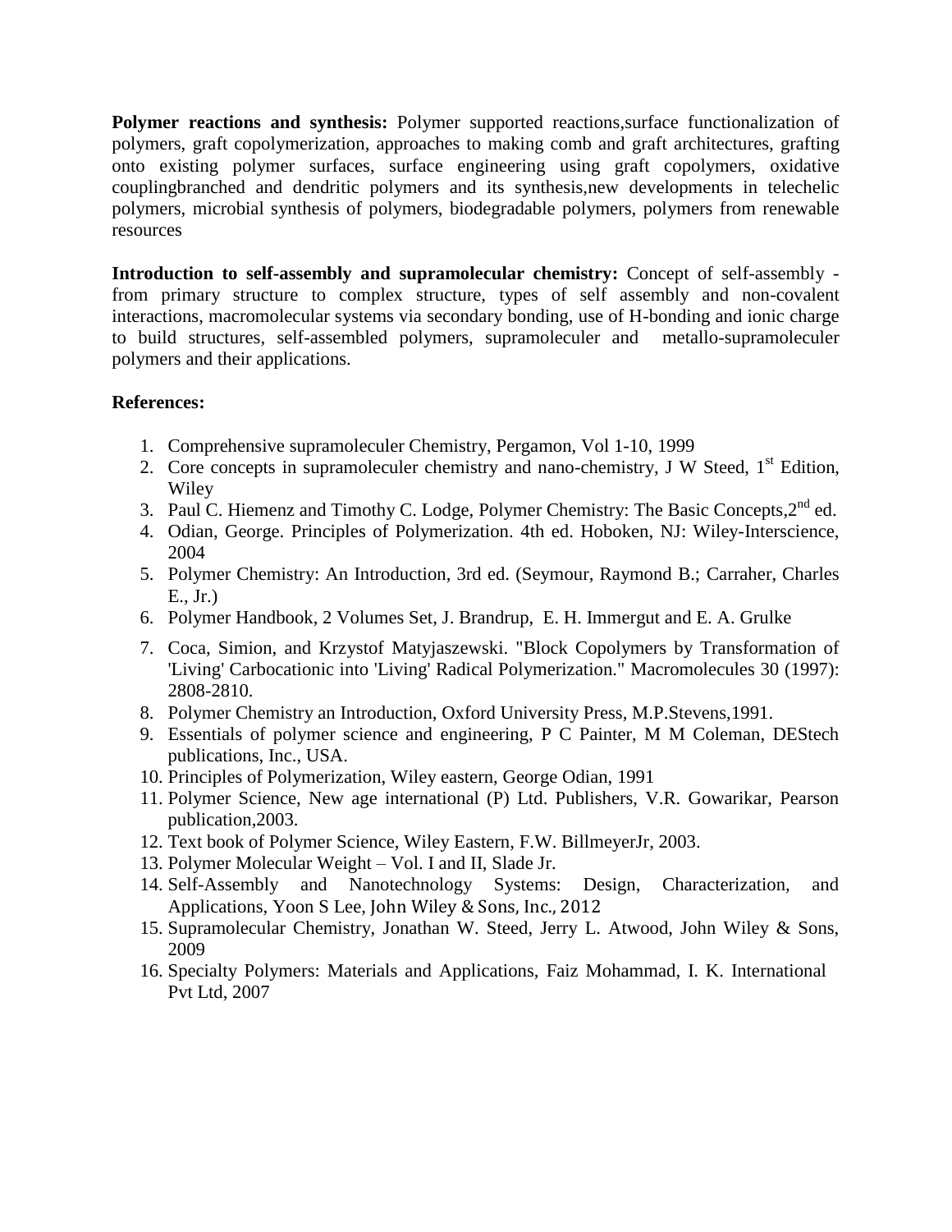**Polymer reactions and synthesis:** Polymer supported reactions,surface functionalization of polymers, graft copolymerization, approaches to making comb and graft architectures, grafting onto existing polymer surfaces, surface engineering using graft copolymers, oxidative couplingbranched and dendritic polymers and its synthesis,new developments in telechelic polymers, microbial synthesis of polymers, biodegradable polymers, polymers from renewable resources

**Introduction to self-assembly and supramolecular chemistry:** Concept of self-assembly - from primary structure to complex structure, types of self assembly and non-covalent interactions, macromolecular systems via secondary bonding, use of H-bonding and ionic charge to build structures, self-assembled polymers, supramoleculer and metallo-supramoleculer polymers and their applications.

**References:**

1. Comprehensive supramoleculer Chemistry, Pergamon, Vol 1-10, 1999
2. Core concepts in supramoleculer chemistry and nano-chemistry, J W Steed, 1st Edition, Wiley
3. Paul C. Hiemenz and Timothy C. Lodge, Polymer Chemistry: The Basic Concepts,2nd ed.
4. Odian, George. Principles of Polymerization. 4th ed. Hoboken, NJ: Wiley-Interscience, 2004
5. Polymer Chemistry: An Introduction, 3rd ed. (Seymour, Raymond B.; Carraher, Charles E., Jr.)
6. Polymer Handbook, 2 Volumes Set, J. Brandrup, E. H. Immergut and E. A. Grulke
7. Coca, Simion, and Krzystof Matyjaszewski. "Block Copolymers by Transformation of 'Living' Carbocationic into 'Living' Radical Polymerization." Macromolecules 30 (1997): 2808-2810.
8. Polymer Chemistry an Introduction, Oxford University Press, M.P.Stevens,1991.
9. Essentials of polymer science and engineering, P C Painter, M M Coleman, DEStech publications, Inc., USA.
10. Principles of Polymerization, Wiley eastern, George Odian, 1991
11. Polymer Science, New age international (P) Ltd. Publishers, V.R. Gowarikar, Pearson publication,2003.
12. Text book of Polymer Science, Wiley Eastern, F.W. BillmeyerJr, 2003.
13. Polymer Molecular Weight – Vol. I and II, Slade Jr.
14. Self-Assembly and Nanotechnology Systems: Design, Characterization, and Applications, Yoon S Lee, John Wiley & Sons, Inc., 2012
15. Supramolecular Chemistry, Jonathan W. Steed, Jerry L. Atwood, John Wiley & Sons, 2009
16. Specialty Polymers: Materials and Applications, Faiz Mohammad, I. K. International Pvt Ltd, 2007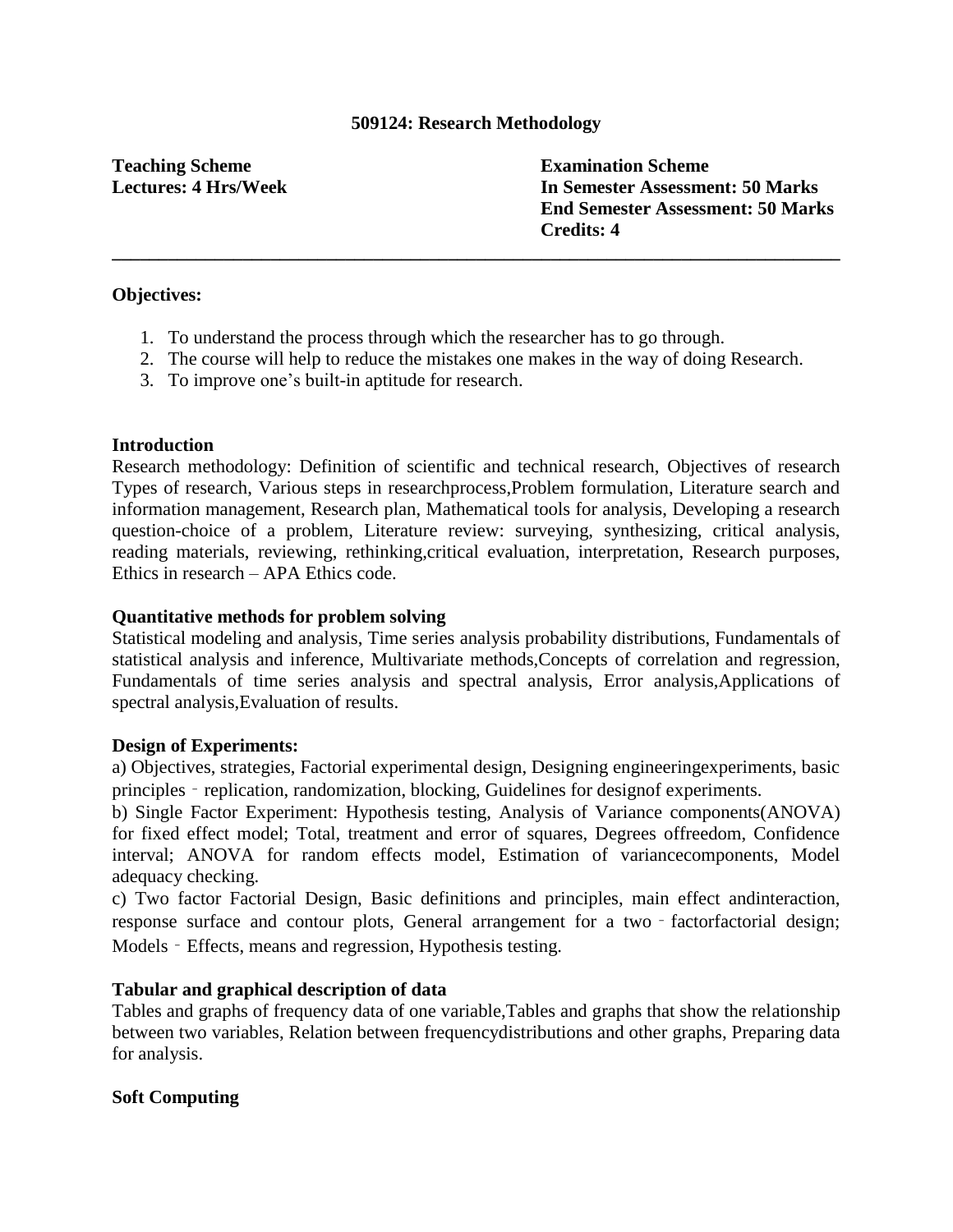## 509124: Research Methodology

**Teaching Scheme**
**Lectures: 4 Hrs/Week**

**Examination Scheme**
**In Semester Assessment: 50 Marks**
**End Semester Assessment: 50 Marks**
**Credits: 4**

---

**Objectives:**

1. To understand the process through which the researcher has to go through.
2. The course will help to reduce the mistakes one makes in the way of doing Research.
3. To improve one's built-in aptitude for research.

**Introduction**

Research methodology: Definition of scientific and technical research, Objectives of research Types of research, Various steps in researchprocess,Problem formulation, Literature search and information management, Research plan, Mathematical tools for analysis, Developing a research question-choice of a problem, Literature review: surveying, synthesizing, critical analysis, reading materials, reviewing, rethinking,critical evaluation, interpretation, Research purposes, Ethics in research – APA Ethics code.

**Quantitative methods for problem solving**

Statistical modeling and analysis, Time series analysis probability distributions, Fundamentals of statistical analysis and inference, Multivariate methods,Concepts of correlation and regression, Fundamentals of time series analysis and spectral analysis, Error analysis,Applications of spectral analysis,Evaluation of results.

**Design of Experiments:**

a) Objectives, strategies, Factorial experimental design, Designing engineeringexperiments, basic principles ‐ replication, randomization, blocking, Guidelines for designof experiments.

b) Single Factor Experiment: Hypothesis testing, Analysis of Variance components(ANOVA) for fixed effect model; Total, treatment and error of squares, Degrees offreedom, Confidence interval; ANOVA for random effects model, Estimation of variancecomponents, Model adequacy checking.

c) Two factor Factorial Design, Basic definitions and principles, main effect andinteraction, response surface and contour plots, General arrangement for a two ‐ factorfactorial design; Models ‐ Effects, means and regression, Hypothesis testing.

**Tabular and graphical description of data**

Tables and graphs of frequency data of one variable,Tables and graphs that show the relationship between two variables, Relation between frequencydistributions and other graphs, Preparing data for analysis.

**Soft Computing**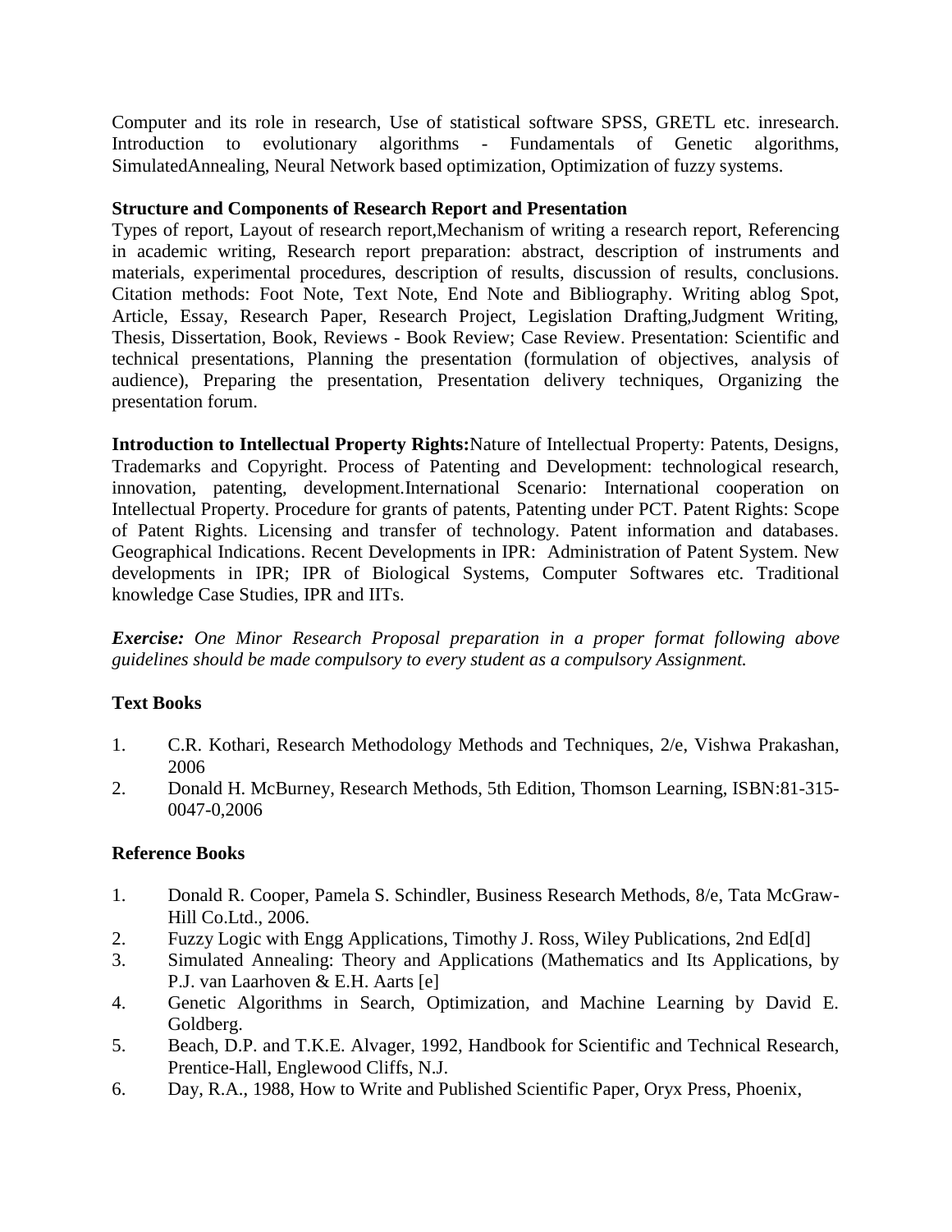Computer and its role in research, Use of statistical software SPSS, GRETL etc. inresearch. Introduction to evolutionary algorithms - Fundamentals of Genetic algorithms, SimulatedAnnealing, Neural Network based optimization, Optimization of fuzzy systems.

**Structure and Components of Research Report and Presentation**
Types of report, Layout of research report,Mechanism of writing a research report, Referencing in academic writing, Research report preparation: abstract, description of instruments and materials, experimental procedures, description of results, discussion of results, conclusions. Citation methods: Foot Note, Text Note, End Note and Bibliography. Writing ablog Spot, Article, Essay, Research Paper, Research Project, Legislation Drafting,Judgment Writing, Thesis, Dissertation, Book, Reviews - Book Review; Case Review. Presentation: Scientific and technical presentations, Planning the presentation (formulation of objectives, analysis of audience), Preparing the presentation, Presentation delivery techniques, Organizing the presentation forum.

**Introduction to Intellectual Property Rights:**Nature of Intellectual Property: Patents, Designs, Trademarks and Copyright. Process of Patenting and Development: technological research, innovation, patenting, development.International Scenario: International cooperation on Intellectual Property. Procedure for grants of patents, Patenting under PCT. Patent Rights: Scope of Patent Rights. Licensing and transfer of technology. Patent information and databases. Geographical Indications. Recent Developments in IPR: Administration of Patent System. New developments in IPR; IPR of Biological Systems, Computer Softwares etc. Traditional knowledge Case Studies, IPR and IITs.

***Exercise:*** *One Minor Research Proposal preparation in a proper format following above guidelines should be made compulsory to every student as a compulsory Assignment.*

**Text Books**

1. C.R. Kothari, Research Methodology Methods and Techniques, 2/e, Vishwa Prakashan, 2006
2. Donald H. McBurney, Research Methods, 5th Edition, Thomson Learning, ISBN:81-315-0047-0,2006

**Reference Books**

1. Donald R. Cooper, Pamela S. Schindler, Business Research Methods, 8/e, Tata McGraw-Hill Co.Ltd., 2006.
2. Fuzzy Logic with Engg Applications, Timothy J. Ross, Wiley Publications, 2nd Ed[d]
3. Simulated Annealing: Theory and Applications (Mathematics and Its Applications, by P.J. van Laarhoven & E.H. Aarts [e]
4. Genetic Algorithms in Search, Optimization, and Machine Learning by David E. Goldberg.
5. Beach, D.P. and T.K.E. Alvager, 1992, Handbook for Scientific and Technical Research, Prentice-Hall, Englewood Cliffs, N.J.
6. Day, R.A., 1988, How to Write and Published Scientific Paper, Oryx Press, Phoenix,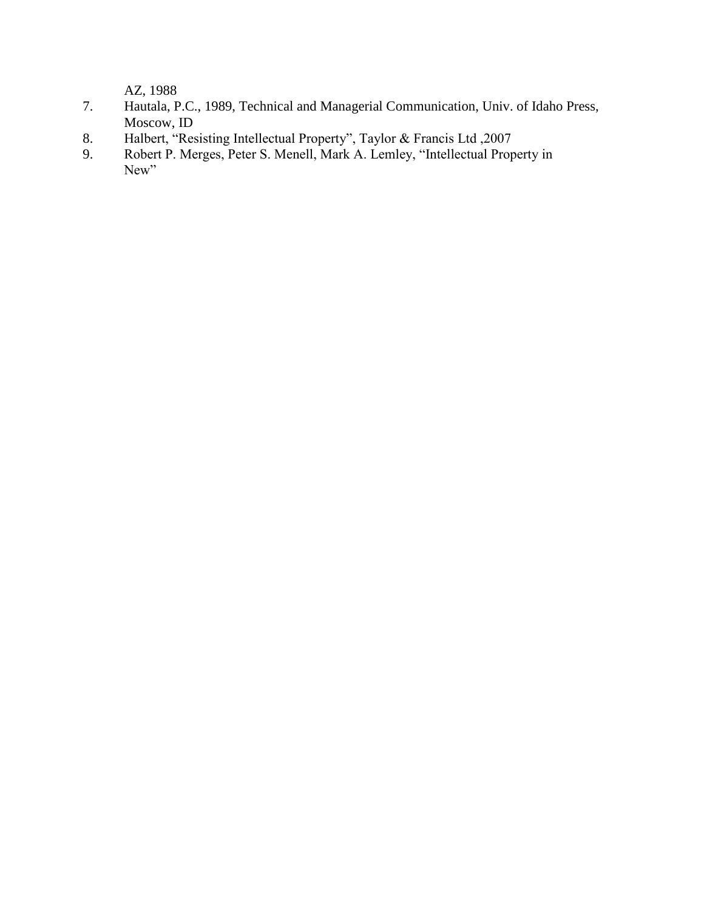AZ, 1988

7. Hautala, P.C., 1989, Technical and Managerial Communication, Univ. of Idaho Press, Moscow, ID
8. Halbert, “Resisting Intellectual Property”, Taylor & Francis Ltd ,2007
9. Robert P. Merges, Peter S. Menell, Mark A. Lemley, “Intellectual Property in New”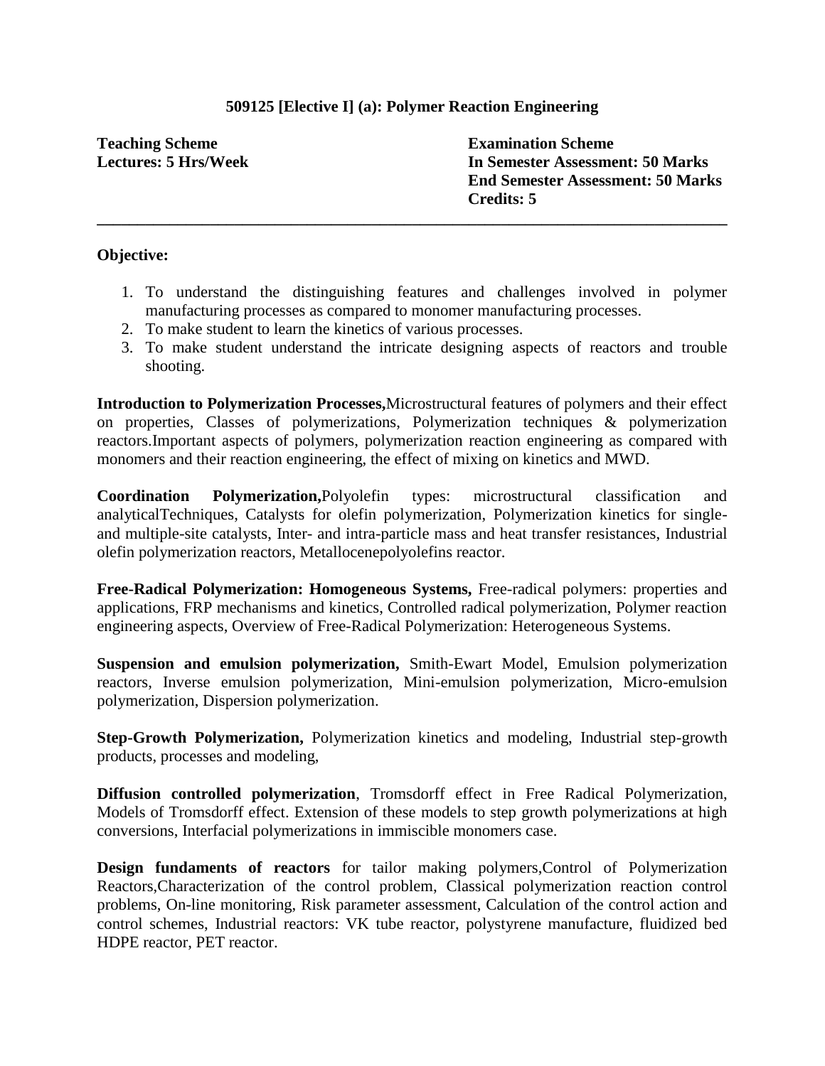## 509125 [Elective I] (a): Polymer Reaction Engineering

**Teaching Scheme**
**Lectures: 5 Hrs/Week**

**Examination Scheme**
**In Semester Assessment: 50 Marks**
**End Semester Assessment: 50 Marks**
**Credits: 5**

---

**Objective:**

1. To understand the distinguishing features and challenges involved in polymer manufacturing processes as compared to monomer manufacturing processes.
2. To make student to learn the kinetics of various processes.
3. To make student understand the intricate designing aspects of reactors and trouble shooting.

**Introduction to Polymerization Processes,**Microstructural features of polymers and their effect on properties, Classes of polymerizations, Polymerization techniques & polymerization reactors.Important aspects of polymers, polymerization reaction engineering as compared with monomers and their reaction engineering, the effect of mixing on kinetics and MWD.

**Coordination Polymerization,**Polyolefin types: microstructural classification and analyticalTechniques, Catalysts for olefin polymerization, Polymerization kinetics for single- and multiple-site catalysts, Inter- and intra-particle mass and heat transfer resistances, Industrial olefin polymerization reactors, Metallocenepolyolefins reactor.

**Free-Radical Polymerization: Homogeneous Systems,** Free-radical polymers: properties and applications, FRP mechanisms and kinetics, Controlled radical polymerization, Polymer reaction engineering aspects, Overview of Free-Radical Polymerization: Heterogeneous Systems.

**Suspension and emulsion polymerization,** Smith-Ewart Model, Emulsion polymerization reactors, Inverse emulsion polymerization, Mini-emulsion polymerization, Micro-emulsion polymerization, Dispersion polymerization.

**Step-Growth Polymerization,** Polymerization kinetics and modeling, Industrial step-growth products, processes and modeling,

**Diffusion controlled polymerization**, Tromsdorff effect in Free Radical Polymerization, Models of Tromsdorff effect. Extension of these models to step growth polymerizations at high conversions, Interfacial polymerizations in immiscible monomers case.

**Design fundaments of reactors** for tailor making polymers,Control of Polymerization Reactors,Characterization of the control problem, Classical polymerization reaction control problems, On-line monitoring, Risk parameter assessment, Calculation of the control action and control schemes, Industrial reactors: VK tube reactor, polystyrene manufacture, fluidized bed HDPE reactor, PET reactor.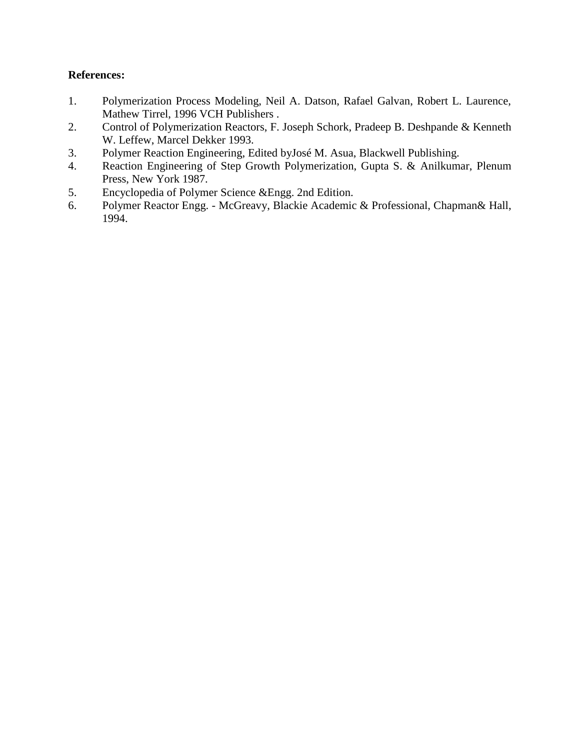**References:**

1. Polymerization Process Modeling, Neil A. Datson, Rafael Galvan, Robert L. Laurence, Mathew Tirrel, 1996 VCH Publishers .
2. Control of Polymerization Reactors, F. Joseph Schork, Pradeep B. Deshpande & Kenneth W. Leffew, Marcel Dekker 1993.
3. Polymer Reaction Engineering, Edited byJosé M. Asua, Blackwell Publishing.
4. Reaction Engineering of Step Growth Polymerization, Gupta S. & Anilkumar, Plenum Press, New York 1987.
5. Encyclopedia of Polymer Science &Engg. 2nd Edition.
6. Polymer Reactor Engg. - McGreavy, Blackie Academic & Professional, Chapman& Hall, 1994.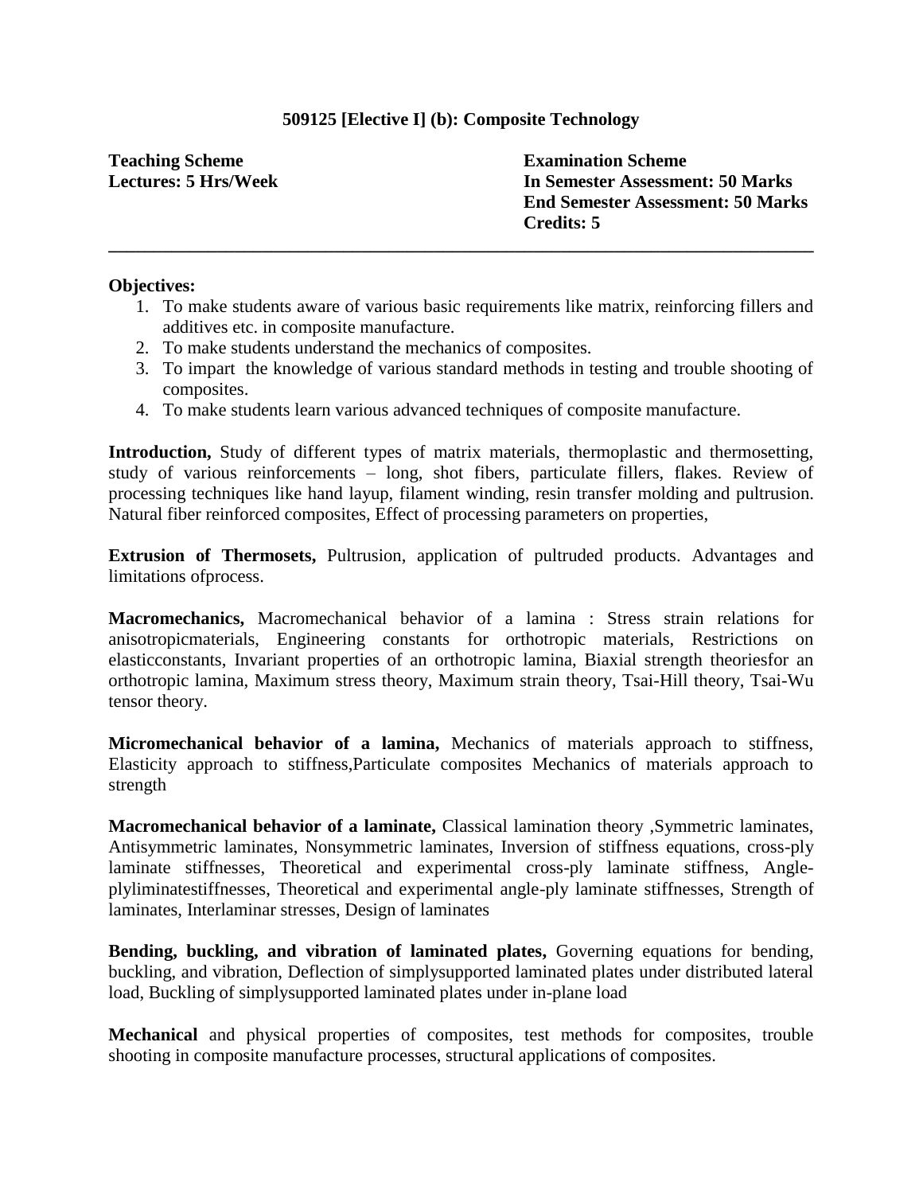## 509125 [Elective I] (b): Composite Technology

**Teaching Scheme**
**Lectures: 5 Hrs/Week**

**Examination Scheme**
**In Semester Assessment: 50 Marks**
**End Semester Assessment: 50 Marks**
**Credits: 5**

---

**Objectives:**

1. To make students aware of various basic requirements like matrix, reinforcing fillers and additives etc. in composite manufacture.
2. To make students understand the mechanics of composites.
3. To impart the knowledge of various standard methods in testing and trouble shooting of composites.
4. To make students learn various advanced techniques of composite manufacture.

**Introduction,** Study of different types of matrix materials, thermoplastic and thermosetting, study of various reinforcements – long, shot fibers, particulate fillers, flakes. Review of processing techniques like hand layup, filament winding, resin transfer molding and pultrusion. Natural fiber reinforced composites, Effect of processing parameters on properties,

**Extrusion of Thermosets,** Pultrusion, application of pultruded products. Advantages and limitations ofprocess.

**Macromechanics,** Macromechanical behavior of a lamina : Stress strain relations for anisotropicmaterials, Engineering constants for orthotropic materials, Restrictions on elasticconstants, Invariant properties of an orthotropic lamina, Biaxial strength theoriesfor an orthotropic lamina, Maximum stress theory, Maximum strain theory, Tsai-Hill theory, Tsai-Wu tensor theory.

**Micromechanical behavior of a lamina,** Mechanics of materials approach to stiffness, Elasticity approach to stiffness,Particulate composites Mechanics of materials approach to strength

**Macromechanical behavior of a laminate,** Classical lamination theory ,Symmetric laminates, Antisymmetric laminates, Nonsymmetric laminates, Inversion of stiffness equations, cross-ply laminate stiffnesses, Theoretical and experimental cross-ply laminate stiffness, Angle-plyliminatestiffnesses, Theoretical and experimental angle-ply laminate stiffnesses, Strength of laminates, Interlaminar stresses, Design of laminates

**Bending, buckling, and vibration of laminated plates,** Governing equations for bending, buckling, and vibration, Deflection of simplysupported laminated plates under distributed lateral load, Buckling of simplysupported laminated plates under in-plane load

**Mechanical** and physical properties of composites, test methods for composites, trouble shooting in composite manufacture processes, structural applications of composites.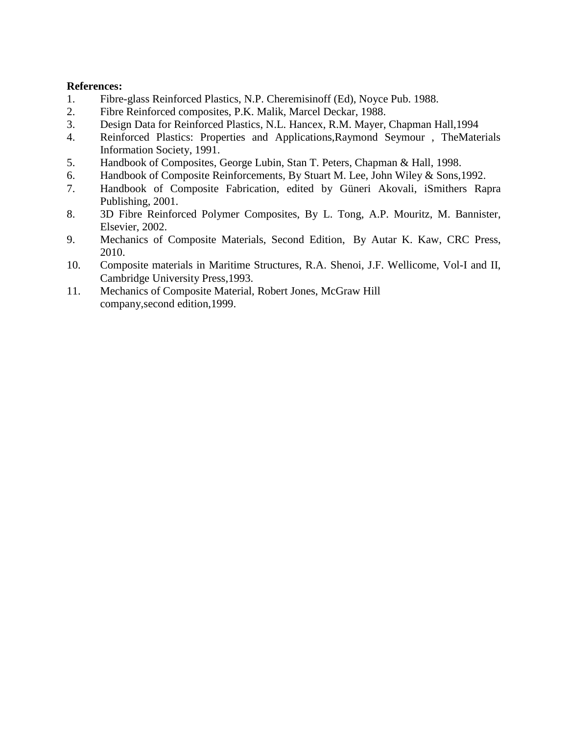**References:**

1. Fibre-glass Reinforced Plastics, N.P. Cheremisinoff (Ed), Noyce Pub. 1988.
2. Fibre Reinforced composites, P.K. Malik, Marcel Deckar, 1988.
3. Design Data for Reinforced Plastics, N.L. Hancex, R.M. Mayer, Chapman Hall,1994
4. Reinforced Plastics: Properties and Applications,Raymond Seymour , TheMaterials Information Society, 1991.
5. Handbook of Composites, George Lubin, Stan T. Peters, Chapman & Hall, 1998.
6. Handbook of Composite Reinforcements, By Stuart M. Lee, John Wiley & Sons,1992.
7. Handbook of Composite Fabrication, edited by Güneri Akovali, iSmithers Rapra Publishing, 2001.
8. 3D Fibre Reinforced Polymer Composites, By L. Tong, A.P. Mouritz, M. Bannister, Elsevier, 2002.
9. Mechanics of Composite Materials, Second Edition, By Autar K. Kaw, CRC Press, 2010.
10. Composite materials in Maritime Structures, R.A. Shenoi, J.F. Wellicome, Vol-I and II, Cambridge University Press,1993.
11. Mechanics of Composite Material, Robert Jones, McGraw Hill company,second edition,1999.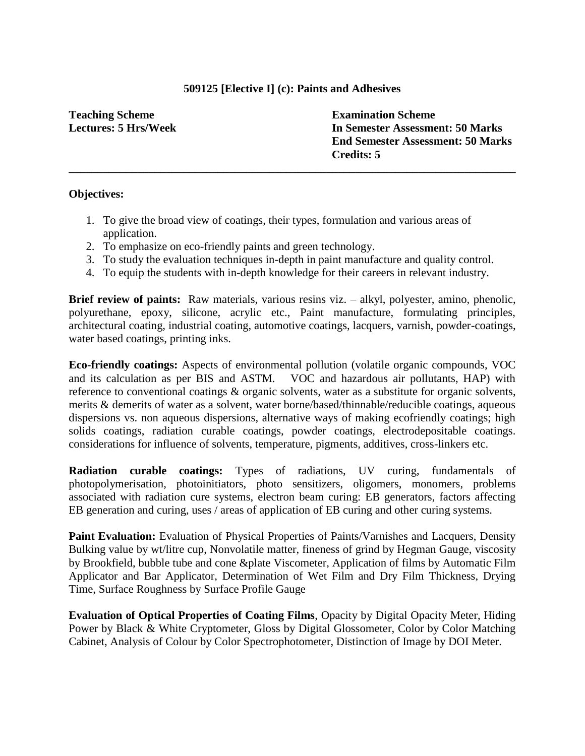## 509125 [Elective I] (c): Paints and Adhesives

**Teaching Scheme**
**Lectures: 5 Hrs/Week**

**Examination Scheme**
**In Semester Assessment: 50 Marks**
**End Semester Assessment: 50 Marks**
**Credits: 5**

---

**Objectives:**

1. To give the broad view of coatings, their types, formulation and various areas of application.
2. To emphasize on eco-friendly paints and green technology.
3. To study the evaluation techniques in-depth in paint manufacture and quality control.
4. To equip the students with in-depth knowledge for their careers in relevant industry.

**Brief review of paints:** Raw materials, various resins viz. – alkyl, polyester, amino, phenolic, polyurethane, epoxy, silicone, acrylic etc., Paint manufacture, formulating principles, architectural coating, industrial coating, automotive coatings, lacquers, varnish, powder-coatings, water based coatings, printing inks.

**Eco-friendly coatings:** Aspects of environmental pollution (volatile organic compounds, VOC and its calculation as per BIS and ASTM. VOC and hazardous air pollutants, HAP) with reference to conventional coatings & organic solvents, water as a substitute for organic solvents, merits & demerits of water as a solvent, water borne/based/thinnable/reducible coatings, aqueous dispersions vs. non aqueous dispersions, alternative ways of making ecofriendly coatings; high solids coatings, radiation curable coatings, powder coatings, electrodepositable coatings. considerations for influence of solvents, temperature, pigments, additives, cross-linkers etc.

**Radiation curable coatings:** Types of radiations, UV curing, fundamentals of photopolymerisation, photoinitiators, photo sensitizers, oligomers, monomers, problems associated with radiation cure systems, electron beam curing: EB generators, factors affecting EB generation and curing, uses / areas of application of EB curing and other curing systems.

**Paint Evaluation:** Evaluation of Physical Properties of Paints/Varnishes and Lacquers, Density Bulking value by wt/litre cup, Nonvolatile matter, fineness of grind by Hegman Gauge, viscosity by Brookfield, bubble tube and cone &plate Viscometer, Application of films by Automatic Film Applicator and Bar Applicator, Determination of Wet Film and Dry Film Thickness, Drying Time, Surface Roughness by Surface Profile Gauge

**Evaluation of Optical Properties of Coating Films**, Opacity by Digital Opacity Meter, Hiding Power by Black & White Cryptometer, Gloss by Digital Glossometer, Color by Color Matching Cabinet, Analysis of Colour by Color Spectrophotometer, Distinction of Image by DOI Meter.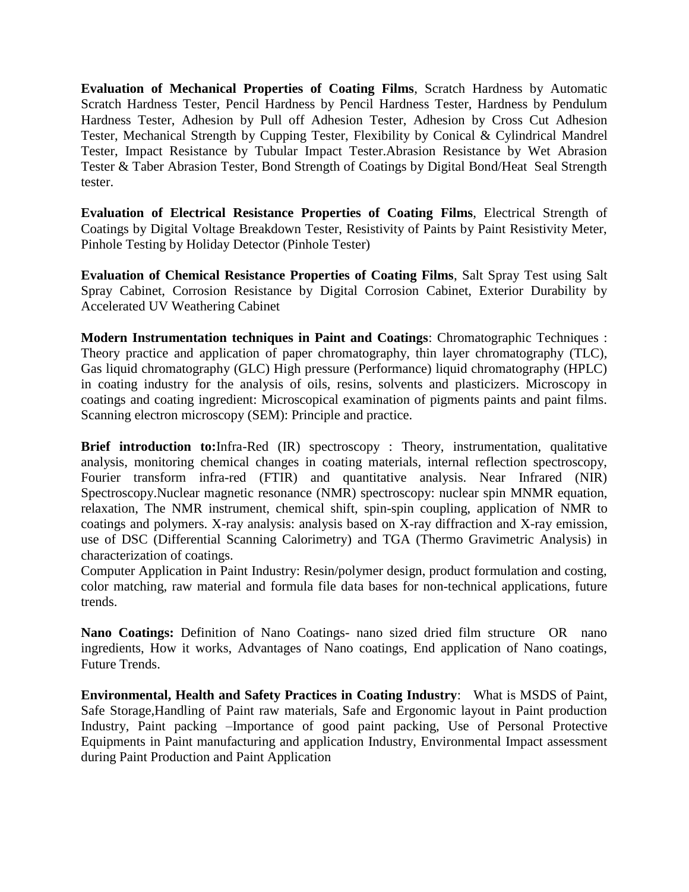**Evaluation of Mechanical Properties of Coating Films**, Scratch Hardness by Automatic Scratch Hardness Tester, Pencil Hardness by Pencil Hardness Tester, Hardness by Pendulum Hardness Tester, Adhesion by Pull off Adhesion Tester, Adhesion by Cross Cut Adhesion Tester, Mechanical Strength by Cupping Tester, Flexibility by Conical & Cylindrical Mandrel Tester, Impact Resistance by Tubular Impact Tester.Abrasion Resistance by Wet Abrasion Tester & Taber Abrasion Tester, Bond Strength of Coatings by Digital Bond/Heat Seal Strength tester.

**Evaluation of Electrical Resistance Properties of Coating Films**, Electrical Strength of Coatings by Digital Voltage Breakdown Tester, Resistivity of Paints by Paint Resistivity Meter, Pinhole Testing by Holiday Detector (Pinhole Tester)

**Evaluation of Chemical Resistance Properties of Coating Films**, Salt Spray Test using Salt Spray Cabinet, Corrosion Resistance by Digital Corrosion Cabinet, Exterior Durability by Accelerated UV Weathering Cabinet

**Modern Instrumentation techniques in Paint and Coatings**: Chromatographic Techniques : Theory practice and application of paper chromatography, thin layer chromatography (TLC), Gas liquid chromatography (GLC) High pressure (Performance) liquid chromatography (HPLC) in coating industry for the analysis of oils, resins, solvents and plasticizers. Microscopy in coatings and coating ingredient: Microscopical examination of pigments paints and paint films. Scanning electron microscopy (SEM): Principle and practice.

**Brief introduction to:**Infra-Red (IR) spectroscopy : Theory, instrumentation, qualitative analysis, monitoring chemical changes in coating materials, internal reflection spectroscopy, Fourier transform infra-red (FTIR) and quantitative analysis. Near Infrared (NIR) Spectroscopy.Nuclear magnetic resonance (NMR) spectroscopy: nuclear spin MNMR equation, relaxation, The NMR instrument, chemical shift, spin-spin coupling, application of NMR to coatings and polymers. X-ray analysis: analysis based on X-ray diffraction and X-ray emission, use of DSC (Differential Scanning Calorimetry) and TGA (Thermo Gravimetric Analysis) in characterization of coatings.

Computer Application in Paint Industry: Resin/polymer design, product formulation and costing, color matching, raw material and formula file data bases for non-technical applications, future trends.

**Nano Coatings:** Definition of Nano Coatings- nano sized dried film structure OR nano ingredients, How it works, Advantages of Nano coatings, End application of Nano coatings, Future Trends.

**Environmental, Health and Safety Practices in Coating Industry**: What is MSDS of Paint, Safe Storage,Handling of Paint raw materials, Safe and Ergonomic layout in Paint production Industry, Paint packing –Importance of good paint packing, Use of Personal Protective Equipments in Paint manufacturing and application Industry, Environmental Impact assessment during Paint Production and Paint Application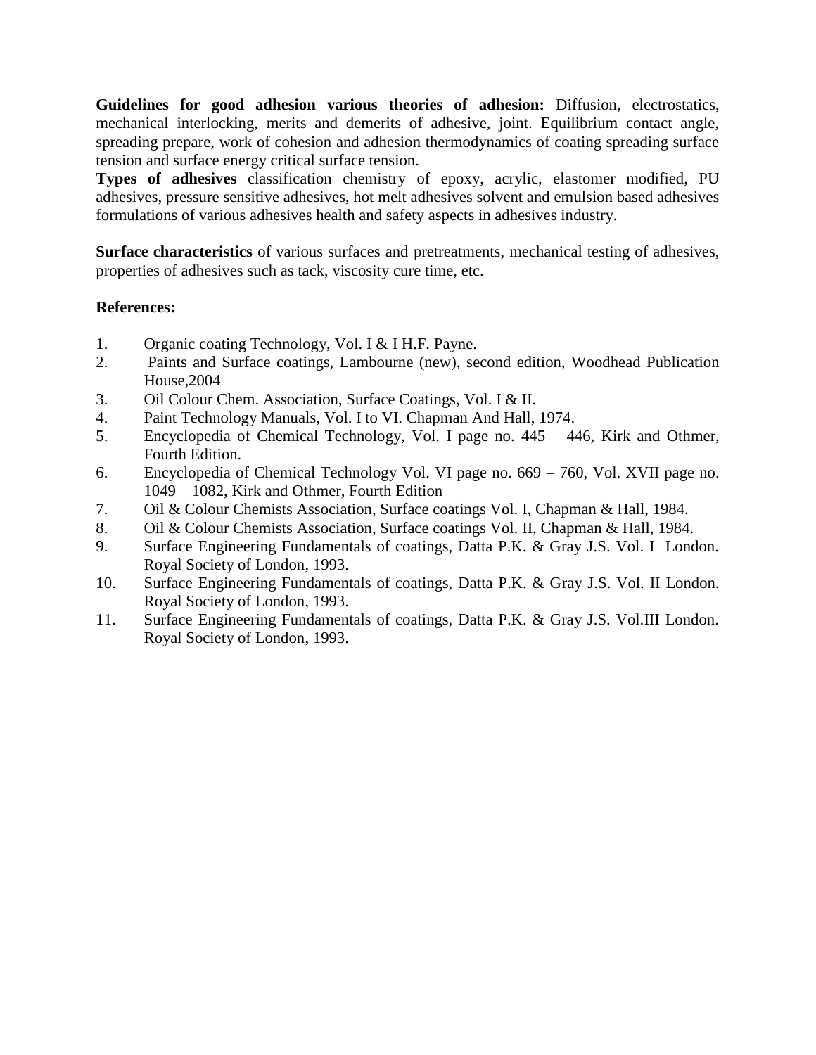**Guidelines for good adhesion various theories of adhesion:** Diffusion, electrostatics, mechanical interlocking, merits and demerits of adhesive, joint. Equilibrium contact angle, spreading prepare, work of cohesion and adhesion thermodynamics of coating spreading surface tension and surface energy critical surface tension.

**Types of adhesives** classification chemistry of epoxy, acrylic, elastomer modified, PU adhesives, pressure sensitive adhesives, hot melt adhesives solvent and emulsion based adhesives formulations of various adhesives health and safety aspects in adhesives industry.

**Surface characteristics** of various surfaces and pretreatments, mechanical testing of adhesives, properties of adhesives such as tack, viscosity cure time, etc.

**References:**

1. Organic coating Technology, Vol. I & I H.F. Payne.
2. Paints and Surface coatings, Lambourne (new), second edition, Woodhead Publication House,2004
3. Oil Colour Chem. Association, Surface Coatings, Vol. I & II.
4. Paint Technology Manuals, Vol. I to VI. Chapman And Hall, 1974.
5. Encyclopedia of Chemical Technology, Vol. I page no. 445 – 446, Kirk and Othmer, Fourth Edition.
6. Encyclopedia of Chemical Technology Vol. VI page no. 669 – 760, Vol. XVII page no. 1049 – 1082, Kirk and Othmer, Fourth Edition
7. Oil & Colour Chemists Association, Surface coatings Vol. I, Chapman & Hall, 1984.
8. Oil & Colour Chemists Association, Surface coatings Vol. II, Chapman & Hall, 1984.
9. Surface Engineering Fundamentals of coatings, Datta P.K. & Gray J.S. Vol. I London. Royal Society of London, 1993.
10. Surface Engineering Fundamentals of coatings, Datta P.K. & Gray J.S. Vol. II London. Royal Society of London, 1993.
11. Surface Engineering Fundamentals of coatings, Datta P.K. & Gray J.S. Vol.III London. Royal Society of London, 1993.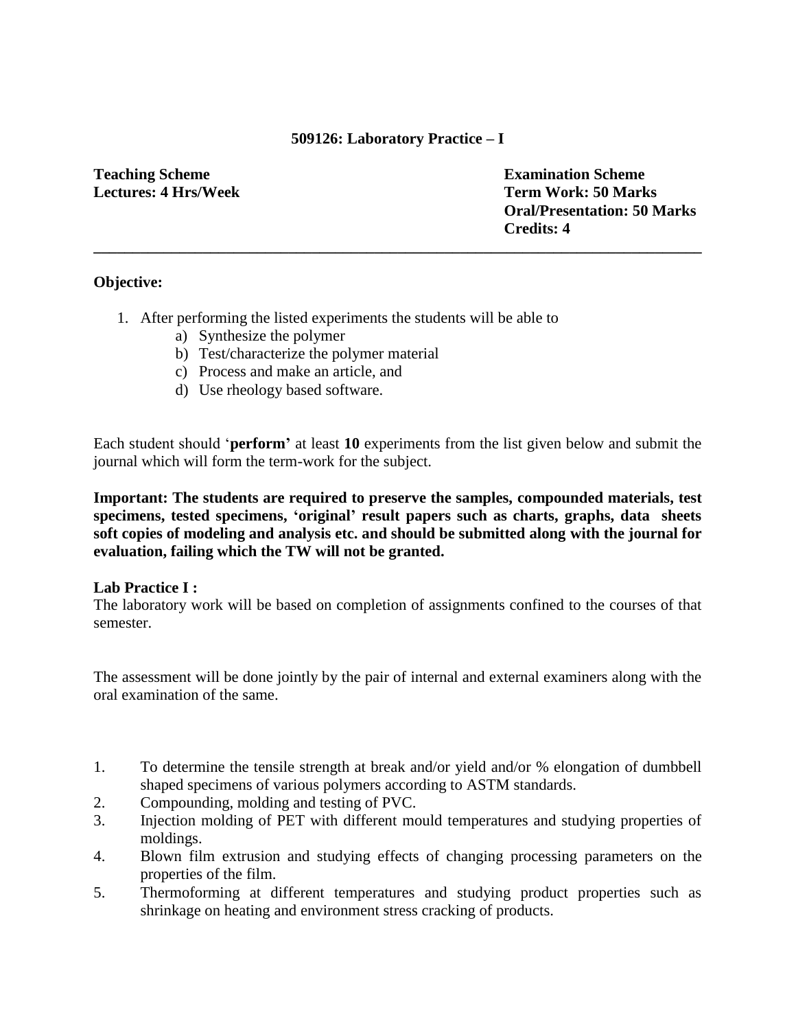# 509126: Laboratory Practice – I

**Teaching Scheme**
**Lectures: 4 Hrs/Week**

**Examination Scheme**
**Term Work: 50 Marks**
**Oral/Presentation: 50 Marks**
**Credits: 4**

---

**Objective:**

1. After performing the listed experiments the students will be able to
   a) Synthesize the polymer
   b) Test/characterize the polymer material
   c) Process and make an article, and
   d) Use rheology based software.

Each student should '**perform'** at least **10** experiments from the list given below and submit the journal which will form the term-work for the subject.

**Important: The students are required to preserve the samples, compounded materials, test specimens, tested specimens, 'original' result papers such as charts, graphs, data sheets soft copies of modeling and analysis etc. and should be submitted along with the journal for evaluation, failing which the TW will not be granted.**

**Lab Practice I :**
The laboratory work will be based on completion of assignments confined to the courses of that semester.

The assessment will be done jointly by the pair of internal and external examiners along with the oral examination of the same.

1. To determine the tensile strength at break and/or yield and/or % elongation of dumbbell shaped specimens of various polymers according to ASTM standards.
2. Compounding, molding and testing of PVC.
3. Injection molding of PET with different mould temperatures and studying properties of moldings.
4. Blown film extrusion and studying effects of changing processing parameters on the properties of the film.
5. Thermoforming at different temperatures and studying product properties such as shrinkage on heating and environment stress cracking of products.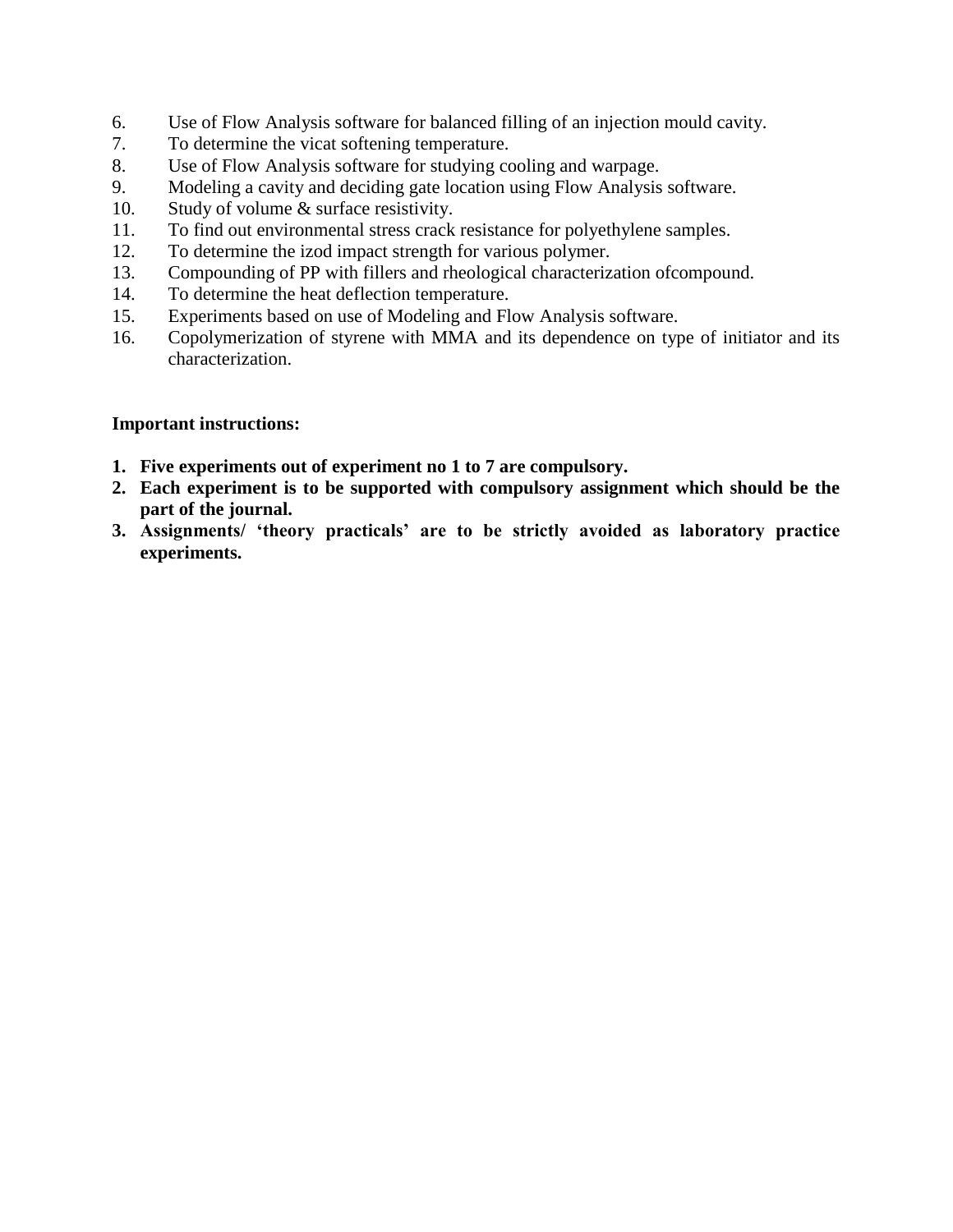6. Use of Flow Analysis software for balanced filling of an injection mould cavity.
7. To determine the vicat softening temperature.
8. Use of Flow Analysis software for studying cooling and warpage.
9. Modeling a cavity and deciding gate location using Flow Analysis software.
10. Study of volume & surface resistivity.
11. To find out environmental stress crack resistance for polyethylene samples.
12. To determine the izod impact strength for various polymer.
13. Compounding of PP with fillers and rheological characterization ofcompound.
14. To determine the heat deflection temperature.
15. Experiments based on use of Modeling and Flow Analysis software.
16. Copolymerization of styrene with MMA and its dependence on type of initiator and its characterization.

**Important instructions:**

1. **Five experiments out of experiment no 1 to 7 are compulsory.**
2. **Each experiment is to be supported with compulsory assignment which should be the part of the journal.**
3. **Assignments/ 'theory practicals' are to be strictly avoided as laboratory practice experiments.**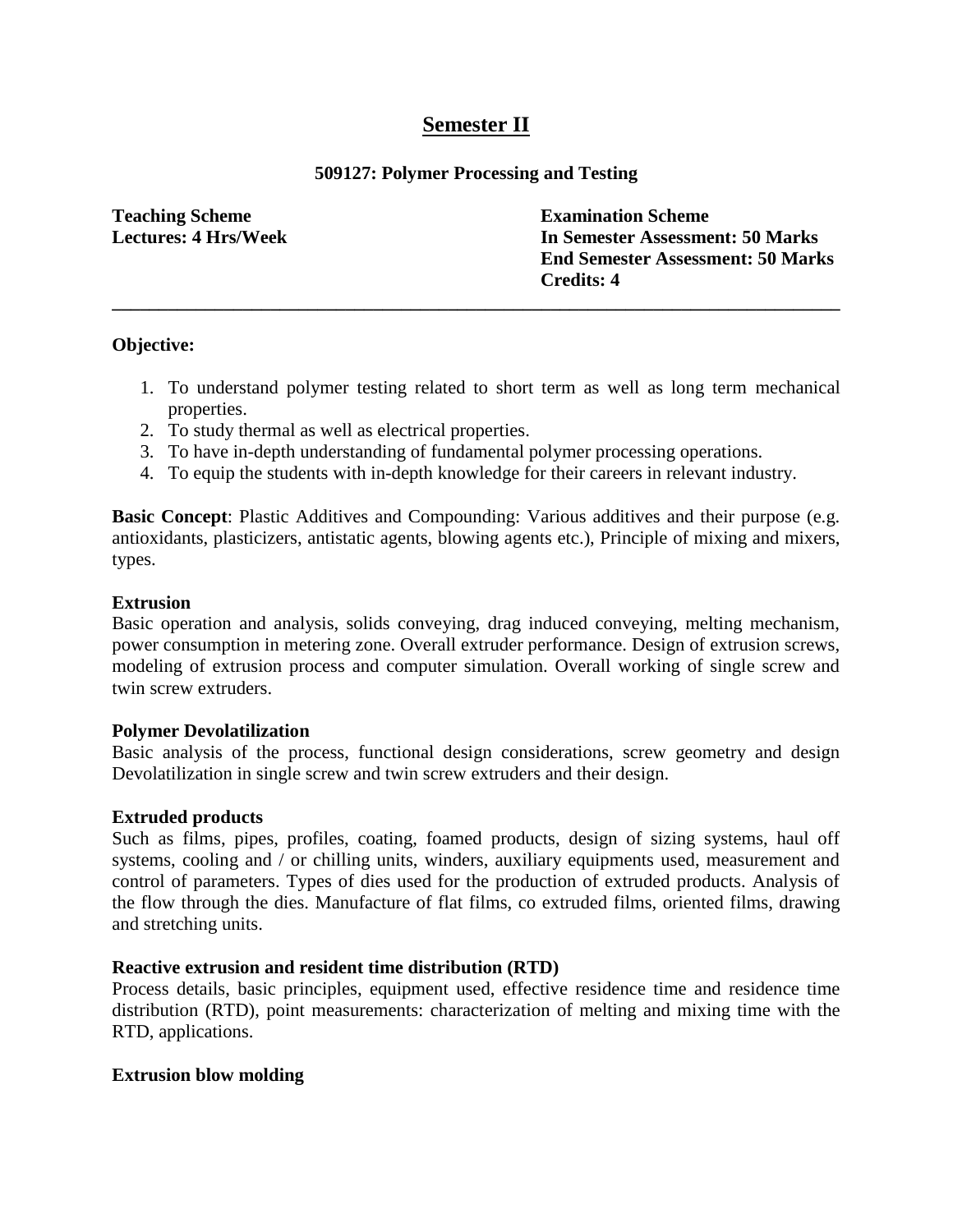# Semester II

**509127: Polymer Processing and Testing**

**Teaching Scheme**
**Lectures: 4 Hrs/Week**

**Examination Scheme**
**In Semester Assessment: 50 Marks**
**End Semester Assessment: 50 Marks**
**Credits: 4**

---

**Objective:**

1. To understand polymer testing related to short term as well as long term mechanical properties.
2. To study thermal as well as electrical properties.
3. To have in-depth understanding of fundamental polymer processing operations.
4. To equip the students with in-depth knowledge for their careers in relevant industry.

**Basic Concept**: Plastic Additives and Compounding: Various additives and their purpose (e.g. antioxidants, plasticizers, antistatic agents, blowing agents etc.), Principle of mixing and mixers, types.

**Extrusion**

Basic operation and analysis, solids conveying, drag induced conveying, melting mechanism, power consumption in metering zone. Overall extruder performance. Design of extrusion screws, modeling of extrusion process and computer simulation. Overall working of single screw and twin screw extruders.

**Polymer Devolatilization**

Basic analysis of the process, functional design considerations, screw geometry and design Devolatilization in single screw and twin screw extruders and their design.

**Extruded products**

Such as films, pipes, profiles, coating, foamed products, design of sizing systems, haul off systems, cooling and / or chilling units, winders, auxiliary equipments used, measurement and control of parameters. Types of dies used for the production of extruded products. Analysis of the flow through the dies. Manufacture of flat films, co extruded films, oriented films, drawing and stretching units.

**Reactive extrusion and resident time distribution (RTD)**

Process details, basic principles, equipment used, effective residence time and residence time distribution (RTD), point measurements: characterization of melting and mixing time with the RTD, applications.

**Extrusion blow molding**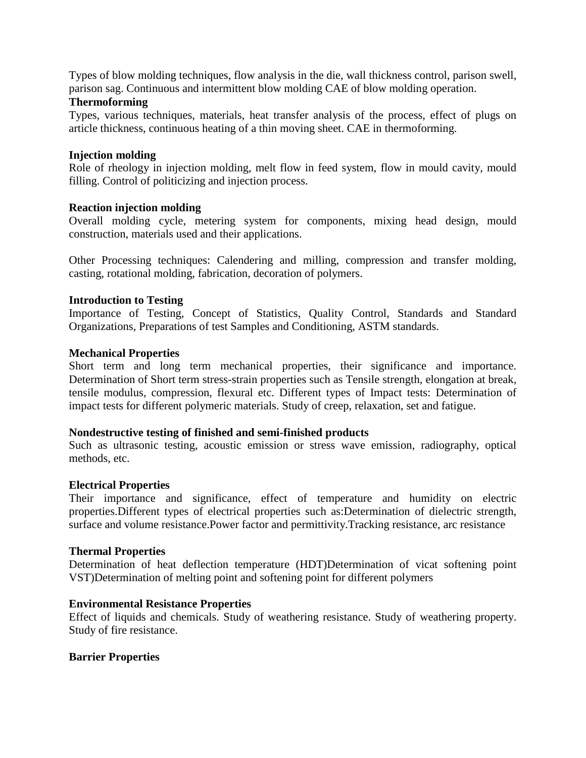Types of blow molding techniques, flow analysis in the die, wall thickness control, parison swell, parison sag. Continuous and intermittent blow molding CAE of blow molding operation.

**Thermoforming**

Types, various techniques, materials, heat transfer analysis of the process, effect of plugs on article thickness, continuous heating of a thin moving sheet. CAE in thermoforming.

**Injection molding**

Role of rheology in injection molding, melt flow in feed system, flow in mould cavity, mould filling. Control of politicizing and injection process.

**Reaction injection molding**

Overall molding cycle, metering system for components, mixing head design, mould construction, materials used and their applications.

Other Processing techniques: Calendering and milling, compression and transfer molding, casting, rotational molding, fabrication, decoration of polymers.

**Introduction to Testing**

Importance of Testing, Concept of Statistics, Quality Control, Standards and Standard Organizations, Preparations of test Samples and Conditioning, ASTM standards.

**Mechanical Properties**

Short term and long term mechanical properties, their significance and importance. Determination of Short term stress-strain properties such as Tensile strength, elongation at break, tensile modulus, compression, flexural etc. Different types of Impact tests: Determination of impact tests for different polymeric materials. Study of creep, relaxation, set and fatigue.

**Nondestructive testing of finished and semi-finished products**

Such as ultrasonic testing, acoustic emission or stress wave emission, radiography, optical methods, etc.

**Electrical Properties**

Their importance and significance, effect of temperature and humidity on electric properties.Different types of electrical properties such as:Determination of dielectric strength, surface and volume resistance.Power factor and permittivity.Tracking resistance, arc resistance

**Thermal Properties**

Determination of heat deflection temperature (HDT)Determination of vicat softening point VST)Determination of melting point and softening point for different polymers

**Environmental Resistance Properties**

Effect of liquids and chemicals. Study of weathering resistance. Study of weathering property. Study of fire resistance.

**Barrier Properties**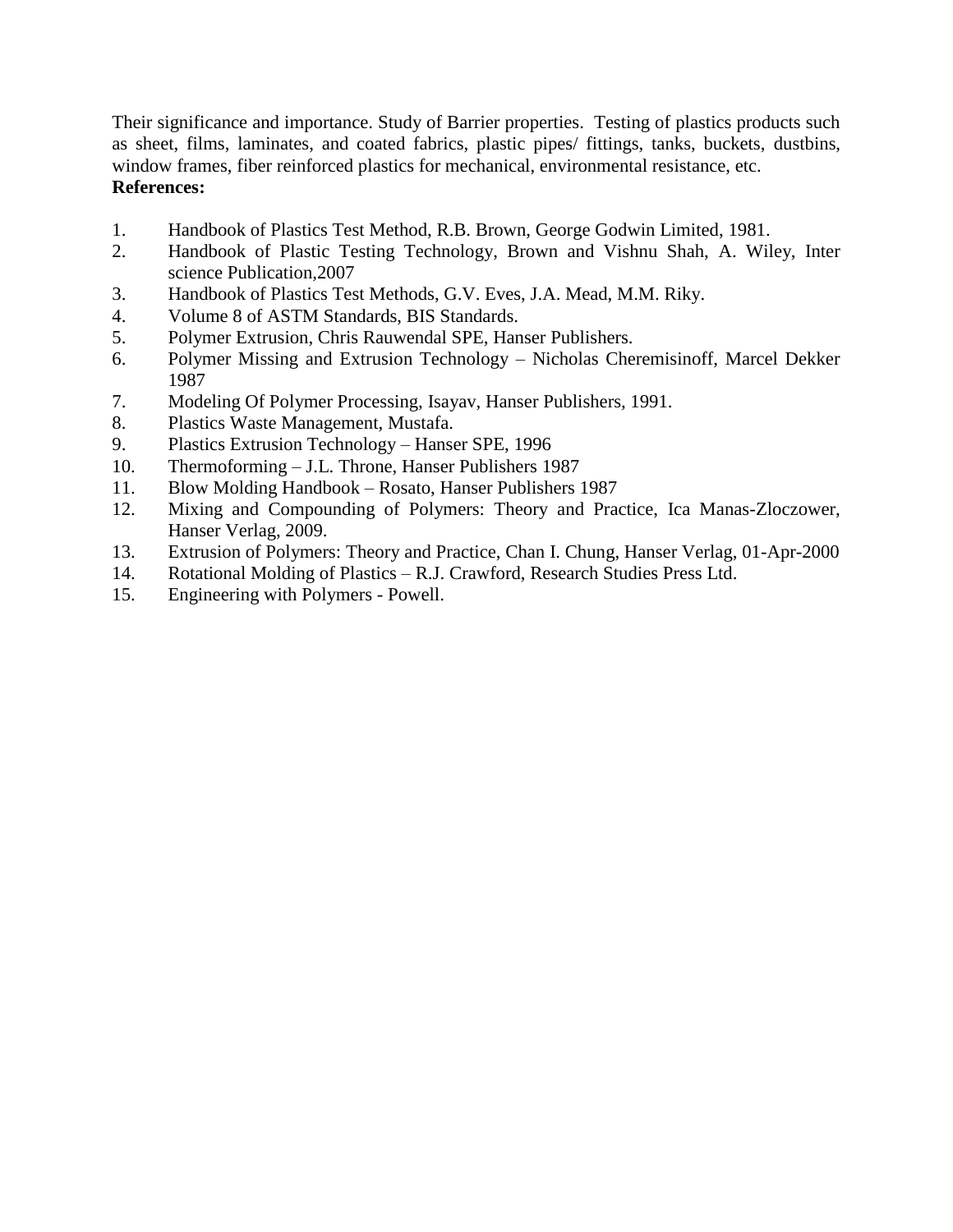Their significance and importance. Study of Barrier properties. Testing of plastics products such as sheet, films, laminates, and coated fabrics, plastic pipes/ fittings, tanks, buckets, dustbins, window frames, fiber reinforced plastics for mechanical, environmental resistance, etc.

**References:**

1. Handbook of Plastics Test Method, R.B. Brown, George Godwin Limited, 1981.
2. Handbook of Plastic Testing Technology, Brown and Vishnu Shah, A. Wiley, Inter science Publication,2007
3. Handbook of Plastics Test Methods, G.V. Eves, J.A. Mead, M.M. Riky.
4. Volume 8 of ASTM Standards, BIS Standards.
5. Polymer Extrusion, Chris Rauwendal SPE, Hanser Publishers.
6. Polymer Missing and Extrusion Technology – Nicholas Cheremisinoff, Marcel Dekker 1987
7. Modeling Of Polymer Processing, Isayav, Hanser Publishers, 1991.
8. Plastics Waste Management, Mustafa.
9. Plastics Extrusion Technology – Hanser SPE, 1996
10. Thermoforming – J.L. Throne, Hanser Publishers 1987
11. Blow Molding Handbook – Rosato, Hanser Publishers 1987
12. Mixing and Compounding of Polymers: Theory and Practice, Ica Manas-Zloczower, Hanser Verlag, 2009.
13. Extrusion of Polymers: Theory and Practice, Chan I. Chung, Hanser Verlag, 01-Apr-2000
14. Rotational Molding of Plastics – R.J. Crawford, Research Studies Press Ltd.
15. Engineering with Polymers - Powell.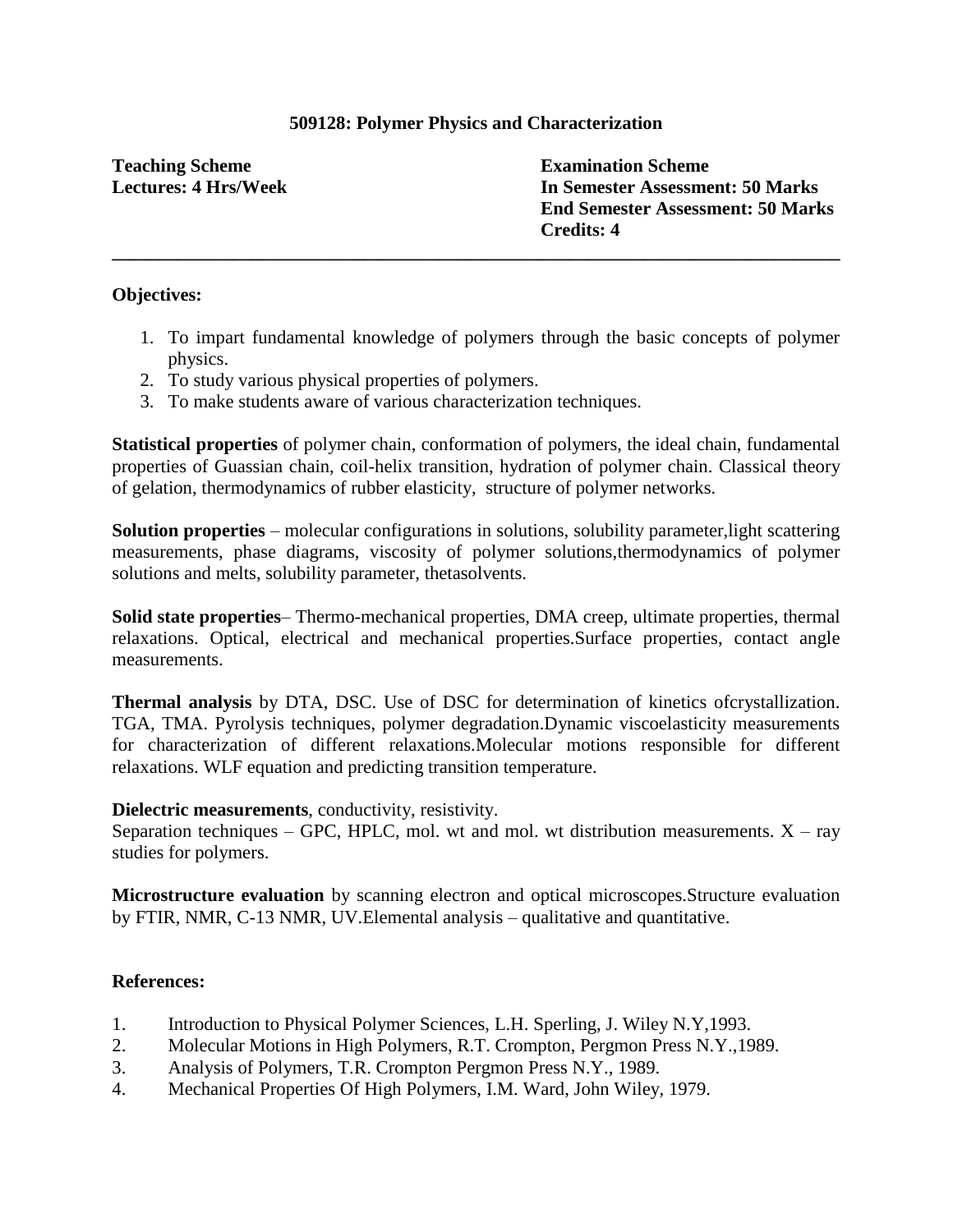# 509128: Polymer Physics and Characterization

**Teaching Scheme**
**Lectures: 4 Hrs/Week**

**Examination Scheme**
**In Semester Assessment: 50 Marks**
**End Semester Assessment: 50 Marks**
**Credits: 4**

---

**Objectives:**

1. To impart fundamental knowledge of polymers through the basic concepts of polymer physics.
2. To study various physical properties of polymers.
3. To make students aware of various characterization techniques.

**Statistical properties** of polymer chain, conformation of polymers, the ideal chain, fundamental properties of Guassian chain, coil-helix transition, hydration of polymer chain. Classical theory of gelation, thermodynamics of rubber elasticity, structure of polymer networks.

**Solution properties** – molecular configurations in solutions, solubility parameter,light scattering measurements, phase diagrams, viscosity of polymer solutions,thermodynamics of polymer solutions and melts, solubility parameter, thetasolvents.

**Solid state properties**– Thermo-mechanical properties, DMA creep, ultimate properties, thermal relaxations. Optical, electrical and mechanical properties.Surface properties, contact angle measurements.

**Thermal analysis** by DTA, DSC. Use of DSC for determination of kinetics ofcrystallization. TGA, TMA. Pyrolysis techniques, polymer degradation.Dynamic viscoelasticity measurements for characterization of different relaxations.Molecular motions responsible for different relaxations. WLF equation and predicting transition temperature.

**Dielectric measurements**, conductivity, resistivity.
Separation techniques – GPC, HPLC, mol. wt and mol. wt distribution measurements. X – ray studies for polymers.

**Microstructure evaluation** by scanning electron and optical microscopes.Structure evaluation by FTIR, NMR, C-13 NMR, UV.Elemental analysis – qualitative and quantitative.

**References:**

1. Introduction to Physical Polymer Sciences, L.H. Sperling, J. Wiley N.Y,1993.
2. Molecular Motions in High Polymers, R.T. Crompton, Pergmon Press N.Y.,1989.
3. Analysis of Polymers, T.R. Crompton Pergmon Press N.Y., 1989.
4. Mechanical Properties Of High Polymers, I.M. Ward, John Wiley, 1979.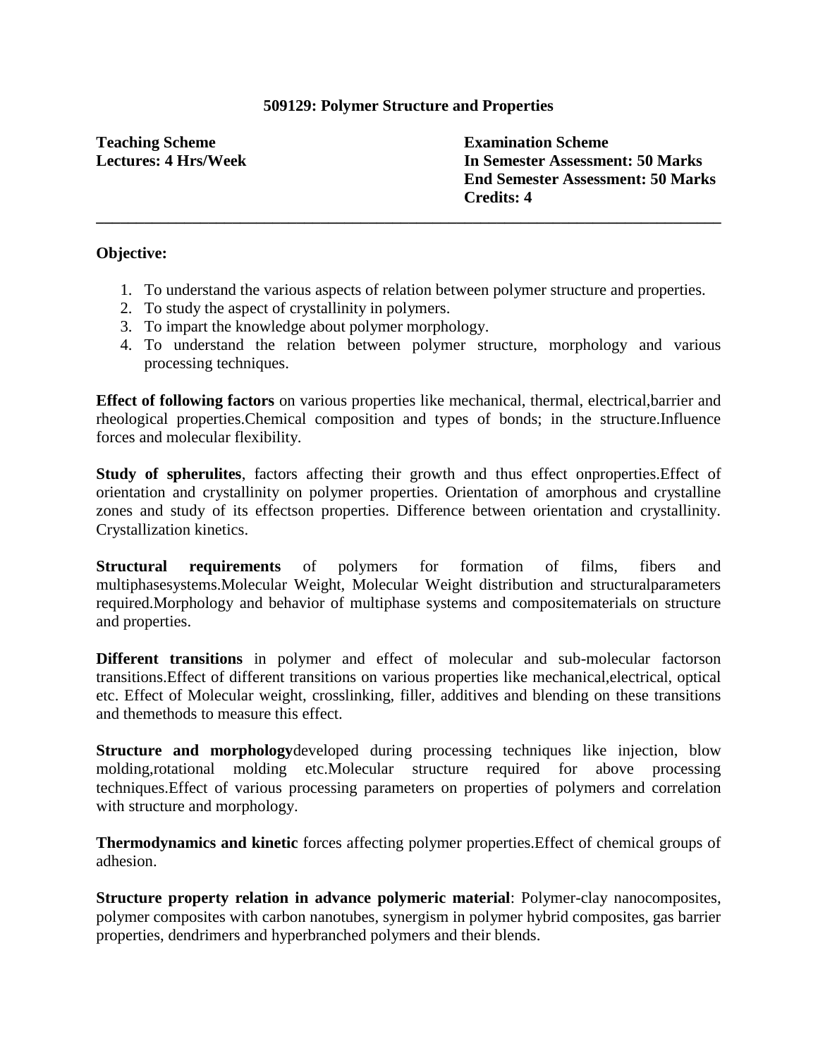**509129: Polymer Structure and Properties**

| **Teaching Scheme** | **Examination Scheme** |
|---|---|
| **Lectures: 4 Hrs/Week** | **In Semester Assessment: 50 Marks** |
| | **End Semester Assessment: 50 Marks** |
| | **Credits: 4** |

---

**Objective:**

1. To understand the various aspects of relation between polymer structure and properties.
2. To study the aspect of crystallinity in polymers.
3. To impart the knowledge about polymer morphology.
4. To understand the relation between polymer structure, morphology and various processing techniques.

**Effect of following factors** on various properties like mechanical, thermal, electrical,barrier and rheological properties.Chemical composition and types of bonds; in the structure.Influence forces and molecular flexibility.

**Study of spherulites**, factors affecting their growth and thus effect onproperties.Effect of orientation and crystallinity on polymer properties. Orientation of amorphous and crystalline zones and study of its effectson properties. Difference between orientation and crystallinity. Crystallization kinetics.

**Structural requirements** of polymers for formation of films, fibers and multiphasesystems.Molecular Weight, Molecular Weight distribution and structuralparameters required.Morphology and behavior of multiphase systems and compositematerials on structure and properties.

**Different transitions** in polymer and effect of molecular and sub-molecular factorson transitions.Effect of different transitions on various properties like mechanical,electrical, optical etc. Effect of Molecular weight, crosslinking, filler, additives and blending on these transitions and themethods to measure this effect.

**Structure and morphology**developed during processing techniques like injection, blow molding,rotational molding etc.Molecular structure required for above processing techniques.Effect of various processing parameters on properties of polymers and correlation with structure and morphology.

**Thermodynamics and kinetic** forces affecting polymer properties.Effect of chemical groups of adhesion.

**Structure property relation in advance polymeric material**: Polymer-clay nanocomposites, polymer composites with carbon nanotubes, synergism in polymer hybrid composites, gas barrier properties, dendrimers and hyperbranched polymers and their blends.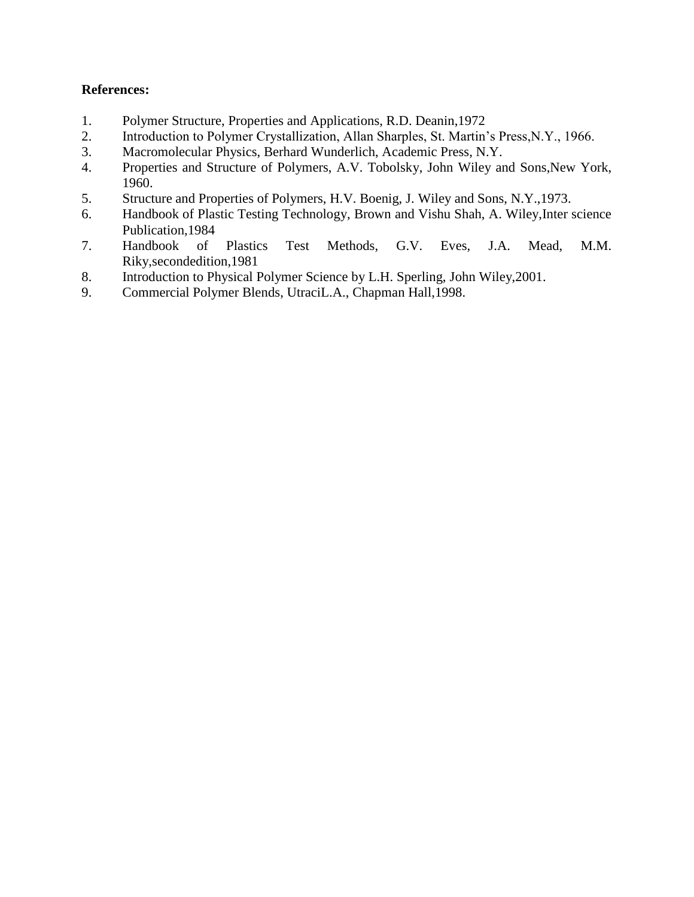**References:**

1. Polymer Structure, Properties and Applications, R.D. Deanin,1972
2. Introduction to Polymer Crystallization, Allan Sharples, St. Martin's Press,N.Y., 1966.
3. Macromolecular Physics, Berhard Wunderlich, Academic Press, N.Y.
4. Properties and Structure of Polymers, A.V. Tobolsky, John Wiley and Sons,New York, 1960.
5. Structure and Properties of Polymers, H.V. Boenig, J. Wiley and Sons, N.Y.,1973.
6. Handbook of Plastic Testing Technology, Brown and Vishu Shah, A. Wiley,Inter science Publication,1984
7. Handbook of Plastics Test Methods, G.V. Eves, J.A. Mead, M.M. Riky,secondedition,1981
8. Introduction to Physical Polymer Science by L.H. Sperling, John Wiley,2001.
9. Commercial Polymer Blends, UtraciL.A., Chapman Hall,1998.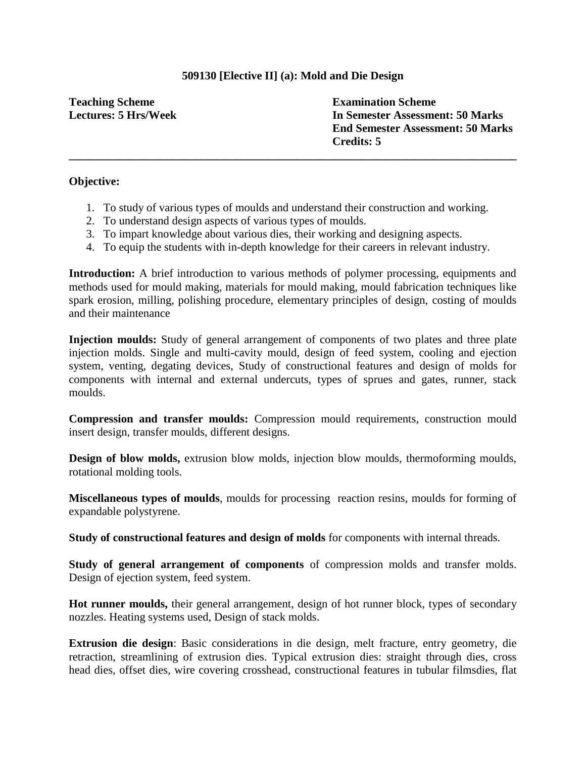## 509130 [Elective II] (a): Mold and Die Design

**Teaching Scheme**
**Lectures: 5 Hrs/Week**

**Examination Scheme**
**In Semester Assessment: 50 Marks**
**End Semester Assessment: 50 Marks**
**Credits: 5**

---

**Objective:**

1. To study of various types of moulds and understand their construction and working.
2. To understand design aspects of various types of moulds.
3. To impart knowledge about various dies, their working and designing aspects.
4. To equip the students with in-depth knowledge for their careers in relevant industry.

**Introduction:** A brief introduction to various methods of polymer processing, equipments and methods used for mould making, materials for mould making, mould fabrication techniques like spark erosion, milling, polishing procedure, elementary principles of design, costing of moulds and their maintenance

**Injection moulds:** Study of general arrangement of components of two plates and three plate injection molds. Single and multi-cavity mould, design of feed system, cooling and ejection system, venting, degating devices, Study of constructional features and design of molds for components with internal and external undercuts, types of sprues and gates, runner, stack moulds.

**Compression and transfer moulds:** Compression mould requirements, construction mould insert design, transfer moulds, different designs.

**Design of blow molds,** extrusion blow molds, injection blow moulds, thermoforming moulds, rotational molding tools.

**Miscellaneous types of moulds**, moulds for processing reaction resins, moulds for forming of expandable polystyrene.

**Study of constructional features and design of molds** for components with internal threads.

**Study of general arrangement of components** of compression molds and transfer molds. Design of ejection system, feed system.

**Hot runner moulds,** their general arrangement, design of hot runner block, types of secondary nozzles. Heating systems used, Design of stack molds.

**Extrusion die design**: Basic considerations in die design, melt fracture, entry geometry, die retraction, streamlining of extrusion dies. Typical extrusion dies: straight through dies, cross head dies, offset dies, wire covering crosshead, constructional features in tubular filmsdies, flat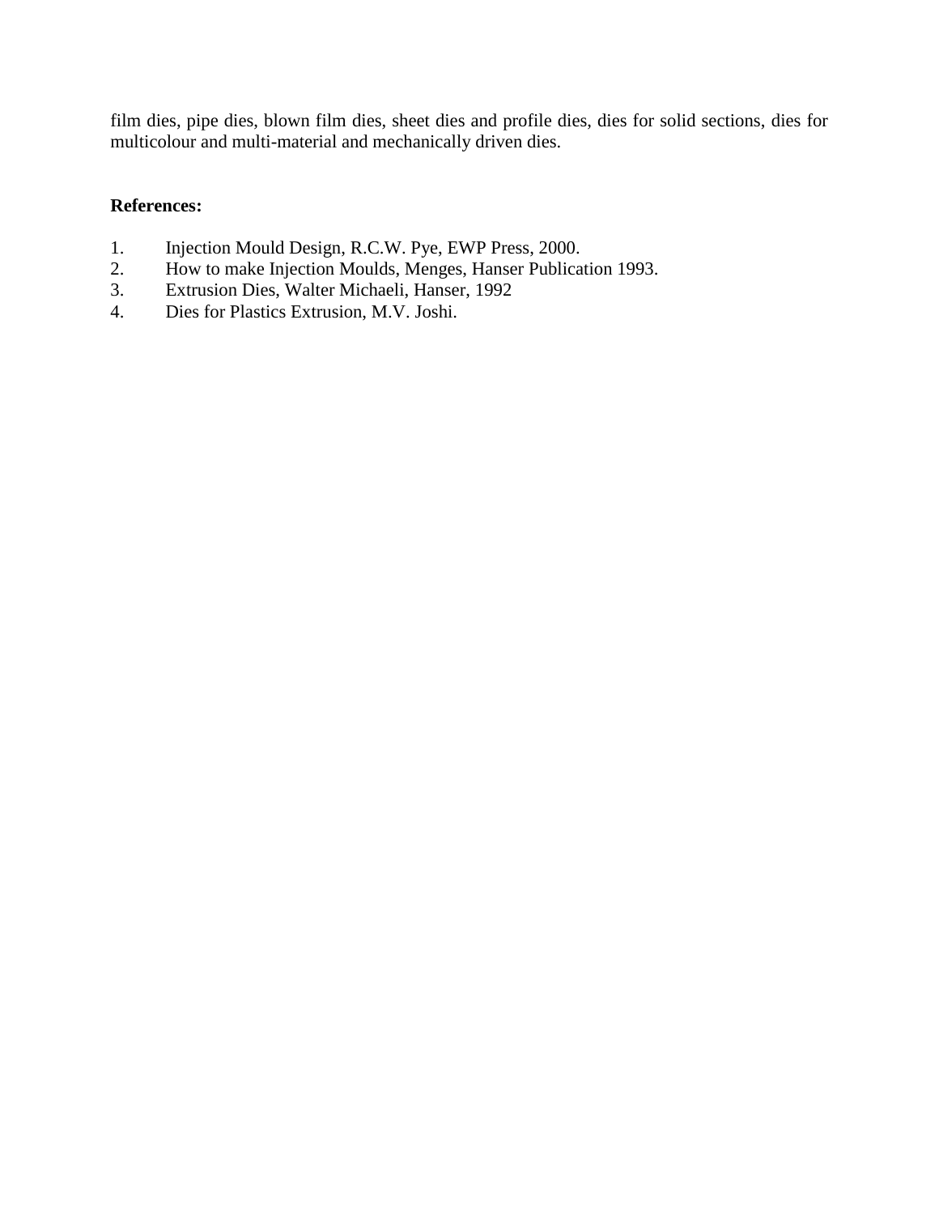film dies, pipe dies, blown film dies, sheet dies and profile dies, dies for solid sections, dies for multicolour and multi-material and mechanically driven dies.

**References:**

1. Injection Mould Design, R.C.W. Pye, EWP Press, 2000.
2. How to make Injection Moulds, Menges, Hanser Publication 1993.
3. Extrusion Dies, Walter Michaeli, Hanser, 1992
4. Dies for Plastics Extrusion, M.V. Joshi.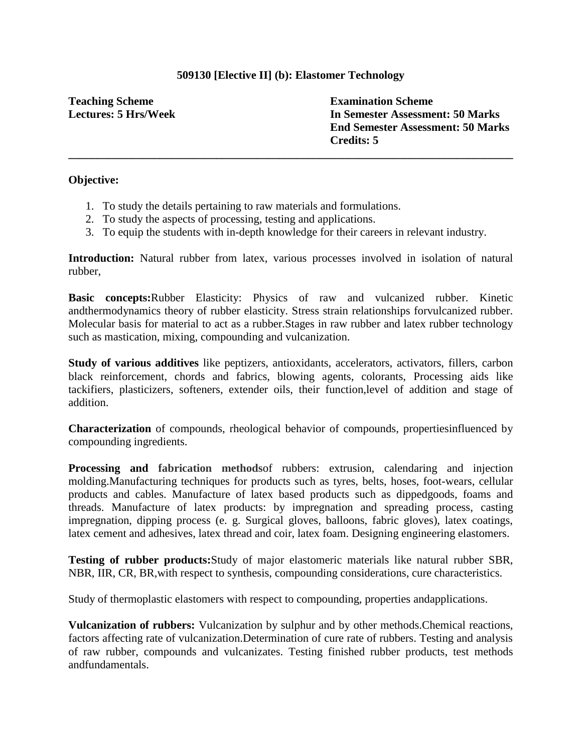**509130 [Elective II] (b): Elastomer Technology**

**Teaching Scheme**
**Lectures: 5 Hrs/Week**

**Examination Scheme**
**In Semester Assessment: 50 Marks**
**End Semester Assessment: 50 Marks**
**Credits: 5**

---

**Objective:**

1. To study the details pertaining to raw materials and formulations.
2. To study the aspects of processing, testing and applications.
3. To equip the students with in-depth knowledge for their careers in relevant industry.

**Introduction:** Natural rubber from latex, various processes involved in isolation of natural rubber,

**Basic concepts:**Rubber Elasticity: Physics of raw and vulcanized rubber. Kinetic andthermodynamics theory of rubber elasticity. Stress strain relationships forvulcanized rubber. Molecular basis for material to act as a rubber.Stages in raw rubber and latex rubber technology such as mastication, mixing, compounding and vulcanization.

**Study of various additives** like peptizers, antioxidants, accelerators, activators, fillers, carbon black reinforcement, chords and fabrics, blowing agents, colorants, Processing aids like tackifiers, plasticizers, softeners, extender oils, their function,level of addition and stage of addition.

**Characterization** of compounds, rheological behavior of compounds, propertiesinfluenced by compounding ingredients.

**Processing and fabrication methods**of rubbers: extrusion, calendaring and injection molding.Manufacturing techniques for products such as tyres, belts, hoses, foot-wears, cellular products and cables. Manufacture of latex based products such as dippedgoods, foams and threads. Manufacture of latex products: by impregnation and spreading process, casting impregnation, dipping process (e. g. Surgical gloves, balloons, fabric gloves), latex coatings, latex cement and adhesives, latex thread and coir, latex foam. Designing engineering elastomers.

**Testing of rubber products:**Study of major elastomeric materials like natural rubber SBR, NBR, IIR, CR, BR,with respect to synthesis, compounding considerations, cure characteristics.

Study of thermoplastic elastomers with respect to compounding, properties andapplications.

**Vulcanization of rubbers:** Vulcanization by sulphur and by other methods.Chemical reactions, factors affecting rate of vulcanization.Determination of cure rate of rubbers. Testing and analysis of raw rubber, compounds and vulcanizates. Testing finished rubber products, test methods andfundamentals.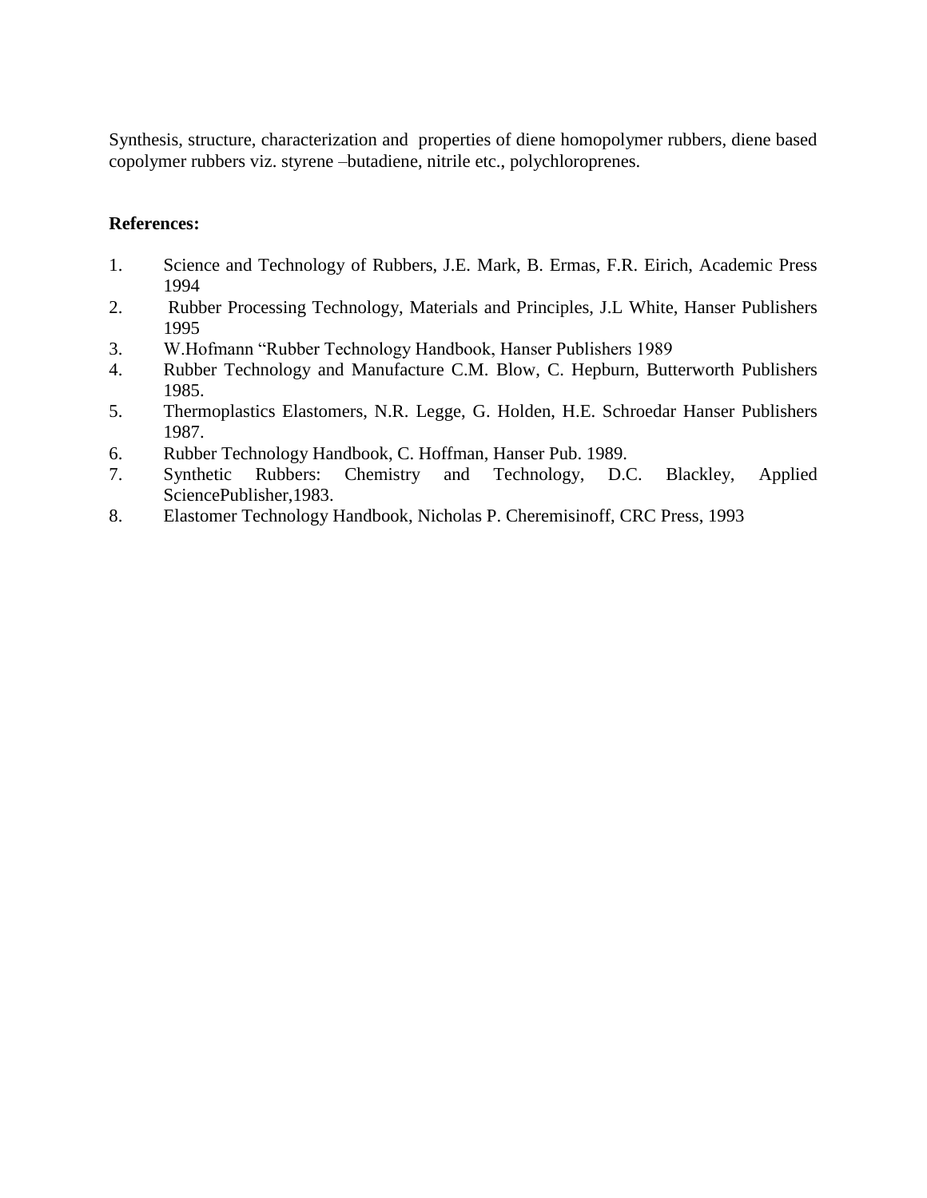Synthesis, structure, characterization and properties of diene homopolymer rubbers, diene based copolymer rubbers viz. styrene –butadiene, nitrile etc., polychloroprenes.

**References:**

1. Science and Technology of Rubbers, J.E. Mark, B. Ermas, F.R. Eirich, Academic Press 1994
2. Rubber Processing Technology, Materials and Principles, J.L White, Hanser Publishers 1995
3. W.Hofmann “Rubber Technology Handbook, Hanser Publishers 1989
4. Rubber Technology and Manufacture C.M. Blow, C. Hepburn, Butterworth Publishers 1985.
5. Thermoplastics Elastomers, N.R. Legge, G. Holden, H.E. Schroedar Hanser Publishers 1987.
6. Rubber Technology Handbook, C. Hoffman, Hanser Pub. 1989.
7. Synthetic Rubbers: Chemistry and Technology, D.C. Blackley, Applied SciencePublisher,1983.
8. Elastomer Technology Handbook, Nicholas P. Cheremisinoff, CRC Press, 1993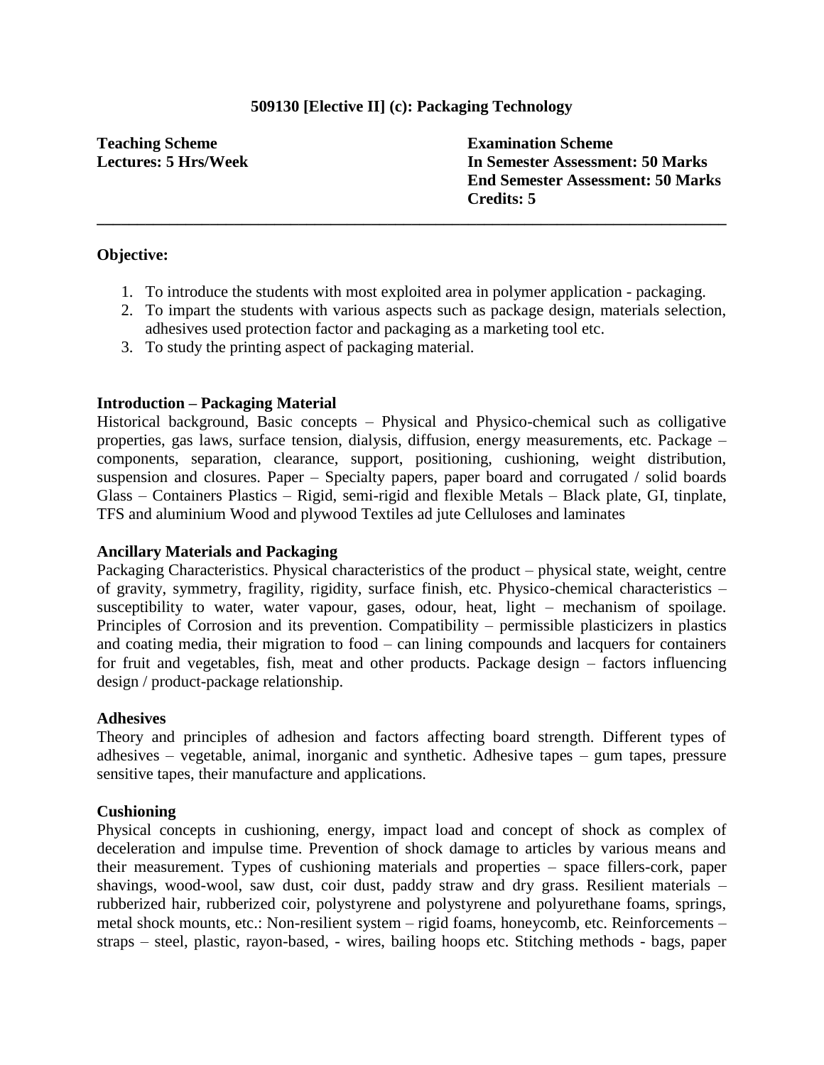## 509130 [Elective II] (c): Packaging Technology

**Teaching Scheme**
**Lectures: 5 Hrs/Week**

**Examination Scheme**
**In Semester Assessment: 50 Marks**
**End Semester Assessment: 50 Marks**
**Credits: 5**

---

**Objective:**

1. To introduce the students with most exploited area in polymer application - packaging.
2. To impart the students with various aspects such as package design, materials selection, adhesives used protection factor and packaging as a marketing tool etc.
3. To study the printing aspect of packaging material.

**Introduction – Packaging Material**

Historical background, Basic concepts – Physical and Physico-chemical such as colligative properties, gas laws, surface tension, dialysis, diffusion, energy measurements, etc. Package – components, separation, clearance, support, positioning, cushioning, weight distribution, suspension and closures. Paper – Specialty papers, paper board and corrugated / solid boards Glass – Containers Plastics – Rigid, semi-rigid and flexible Metals – Black plate, GI, tinplate, TFS and aluminium Wood and plywood Textiles ad jute Celluloses and laminates

**Ancillary Materials and Packaging**

Packaging Characteristics. Physical characteristics of the product – physical state, weight, centre of gravity, symmetry, fragility, rigidity, surface finish, etc. Physico-chemical characteristics – susceptibility to water, water vapour, gases, odour, heat, light – mechanism of spoilage. Principles of Corrosion and its prevention. Compatibility – permissible plasticizers in plastics and coating media, their migration to food – can lining compounds and lacquers for containers for fruit and vegetables, fish, meat and other products. Package design – factors influencing design / product-package relationship.

**Adhesives**

Theory and principles of adhesion and factors affecting board strength. Different types of adhesives – vegetable, animal, inorganic and synthetic. Adhesive tapes – gum tapes, pressure sensitive tapes, their manufacture and applications.

**Cushioning**

Physical concepts in cushioning, energy, impact load and concept of shock as complex of deceleration and impulse time. Prevention of shock damage to articles by various means and their measurement. Types of cushioning materials and properties – space fillers-cork, paper shavings, wood-wool, saw dust, coir dust, paddy straw and dry grass. Resilient materials – rubberized hair, rubberized coir, polystyrene and polystyrene and polyurethane foams, springs, metal shock mounts, etc.: Non-resilient system – rigid foams, honeycomb, etc. Reinforcements – straps – steel, plastic, rayon-based, - wires, bailing hoops etc. Stitching methods - bags, paper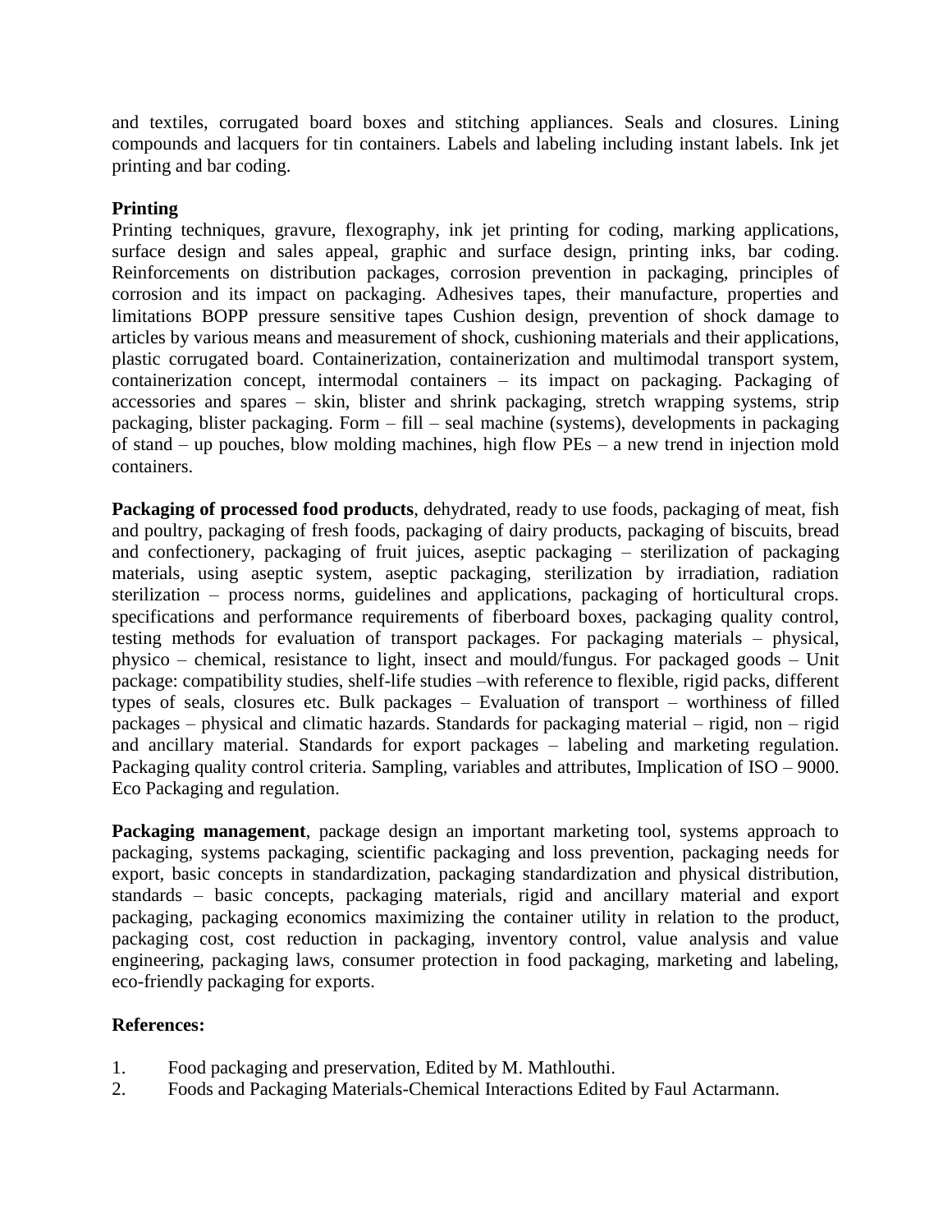and textiles, corrugated board boxes and stitching appliances. Seals and closures. Lining compounds and lacquers for tin containers. Labels and labeling including instant labels. Ink jet printing and bar coding.

**Printing**

Printing techniques, gravure, flexography, ink jet printing for coding, marking applications, surface design and sales appeal, graphic and surface design, printing inks, bar coding. Reinforcements on distribution packages, corrosion prevention in packaging, principles of corrosion and its impact on packaging. Adhesives tapes, their manufacture, properties and limitations BOPP pressure sensitive tapes Cushion design, prevention of shock damage to articles by various means and measurement of shock, cushioning materials and their applications, plastic corrugated board. Containerization, containerization and multimodal transport system, containerization concept, intermodal containers – its impact on packaging. Packaging of accessories and spares – skin, blister and shrink packaging, stretch wrapping systems, strip packaging, blister packaging. Form – fill – seal machine (systems), developments in packaging of stand – up pouches, blow molding machines, high flow PEs – a new trend in injection mold containers.

**Packaging of processed food products**, dehydrated, ready to use foods, packaging of meat, fish and poultry, packaging of fresh foods, packaging of dairy products, packaging of biscuits, bread and confectionery, packaging of fruit juices, aseptic packaging – sterilization of packaging materials, using aseptic system, aseptic packaging, sterilization by irradiation, radiation sterilization – process norms, guidelines and applications, packaging of horticultural crops. specifications and performance requirements of fiberboard boxes, packaging quality control, testing methods for evaluation of transport packages. For packaging materials – physical, physico – chemical, resistance to light, insect and mould/fungus. For packaged goods – Unit package: compatibility studies, shelf-life studies –with reference to flexible, rigid packs, different types of seals, closures etc. Bulk packages – Evaluation of transport – worthiness of filled packages – physical and climatic hazards. Standards for packaging material – rigid, non – rigid and ancillary material. Standards for export packages – labeling and marketing regulation. Packaging quality control criteria. Sampling, variables and attributes, Implication of ISO – 9000. Eco Packaging and regulation.

**Packaging management**, package design an important marketing tool, systems approach to packaging, systems packaging, scientific packaging and loss prevention, packaging needs for export, basic concepts in standardization, packaging standardization and physical distribution, standards – basic concepts, packaging materials, rigid and ancillary material and export packaging, packaging economics maximizing the container utility in relation to the product, packaging cost, cost reduction in packaging, inventory control, value analysis and value engineering, packaging laws, consumer protection in food packaging, marketing and labeling, eco-friendly packaging for exports.

**References:**

1. Food packaging and preservation, Edited by M. Mathlouthi.
2. Foods and Packaging Materials-Chemical Interactions Edited by Faul Actarmann.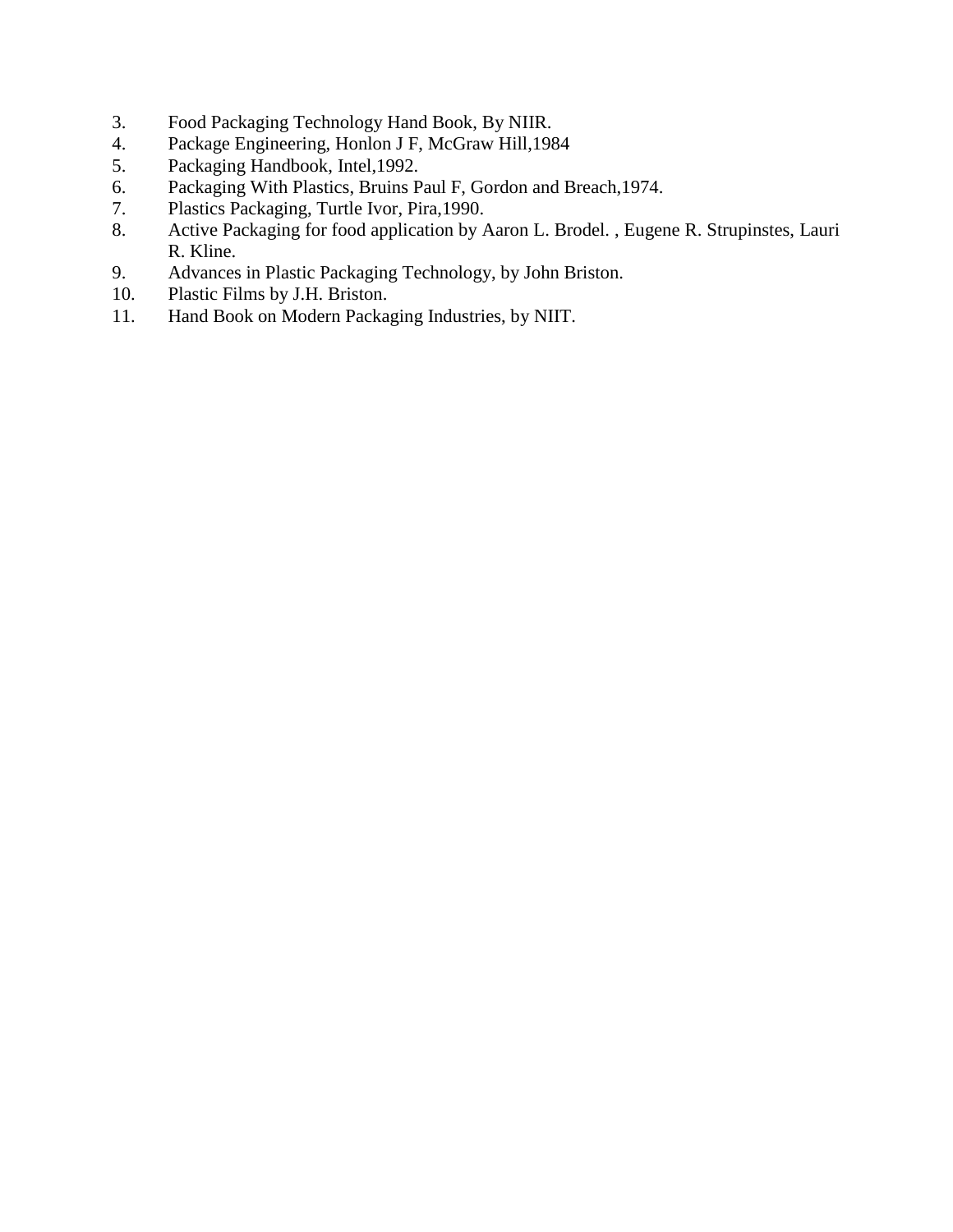3. Food Packaging Technology Hand Book, By NIIR.
4. Package Engineering, Honlon J F, McGraw Hill,1984
5. Packaging Handbook, Intel,1992.
6. Packaging With Plastics, Bruins Paul F, Gordon and Breach,1974.
7. Plastics Packaging, Turtle Ivor, Pira,1990.
8. Active Packaging for food application by Aaron L. Brodel. , Eugene R. Strupinstes, Lauri R. Kline.
9. Advances in Plastic Packaging Technology, by John Briston.
10. Plastic Films by J.H. Briston.
11. Hand Book on Modern Packaging Industries, by NIIT.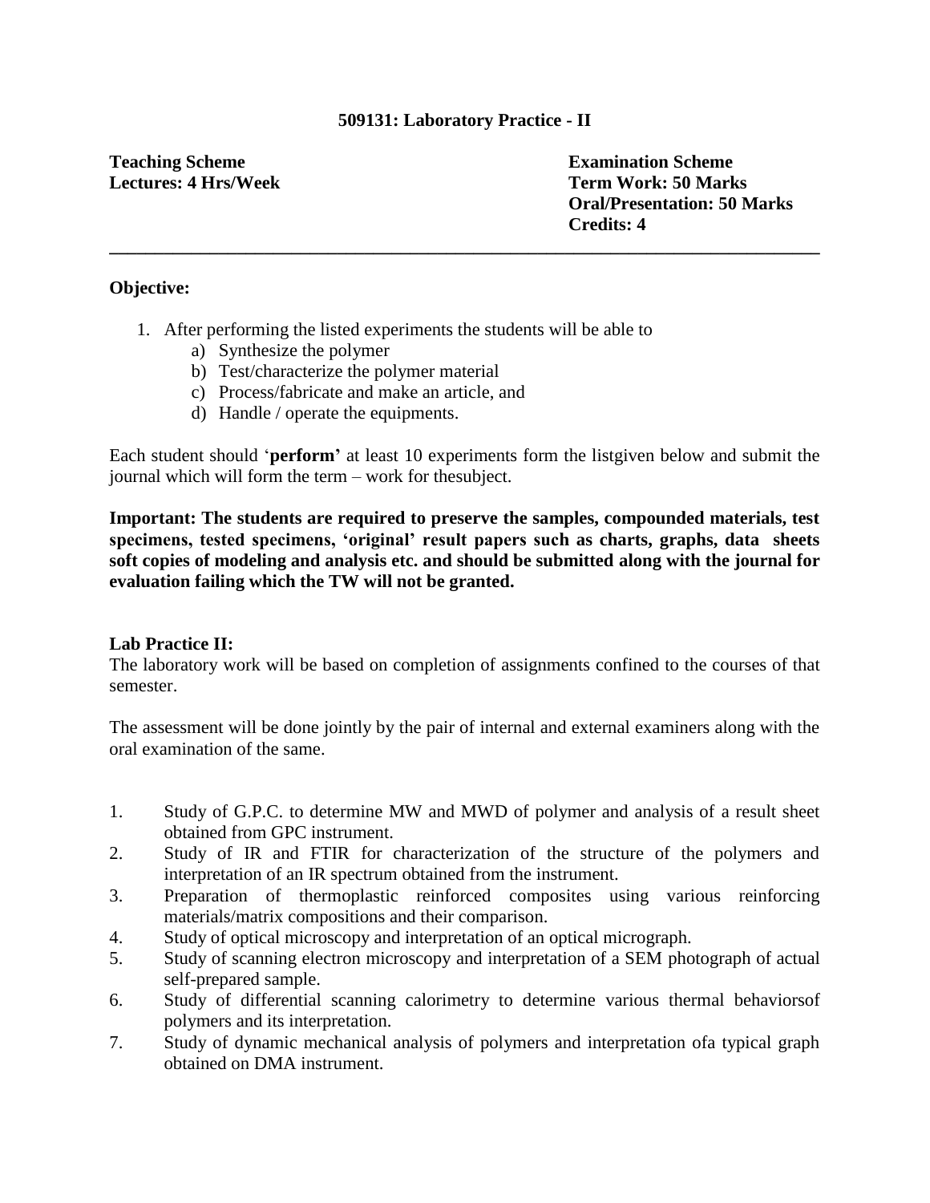## 509131: Laboratory Practice - II

**Teaching Scheme**
**Lectures: 4 Hrs/Week**

**Examination Scheme**
**Term Work: 50 Marks**
**Oral/Presentation: 50 Marks**
**Credits: 4**

---

**Objective:**

1. After performing the listed experiments the students will be able to
   a) Synthesize the polymer
   b) Test/characterize the polymer material
   c) Process/fabricate and make an article, and
   d) Handle / operate the equipments.

Each student should '**perform'** at least 10 experiments form the listgiven below and submit the journal which will form the term – work for thesubject.

**Important: The students are required to preserve the samples, compounded materials, test specimens, tested specimens, 'original' result papers such as charts, graphs, data sheets soft copies of modeling and analysis etc. and should be submitted along with the journal for evaluation failing which the TW will not be granted.**

**Lab Practice II:**
The laboratory work will be based on completion of assignments confined to the courses of that semester.

The assessment will be done jointly by the pair of internal and external examiners along with the oral examination of the same.

1. Study of G.P.C. to determine MW and MWD of polymer and analysis of a result sheet obtained from GPC instrument.
2. Study of IR and FTIR for characterization of the structure of the polymers and interpretation of an IR spectrum obtained from the instrument.
3. Preparation of thermoplastic reinforced composites using various reinforcing materials/matrix compositions and their comparison.
4. Study of optical microscopy and interpretation of an optical micrograph.
5. Study of scanning electron microscopy and interpretation of a SEM photograph of actual self-prepared sample.
6. Study of differential scanning calorimetry to determine various thermal behaviorsof polymers and its interpretation.
7. Study of dynamic mechanical analysis of polymers and interpretation ofa typical graph obtained on DMA instrument.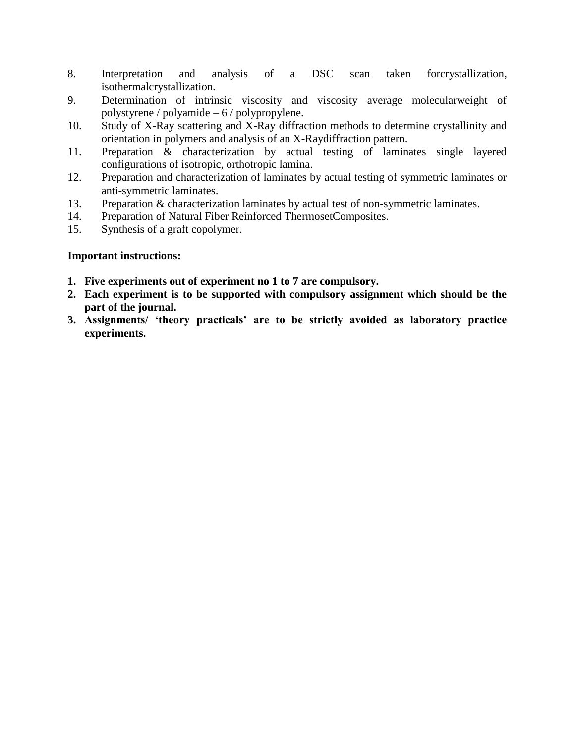8. Interpretation and analysis of a DSC scan taken forcrystallization, isothermalcrystallization.
9. Determination of intrinsic viscosity and viscosity average molecularweight of polystyrene / polyamide – 6 / polypropylene.
10. Study of X-Ray scattering and X-Ray diffraction methods to determine crystallinity and orientation in polymers and analysis of an X-Raydiffraction pattern.
11. Preparation & characterization by actual testing of laminates single layered configurations of isotropic, orthotropic lamina.
12. Preparation and characterization of laminates by actual testing of symmetric laminates or anti-symmetric laminates.
13. Preparation & characterization laminates by actual test of non-symmetric laminates.
14. Preparation of Natural Fiber Reinforced ThermosetComposites.
15. Synthesis of a graft copolymer.

**Important instructions:**

1. **Five experiments out of experiment no 1 to 7 are compulsory.**
2. **Each experiment is to be supported with compulsory assignment which should be the part of the journal.**
3. **Assignments/ 'theory practicals' are to be strictly avoided as laboratory practice experiments.**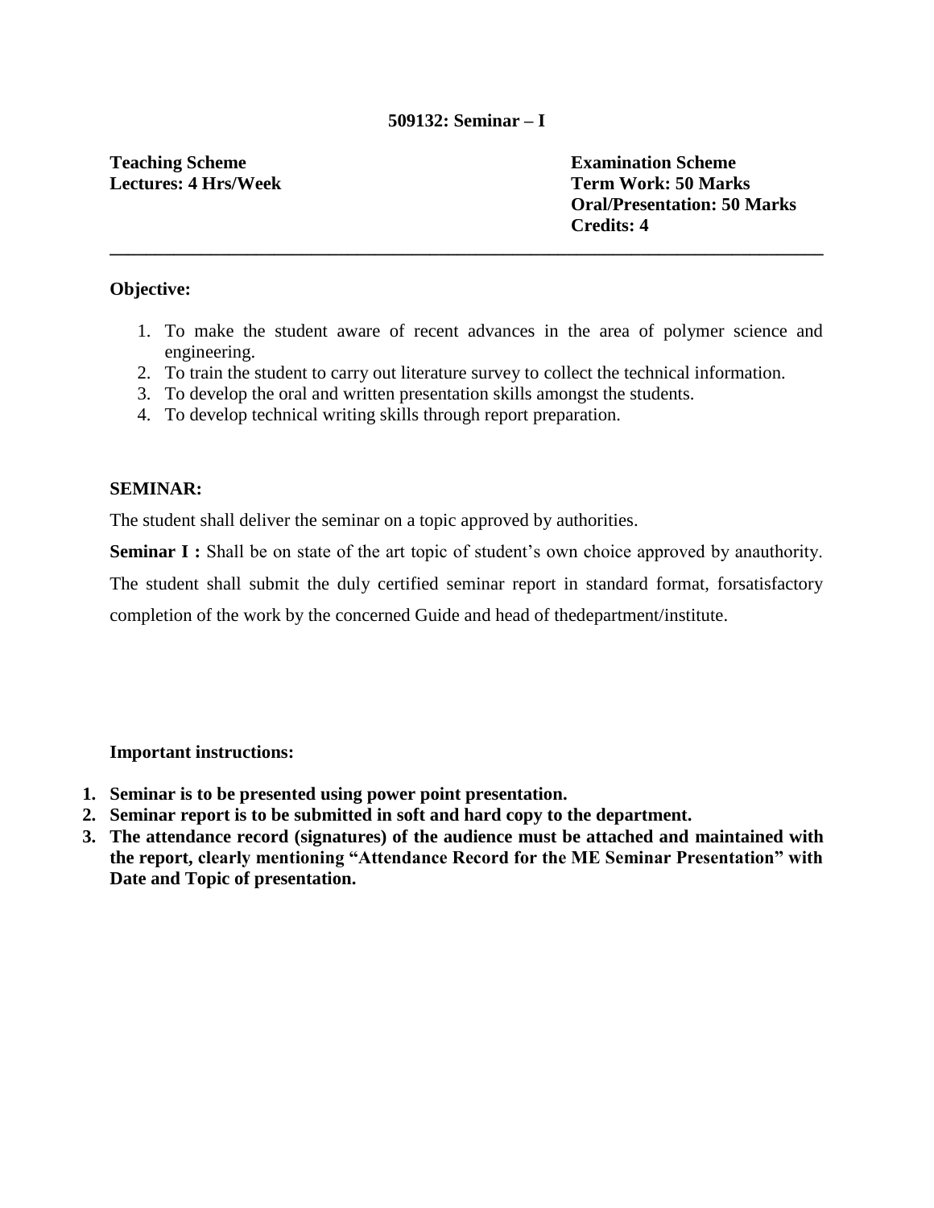## 509132: Seminar – I

**Teaching Scheme**
**Lectures: 4 Hrs/Week**

**Examination Scheme**
**Term Work: 50 Marks**
**Oral/Presentation: 50 Marks**
**Credits: 4**

---

**Objective:**

1. To make the student aware of recent advances in the area of polymer science and engineering.
2. To train the student to carry out literature survey to collect the technical information.
3. To develop the oral and written presentation skills amongst the students.
4. To develop technical writing skills through report preparation.

**SEMINAR:**

The student shall deliver the seminar on a topic approved by authorities.

**Seminar I :** Shall be on state of the art topic of student's own choice approved by anauthority. The student shall submit the duly certified seminar report in standard format, forsatisfactory completion of the work by the concerned Guide and head of thedepartment/institute.

**Important instructions:**

1. **Seminar is to be presented using power point presentation.**
2. **Seminar report is to be submitted in soft and hard copy to the department.**
3. **The attendance record (signatures) of the audience must be attached and maintained with the report, clearly mentioning "Attendance Record for the ME Seminar Presentation" with Date and Topic of presentation.**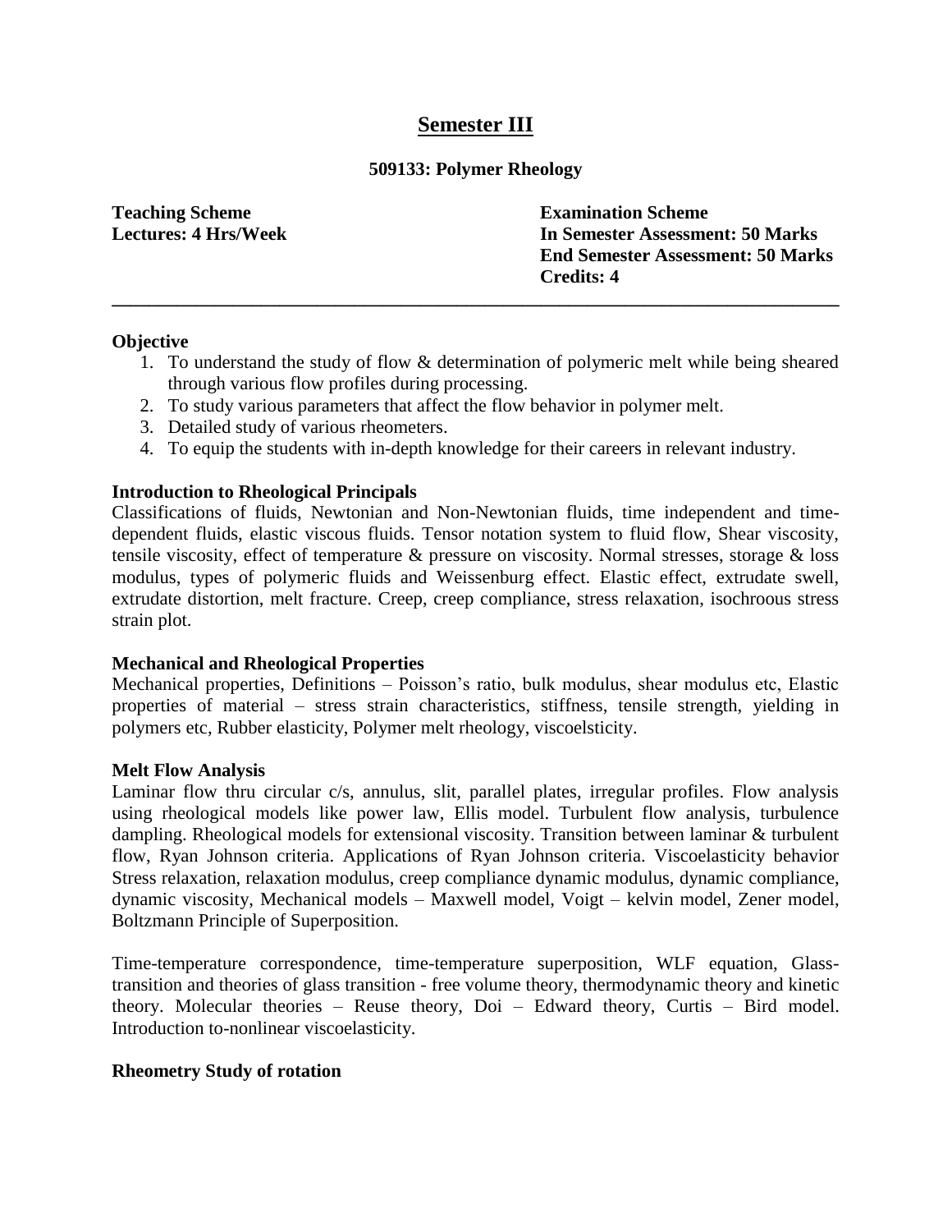# Semester III

### 509133: Polymer Rheology

**Teaching Scheme**
**Lectures: 4 Hrs/Week**

**Examination Scheme**
**In Semester Assessment: 50 Marks**
**End Semester Assessment: 50 Marks**
**Credits: 4**

---

**Objective**

1. To understand the study of flow & determination of polymeric melt while being sheared through various flow profiles during processing.
2. To study various parameters that affect the flow behavior in polymer melt.
3. Detailed study of various rheometers.
4. To equip the students with in-depth knowledge for their careers in relevant industry.

**Introduction to Rheological Principals**

Classifications of fluids, Newtonian and Non-Newtonian fluids, time independent and time-dependent fluids, elastic viscous fluids. Tensor notation system to fluid flow, Shear viscosity, tensile viscosity, effect of temperature & pressure on viscosity. Normal stresses, storage & loss modulus, types of polymeric fluids and Weissenburg effect. Elastic effect, extrudate swell, extrudate distortion, melt fracture. Creep, creep compliance, stress relaxation, isochroous stress strain plot.

**Mechanical and Rheological Properties**

Mechanical properties, Definitions – Poisson's ratio, bulk modulus, shear modulus etc, Elastic properties of material – stress strain characteristics, stiffness, tensile strength, yielding in polymers etc, Rubber elasticity, Polymer melt rheology, viscoelsticity.

**Melt Flow Analysis**

Laminar flow thru circular c/s, annulus, slit, parallel plates, irregular profiles. Flow analysis using rheological models like power law, Ellis model. Turbulent flow analysis, turbulence dampling. Rheological models for extensional viscosity. Transition between laminar & turbulent flow, Ryan Johnson criteria. Applications of Ryan Johnson criteria. Viscoelasticity behavior Stress relaxation, relaxation modulus, creep compliance dynamic modulus, dynamic compliance, dynamic viscosity, Mechanical models – Maxwell model, Voigt – kelvin model, Zener model, Boltzmann Principle of Superposition.

Time-temperature correspondence, time-temperature superposition, WLF equation, Glass-transition and theories of glass transition - free volume theory, thermodynamic theory and kinetic theory. Molecular theories – Reuse theory, Doi – Edward theory, Curtis – Bird model. Introduction to-nonlinear viscoelasticity.

**Rheometry Study of rotation**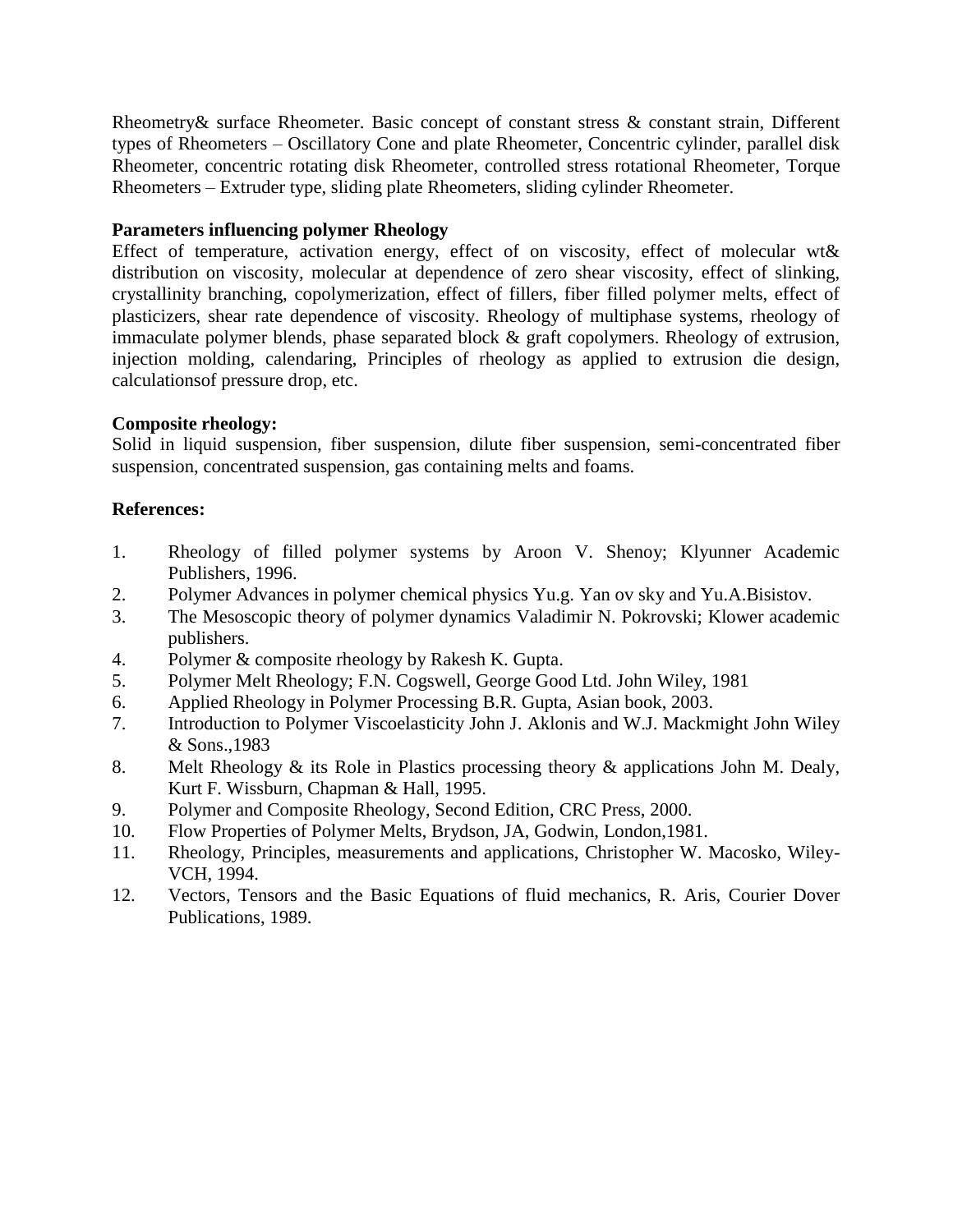Rheometry& surface Rheometer. Basic concept of constant stress & constant strain, Different types of Rheometers – Oscillatory Cone and plate Rheometer, Concentric cylinder, parallel disk Rheometer, concentric rotating disk Rheometer, controlled stress rotational Rheometer, Torque Rheometers – Extruder type, sliding plate Rheometers, sliding cylinder Rheometer.

**Parameters influencing polymer Rheology**

Effect of temperature, activation energy, effect of on viscosity, effect of molecular wt& distribution on viscosity, molecular at dependence of zero shear viscosity, effect of slinking, crystallinity branching, copolymerization, effect of fillers, fiber filled polymer melts, effect of plasticizers, shear rate dependence of viscosity. Rheology of multiphase systems, rheology of immaculate polymer blends, phase separated block & graft copolymers. Rheology of extrusion, injection molding, calendaring, Principles of rheology as applied to extrusion die design, calculationsof pressure drop, etc.

**Composite rheology:**

Solid in liquid suspension, fiber suspension, dilute fiber suspension, semi-concentrated fiber suspension, concentrated suspension, gas containing melts and foams.

**References:**

1. Rheology of filled polymer systems by Aroon V. Shenoy; Klyunner Academic Publishers, 1996.
2. Polymer Advances in polymer chemical physics Yu.g. Yan ov sky and Yu.A.Bisistov.
3. The Mesoscopic theory of polymer dynamics Valadimir N. Pokrovski; Klower academic publishers.
4. Polymer & composite rheology by Rakesh K. Gupta.
5. Polymer Melt Rheology; F.N. Cogswell, George Good Ltd. John Wiley, 1981
6. Applied Rheology in Polymer Processing B.R. Gupta, Asian book, 2003.
7. Introduction to Polymer Viscoelasticity John J. Aklonis and W.J. Mackmight John Wiley & Sons.,1983
8. Melt Rheology & its Role in Plastics processing theory & applications John M. Dealy, Kurt F. Wissburn, Chapman & Hall, 1995.
9. Polymer and Composite Rheology, Second Edition, CRC Press, 2000.
10. Flow Properties of Polymer Melts, Brydson, JA, Godwin, London,1981.
11. Rheology, Principles, measurements and applications, Christopher W. Macosko, Wiley-VCH, 1994.
12. Vectors, Tensors and the Basic Equations of fluid mechanics, R. Aris, Courier Dover Publications, 1989.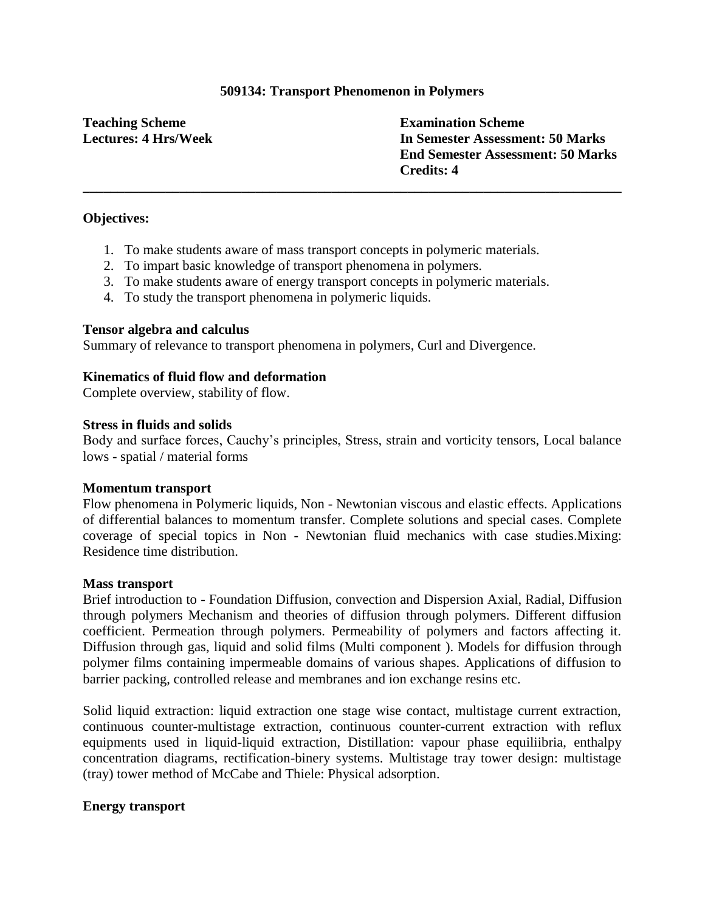**509134: Transport Phenomenon in Polymers**

**Teaching Scheme**
**Lectures: 4 Hrs/Week**

**Examination Scheme**
**In Semester Assessment: 50 Marks**
**End Semester Assessment: 50 Marks**
**Credits: 4**

---

**Objectives:**

1. To make students aware of mass transport concepts in polymeric materials.
2. To impart basic knowledge of transport phenomena in polymers.
3. To make students aware of energy transport concepts in polymeric materials.
4. To study the transport phenomena in polymeric liquids.

**Tensor algebra and calculus**

Summary of relevance to transport phenomena in polymers, Curl and Divergence.

**Kinematics of fluid flow and deformation**

Complete overview, stability of flow.

**Stress in fluids and solids**

Body and surface forces, Cauchy's principles, Stress, strain and vorticity tensors, Local balance lows - spatial / material forms

**Momentum transport**

Flow phenomena in Polymeric liquids, Non - Newtonian viscous and elastic effects. Applications of differential balances to momentum transfer. Complete solutions and special cases. Complete coverage of special topics in Non - Newtonian fluid mechanics with case studies.Mixing: Residence time distribution.

**Mass transport**

Brief introduction to - Foundation Diffusion, convection and Dispersion Axial, Radial, Diffusion through polymers Mechanism and theories of diffusion through polymers. Different diffusion coefficient. Permeation through polymers. Permeability of polymers and factors affecting it. Diffusion through gas, liquid and solid films (Multi component ). Models for diffusion through polymer films containing impermeable domains of various shapes. Applications of diffusion to barrier packing, controlled release and membranes and ion exchange resins etc.

Solid liquid extraction: liquid extraction one stage wise contact, multistage current extraction, continuous counter-multistage extraction, continuous counter-current extraction with reflux equipments used in liquid-liquid extraction, Distillation: vapour phase equiliibria, enthalpy concentration diagrams, rectification-binery systems. Multistage tray tower design: multistage (tray) tower method of McCabe and Thiele: Physical adsorption.

**Energy transport**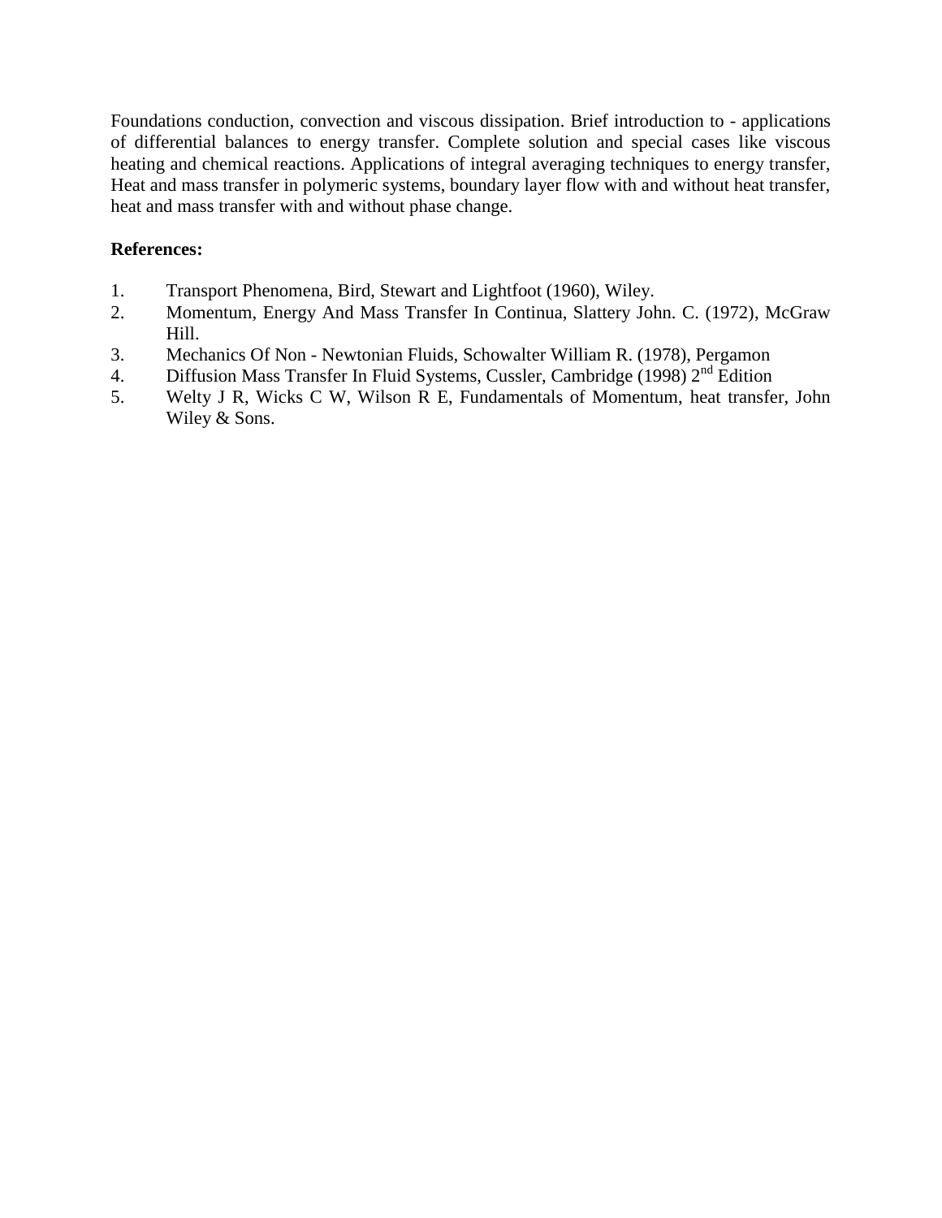Foundations conduction, convection and viscous dissipation. Brief introduction to - applications of differential balances to energy transfer. Complete solution and special cases like viscous heating and chemical reactions. Applications of integral averaging techniques to energy transfer, Heat and mass transfer in polymeric systems, boundary layer flow with and without heat transfer, heat and mass transfer with and without phase change.

**References:**

1. Transport Phenomena, Bird, Stewart and Lightfoot (1960), Wiley.
2. Momentum, Energy And Mass Transfer In Continua, Slattery John. C. (1972), McGraw Hill.
3. Mechanics Of Non - Newtonian Fluids, Schowalter William R. (1978), Pergamon
4. Diffusion Mass Transfer In Fluid Systems, Cussler, Cambridge (1998) 2nd Edition
5. Welty J R, Wicks C W, Wilson R E, Fundamentals of Momentum, heat transfer, John Wiley & Sons.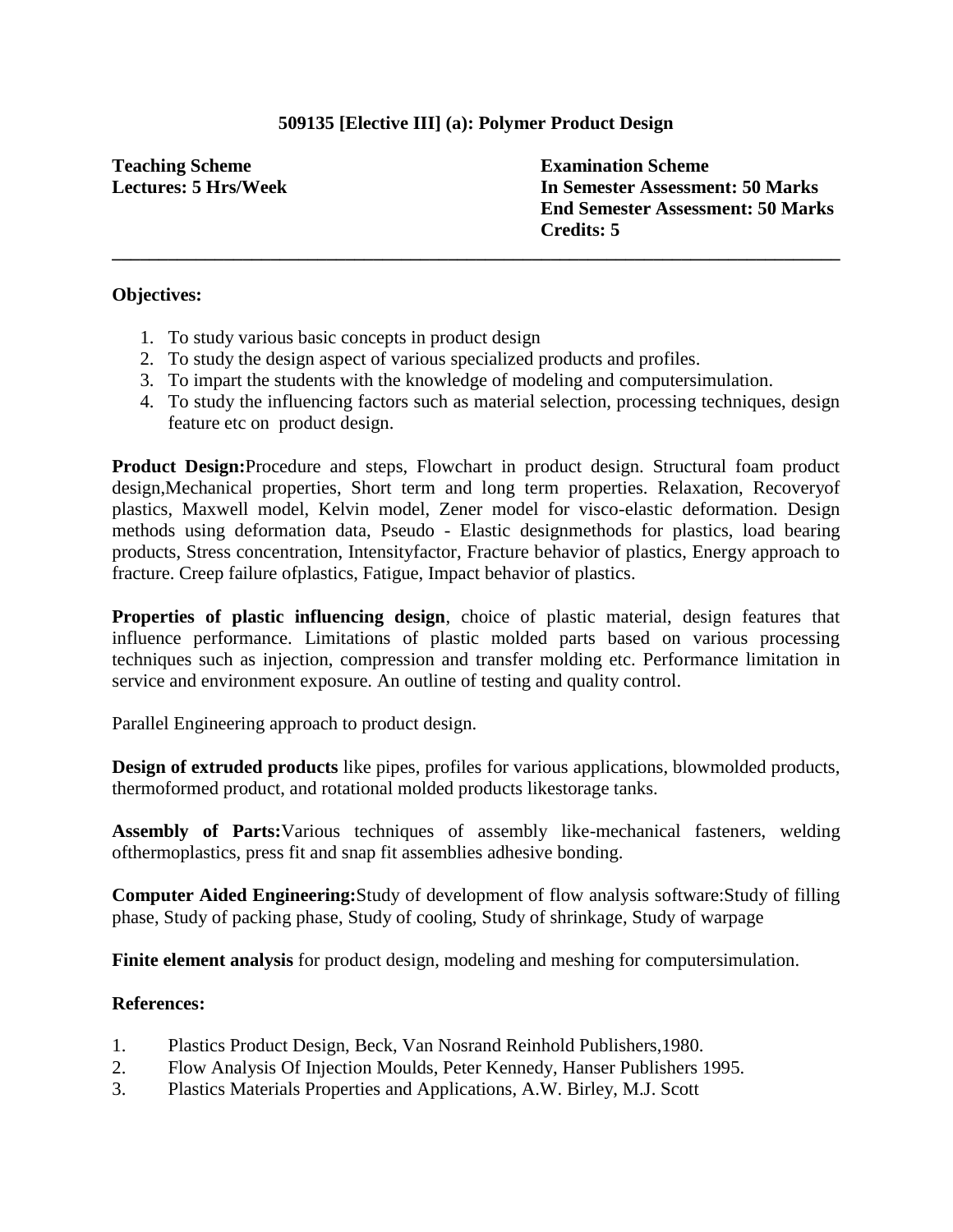# 509135 [Elective III] (a): Polymer Product Design

**Teaching Scheme**
**Lectures: 5 Hrs/Week**

**Examination Scheme**
**In Semester Assessment: 50 Marks**
**End Semester Assessment: 50 Marks**
**Credits: 5**

---

**Objectives:**

1. To study various basic concepts in product design
2. To study the design aspect of various specialized products and profiles.
3. To impart the students with the knowledge of modeling and computersimulation.
4. To study the influencing factors such as material selection, processing techniques, design feature etc on product design.

**Product Design:**Procedure and steps, Flowchart in product design. Structural foam product design,Mechanical properties, Short term and long term properties. Relaxation, Recoveryof plastics, Maxwell model, Kelvin model, Zener model for visco-elastic deformation. Design methods using deformation data, Pseudo - Elastic designmethods for plastics, load bearing products, Stress concentration, Intensityfactor, Fracture behavior of plastics, Energy approach to fracture. Creep failure ofplastics, Fatigue, Impact behavior of plastics.

**Properties of plastic influencing design**, choice of plastic material, design features that influence performance. Limitations of plastic molded parts based on various processing techniques such as injection, compression and transfer molding etc. Performance limitation in service and environment exposure. An outline of testing and quality control.

Parallel Engineering approach to product design.

**Design of extruded products** like pipes, profiles for various applications, blowmolded products, thermoformed product, and rotational molded products likestorage tanks.

**Assembly of Parts:**Various techniques of assembly like-mechanical fasteners, welding ofthermoplastics, press fit and snap fit assemblies adhesive bonding.

**Computer Aided Engineering:**Study of development of flow analysis software:Study of filling phase, Study of packing phase, Study of cooling, Study of shrinkage, Study of warpage

**Finite element analysis** for product design, modeling and meshing for computersimulation.

**References:**

1. Plastics Product Design, Beck, Van Nosrand Reinhold Publishers,1980.
2. Flow Analysis Of Injection Moulds, Peter Kennedy, Hanser Publishers 1995.
3. Plastics Materials Properties and Applications, A.W. Birley, M.J. Scott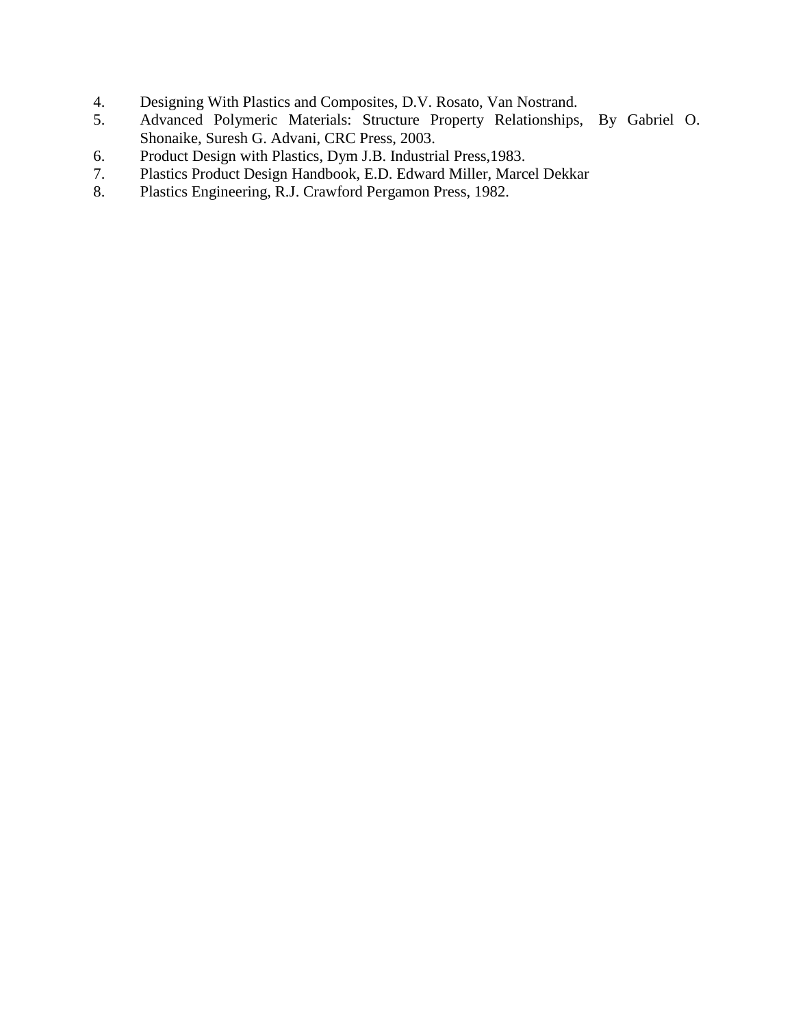4. Designing With Plastics and Composites, D.V. Rosato, Van Nostrand.
5. Advanced Polymeric Materials: Structure Property Relationships, By Gabriel O. Shonaike, Suresh G. Advani, CRC Press, 2003.
6. Product Design with Plastics, Dym J.B. Industrial Press,1983.
7. Plastics Product Design Handbook, E.D. Edward Miller, Marcel Dekkar
8. Plastics Engineering, R.J. Crawford Pergamon Press, 1982.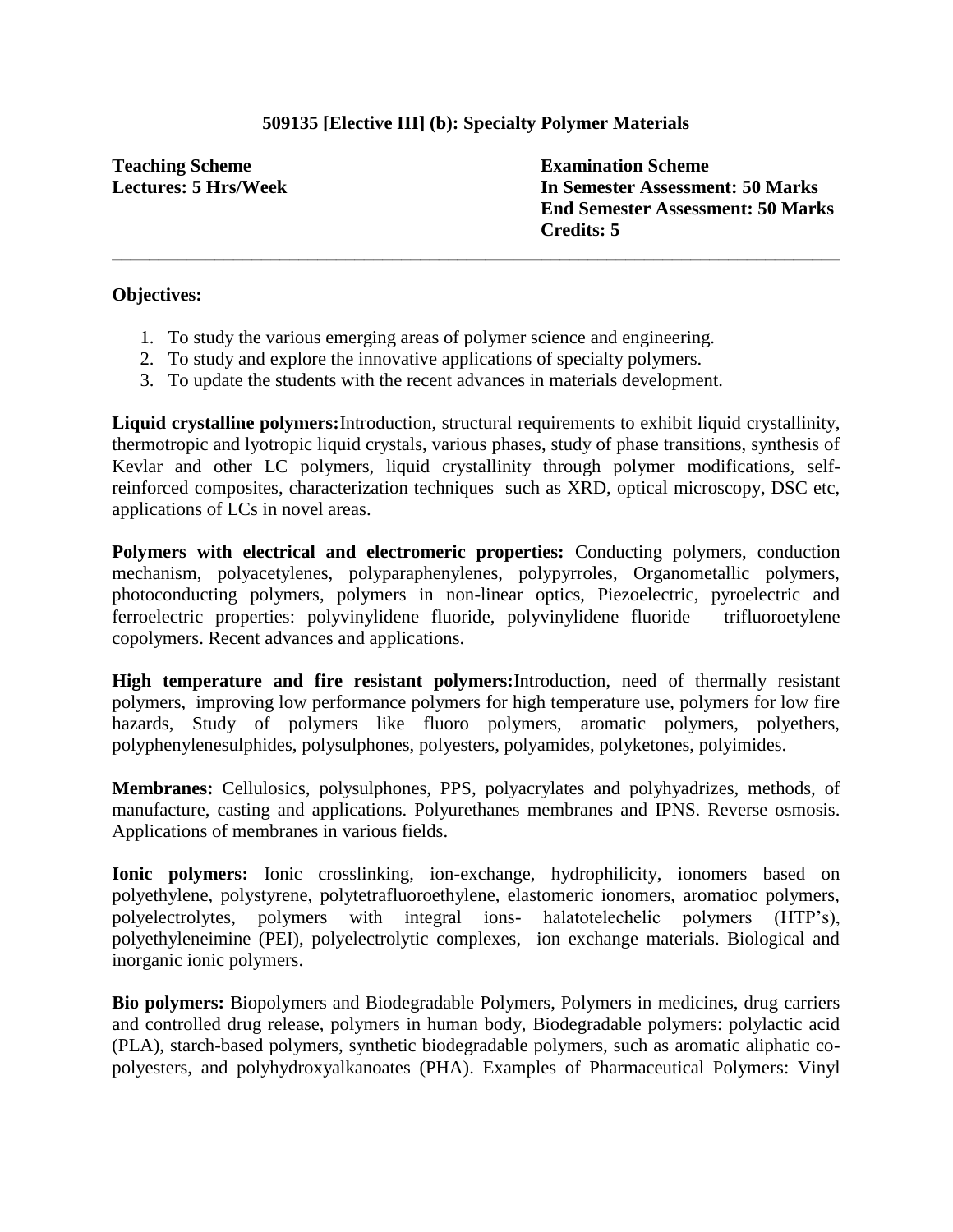### 509135 [Elective III] (b): Specialty Polymer Materials

**Teaching Scheme**
**Lectures: 5 Hrs/Week**

**Examination Scheme**
**In Semester Assessment: 50 Marks**
**End Semester Assessment: 50 Marks**
**Credits: 5**

---

**Objectives:**

1. To study the various emerging areas of polymer science and engineering.
2. To study and explore the innovative applications of specialty polymers.
3. To update the students with the recent advances in materials development.

**Liquid crystalline polymers:** Introduction, structural requirements to exhibit liquid crystallinity, thermotropic and lyotropic liquid crystals, various phases, study of phase transitions, synthesis of Kevlar and other LC polymers, liquid crystallinity through polymer modifications, self-reinforced composites, characterization techniques such as XRD, optical microscopy, DSC etc, applications of LCs in novel areas.

**Polymers with electrical and electromeric properties:** Conducting polymers, conduction mechanism, polyacetylenes, polyparaphenylenes, polypyrroles, Organometallic polymers, photoconducting polymers, polymers in non-linear optics, Piezoelectric, pyroelectric and ferroelectric properties: polyvinylidene fluoride, polyvinylidene fluoride – trifluoroetylene copolymers. Recent advances and applications.

**High temperature and fire resistant polymers:** Introduction, need of thermally resistant polymers, improving low performance polymers for high temperature use, polymers for low fire hazards, Study of polymers like fluoro polymers, aromatic polymers, polyethers, polyphenylenesulphides, polysulphones, polyesters, polyamides, polyketones, polyimides.

**Membranes:** Cellulosics, polysulphones, PPS, polyacrylates and polyhyadrizes, methods, of manufacture, casting and applications. Polyurethanes membranes and IPNS. Reverse osmosis. Applications of membranes in various fields.

**Ionic polymers:** Ionic crosslinking, ion-exchange, hydrophilicity, ionomers based on polyethylene, polystyrene, polytetrafluoroethylene, elastomeric ionomers, aromatioc polymers, polyelectrolytes, polymers with integral ions- halatotelechelic polymers (HTP's), polyethyleneimine (PEI), polyelectrolytic complexes, ion exchange materials. Biological and inorganic ionic polymers.

**Bio polymers:** Biopolymers and Biodegradable Polymers, Polymers in medicines, drug carriers and controlled drug release, polymers in human body, Biodegradable polymers: polylactic acid (PLA), starch-based polymers, synthetic biodegradable polymers, such as aromatic aliphatic co-polyesters, and polyhydroxyalkanoates (PHA). Examples of Pharmaceutical Polymers: Vinyl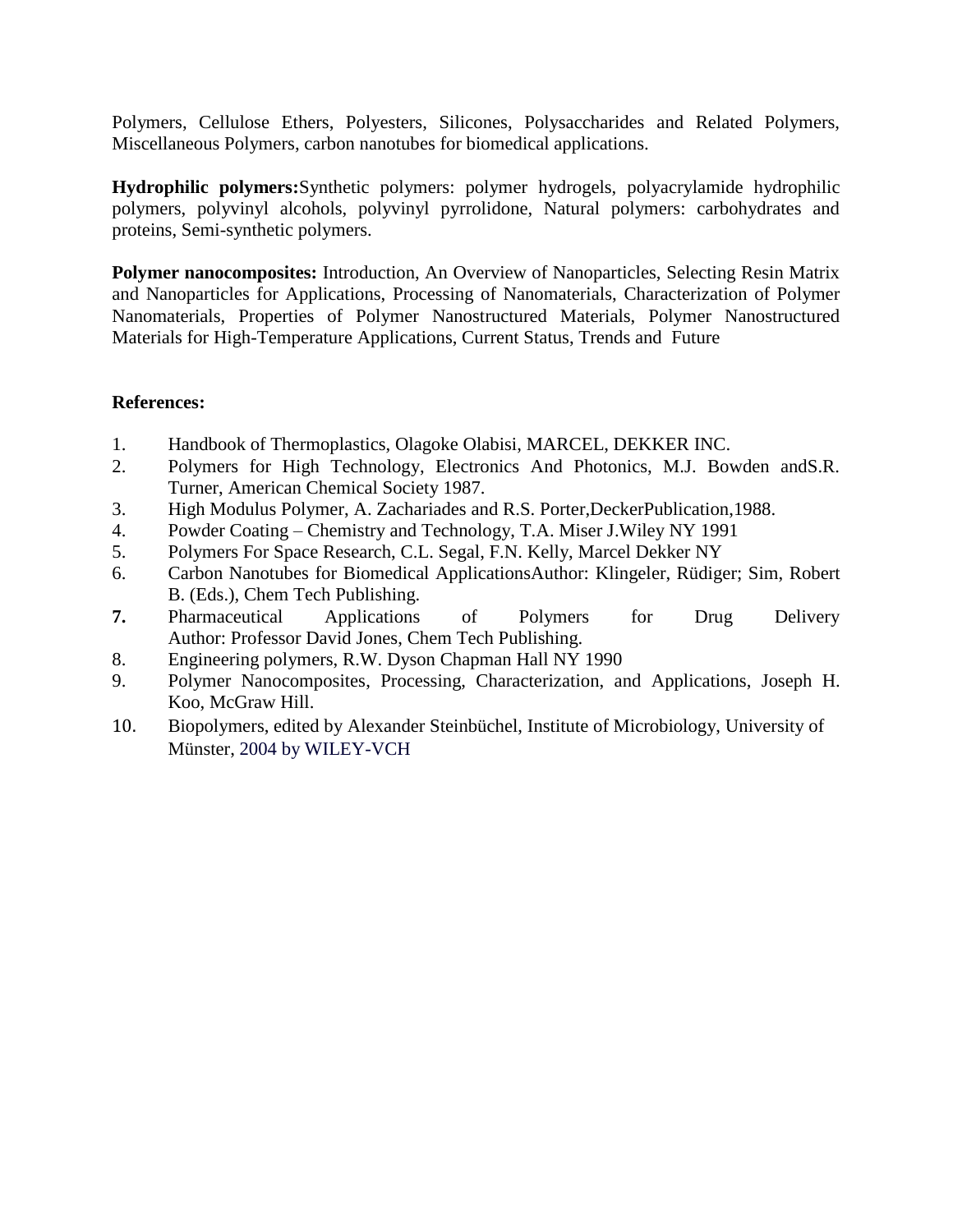Polymers, Cellulose Ethers, Polyesters, Silicones, Polysaccharides and Related Polymers, Miscellaneous Polymers, carbon nanotubes for biomedical applications.

**Hydrophilic polymers:**Synthetic polymers: polymer hydrogels, polyacrylamide hydrophilic polymers, polyvinyl alcohols, polyvinyl pyrrolidone, Natural polymers: carbohydrates and proteins, Semi-synthetic polymers.

**Polymer nanocomposites:** Introduction, An Overview of Nanoparticles, Selecting Resin Matrix and Nanoparticles for Applications, Processing of Nanomaterials, Characterization of Polymer Nanomaterials, Properties of Polymer Nanostructured Materials, Polymer Nanostructured Materials for High-Temperature Applications, Current Status, Trends and Future

**References:**

1. Handbook of Thermoplastics, Olagoke Olabisi, MARCEL, DEKKER INC.
2. Polymers for High Technology, Electronics And Photonics, M.J. Bowden andS.R. Turner, American Chemical Society 1987.
3. High Modulus Polymer, A. Zachariades and R.S. Porter,DeckerPublication,1988.
4. Powder Coating – Chemistry and Technology, T.A. Miser J.Wiley NY 1991
5. Polymers For Space Research, C.L. Segal, F.N. Kelly, Marcel Dekker NY
6. Carbon Nanotubes for Biomedical ApplicationsAuthor: Klingeler, Rüdiger; Sim, Robert B. (Eds.), Chem Tech Publishing.
7. Pharmaceutical Applications of Polymers for Drug Delivery Author: Professor David Jones, Chem Tech Publishing.
8. Engineering polymers, R.W. Dyson Chapman Hall NY 1990
9. Polymer Nanocomposites, Processing, Characterization, and Applications, Joseph H. Koo, McGraw Hill.
10. Biopolymers, edited by Alexander Steinbüchel, Institute of Microbiology, University of Münster, 2004 by WILEY-VCH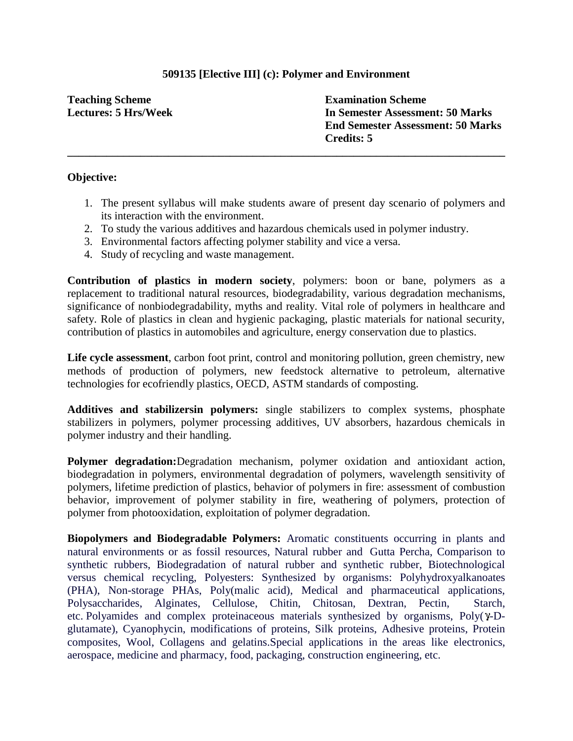### 509135 [Elective III] (c): Polymer and Environment

| **Teaching Scheme** | **Examination Scheme** |
| --- | --- |
| **Lectures: 5 Hrs/Week** | **In Semester Assessment: 50 Marks** |
| | **End Semester Assessment: 50 Marks** |
| | **Credits: 5** |

---

**Objective:**

1. The present syllabus will make students aware of present day scenario of polymers and its interaction with the environment.
2. To study the various additives and hazardous chemicals used in polymer industry.
3. Environmental factors affecting polymer stability and vice a versa.
4. Study of recycling and waste management.

**Contribution of plastics in modern society**, polymers: boon or bane, polymers as a replacement to traditional natural resources, biodegradability, various degradation mechanisms, significance of nonbiodegradability, myths and reality. Vital role of polymers in healthcare and safety. Role of plastics in clean and hygienic packaging, plastic materials for national security, contribution of plastics in automobiles and agriculture, energy conservation due to plastics.

**Life cycle assessment**, carbon foot print, control and monitoring pollution, green chemistry, new methods of production of polymers, new feedstock alternative to petroleum, alternative technologies for ecofriendly plastics, OECD, ASTM standards of composting.

**Additives and stabilizersin polymers:** single stabilizers to complex systems, phosphate stabilizers in polymers, polymer processing additives, UV absorbers, hazardous chemicals in polymer industry and their handling.

**Polymer degradation:**Degradation mechanism, polymer oxidation and antioxidant action, biodegradation in polymers, environmental degradation of polymers, wavelength sensitivity of polymers, lifetime prediction of plastics, behavior of polymers in fire: assessment of combustion behavior, improvement of polymer stability in fire, weathering of polymers, protection of polymer from photooxidation, exploitation of polymer degradation.

**Biopolymers and Biodegradable Polymers:** Aromatic constituents occurring in plants and natural environments or as fossil resources, Natural rubber and Gutta Percha, Comparison to synthetic rubbers, Biodegradation of natural rubber and synthetic rubber, Biotechnological versus chemical recycling, Polyesters: Synthesized by organisms: Polyhydroxyalkanoates (PHA), Non-storage PHAs, Poly(malic acid), Medical and pharmaceutical applications, Polysaccharides, Alginates, Cellulose, Chitin, Chitosan, Dextran, Pectin, Starch, etc. Polyamides and complex proteinaceous materials synthesized by organisms, Poly(γ-D-glutamate), Cyanophycin, modifications of proteins, Silk proteins, Adhesive proteins, Protein composites, Wool, Collagens and gelatins.Special applications in the areas like electronics, aerospace, medicine and pharmacy, food, packaging, construction engineering, etc.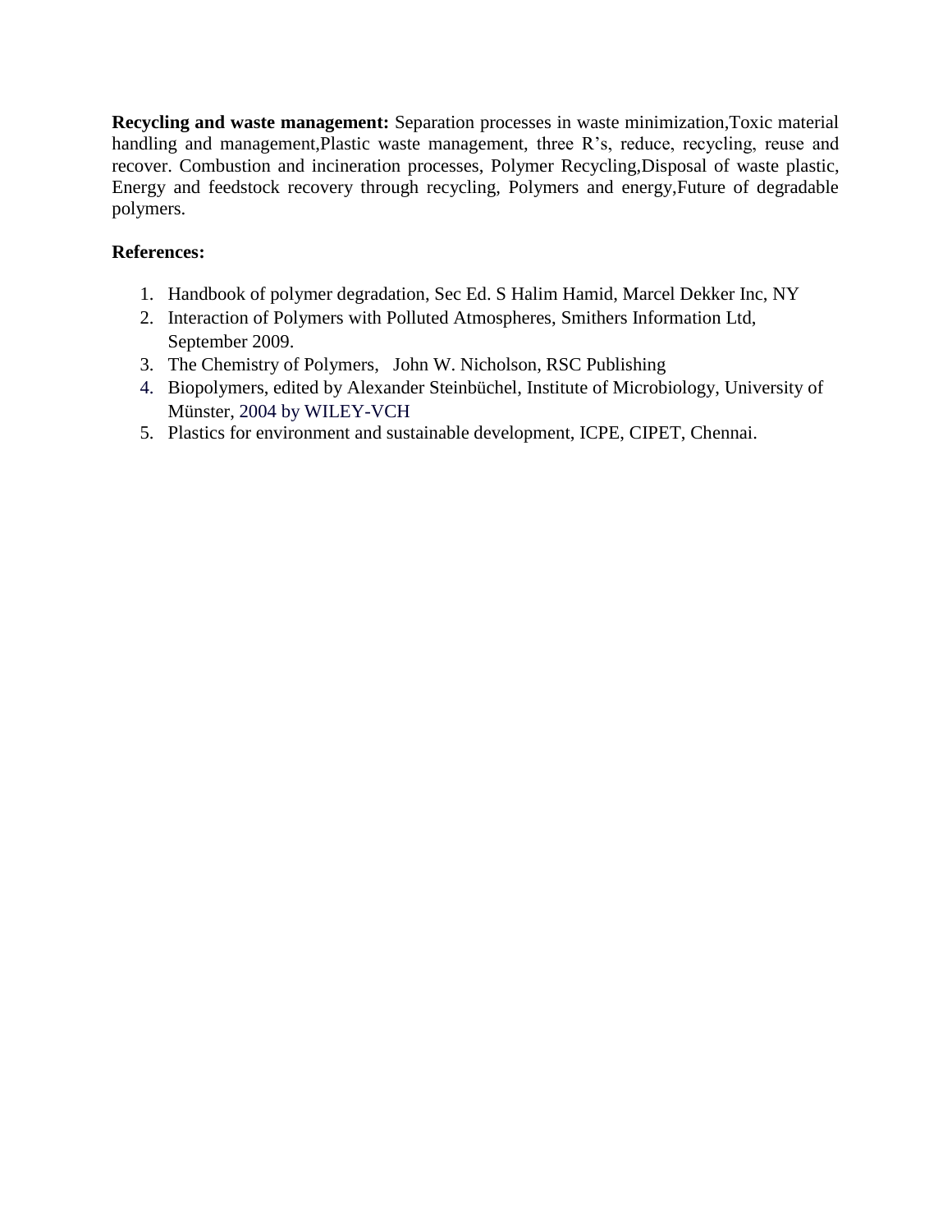**Recycling and waste management:** Separation processes in waste minimization,Toxic material handling and management,Plastic waste management, three R's, reduce, recycling, reuse and recover. Combustion and incineration processes, Polymer Recycling,Disposal of waste plastic, Energy and feedstock recovery through recycling, Polymers and energy,Future of degradable polymers.

**References:**

1. Handbook of polymer degradation, Sec Ed. S Halim Hamid, Marcel Dekker Inc, NY
2. Interaction of Polymers with Polluted Atmospheres, Smithers Information Ltd, September 2009.
3. The Chemistry of Polymers, John W. Nicholson, RSC Publishing
4. Biopolymers, edited by Alexander Steinbüchel, Institute of Microbiology, University of Münster, 2004 by WILEY-VCH
5. Plastics for environment and sustainable development, ICPE, CIPET, Chennai.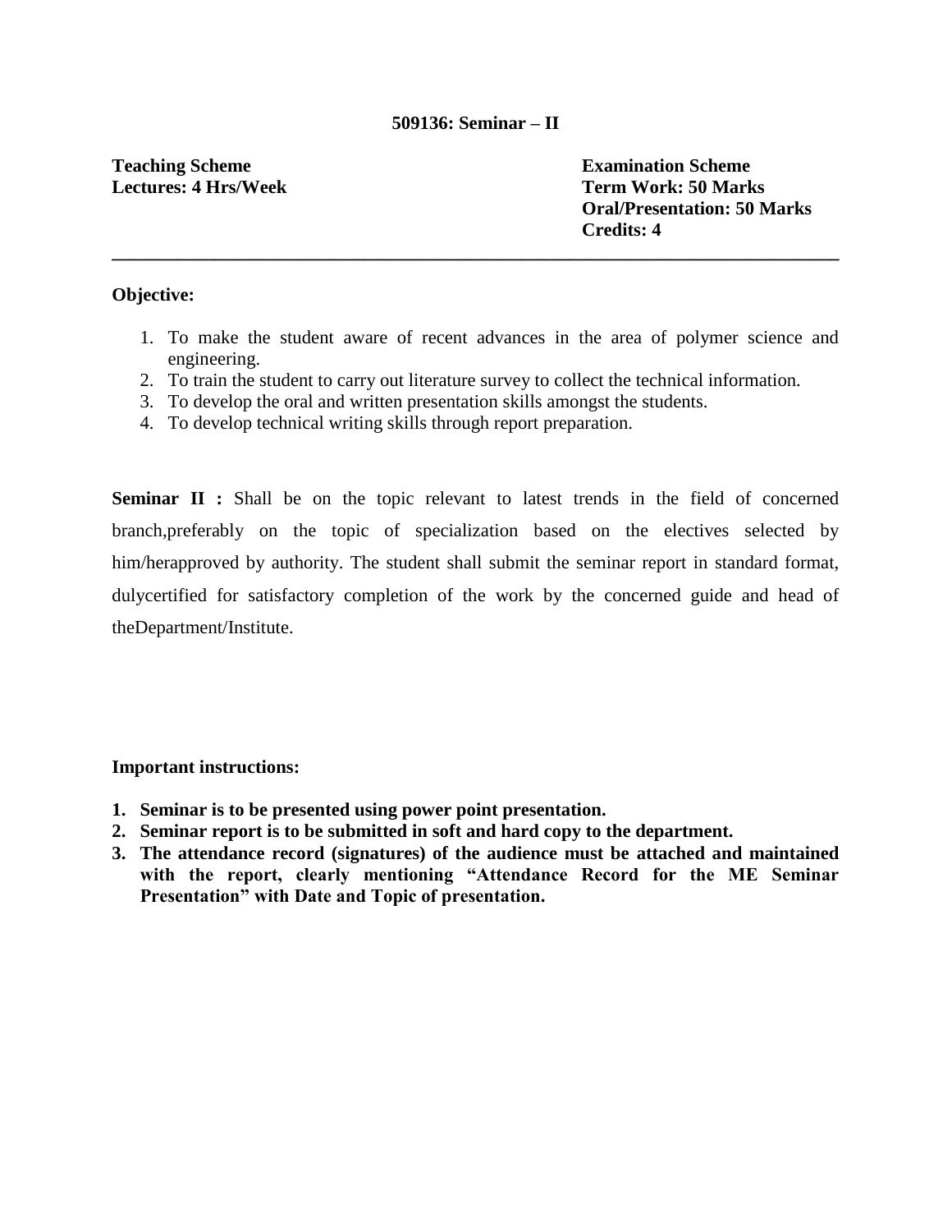## 509136: Seminar – II

**Teaching Scheme**
**Lectures: 4 Hrs/Week**

**Examination Scheme**
**Term Work: 50 Marks**
**Oral/Presentation: 50 Marks**
**Credits: 4**

---

**Objective:**

1. To make the student aware of recent advances in the area of polymer science and engineering.
2. To train the student to carry out literature survey to collect the technical information.
3. To develop the oral and written presentation skills amongst the students.
4. To develop technical writing skills through report preparation.

**Seminar II :** Shall be on the topic relevant to latest trends in the field of concerned branch,preferably on the topic of specialization based on the electives selected by him/herapproved by authority. The student shall submit the seminar report in standard format, dulycertified for satisfactory completion of the work by the concerned guide and head of theDepartment/Institute.

**Important instructions:**

1. **Seminar is to be presented using power point presentation.**
2. **Seminar report is to be submitted in soft and hard copy to the department.**
3. **The attendance record (signatures) of the audience must be attached and maintained with the report, clearly mentioning "Attendance Record for the ME Seminar Presentation" with Date and Topic of presentation.**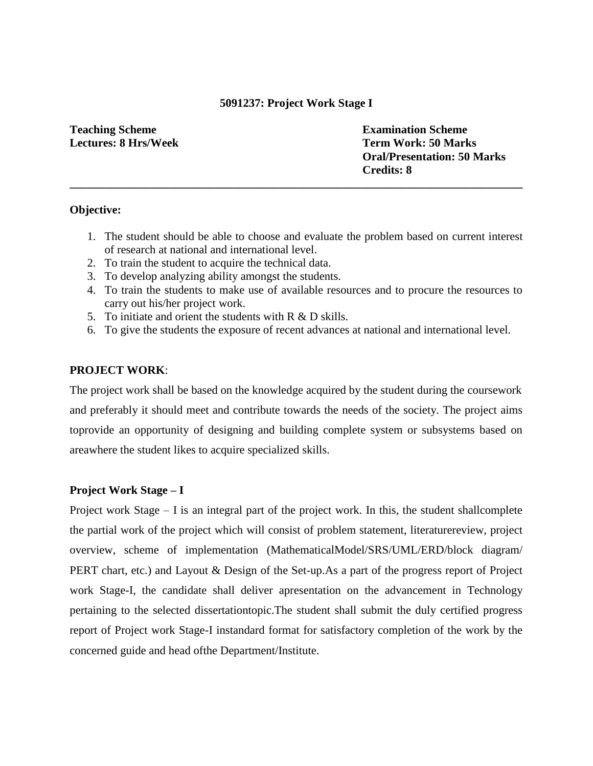## 5091237: Project Work Stage I

**Teaching Scheme**
**Lectures: 8 Hrs/Week**

**Examination Scheme**
**Term Work: 50 Marks**
**Oral/Presentation: 50 Marks**
**Credits: 8**

---

**Objective:**

1. The student should be able to choose and evaluate the problem based on current interest of research at national and international level.
2. To train the student to acquire the technical data.
3. To develop analyzing ability amongst the students.
4. To train the students to make use of available resources and to procure the resources to carry out his/her project work.
5. To initiate and orient the students with R & D skills.
6. To give the students the exposure of recent advances at national and international level.

**PROJECT WORK**:

The project work shall be based on the knowledge acquired by the student during the coursework and preferably it should meet and contribute towards the needs of the society. The project aims toprovide an opportunity of designing and building complete system or subsystems based on areawhere the student likes to acquire specialized skills.

**Project Work Stage – I**

Project work Stage – I is an integral part of the project work. In this, the student shallcomplete the partial work of the project which will consist of problem statement, literaturereview, project overview, scheme of implementation (MathematicalModel/SRS/UML/ERD/block diagram/ PERT chart, etc.) and Layout & Design of the Set-up.As a part of the progress report of Project work Stage-I, the candidate shall deliver apresentation on the advancement in Technology pertaining to the selected dissertationtopic.The student shall submit the duly certified progress report of Project work Stage-I instandard format for satisfactory completion of the work by the concerned guide and head ofthe Department/Institute.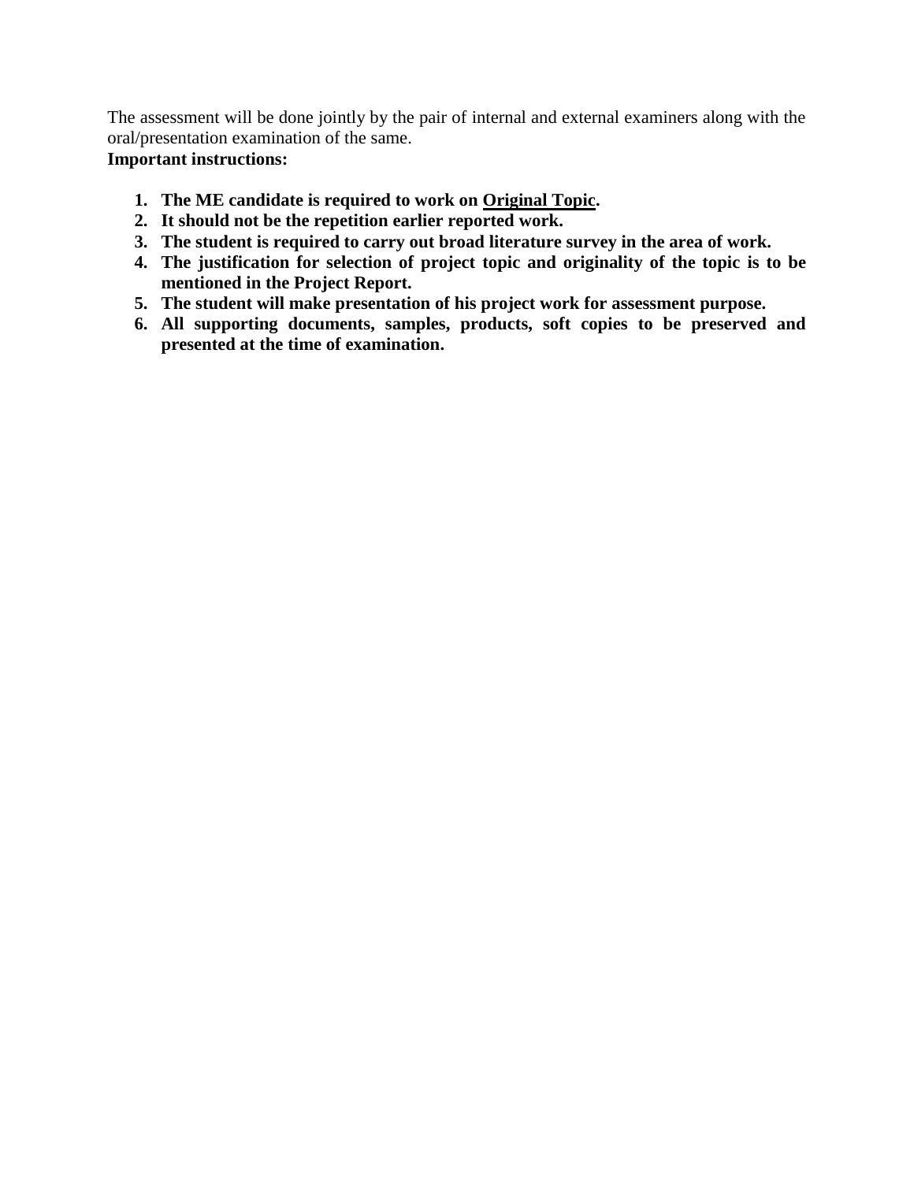The assessment will be done jointly by the pair of internal and external examiners along with the oral/presentation examination of the same.

**Important instructions:**

1. **The ME candidate is required to work on <u>Original Topic</u>.**
2. **It should not be the repetition earlier reported work.**
3. **The student is required to carry out broad literature survey in the area of work.**
4. **The justification for selection of project topic and originality of the topic is to be mentioned in the Project Report.**
5. **The student will make presentation of his project work for assessment purpose.**
6. **All supporting documents, samples, products, soft copies to be preserved and presented at the time of examination.**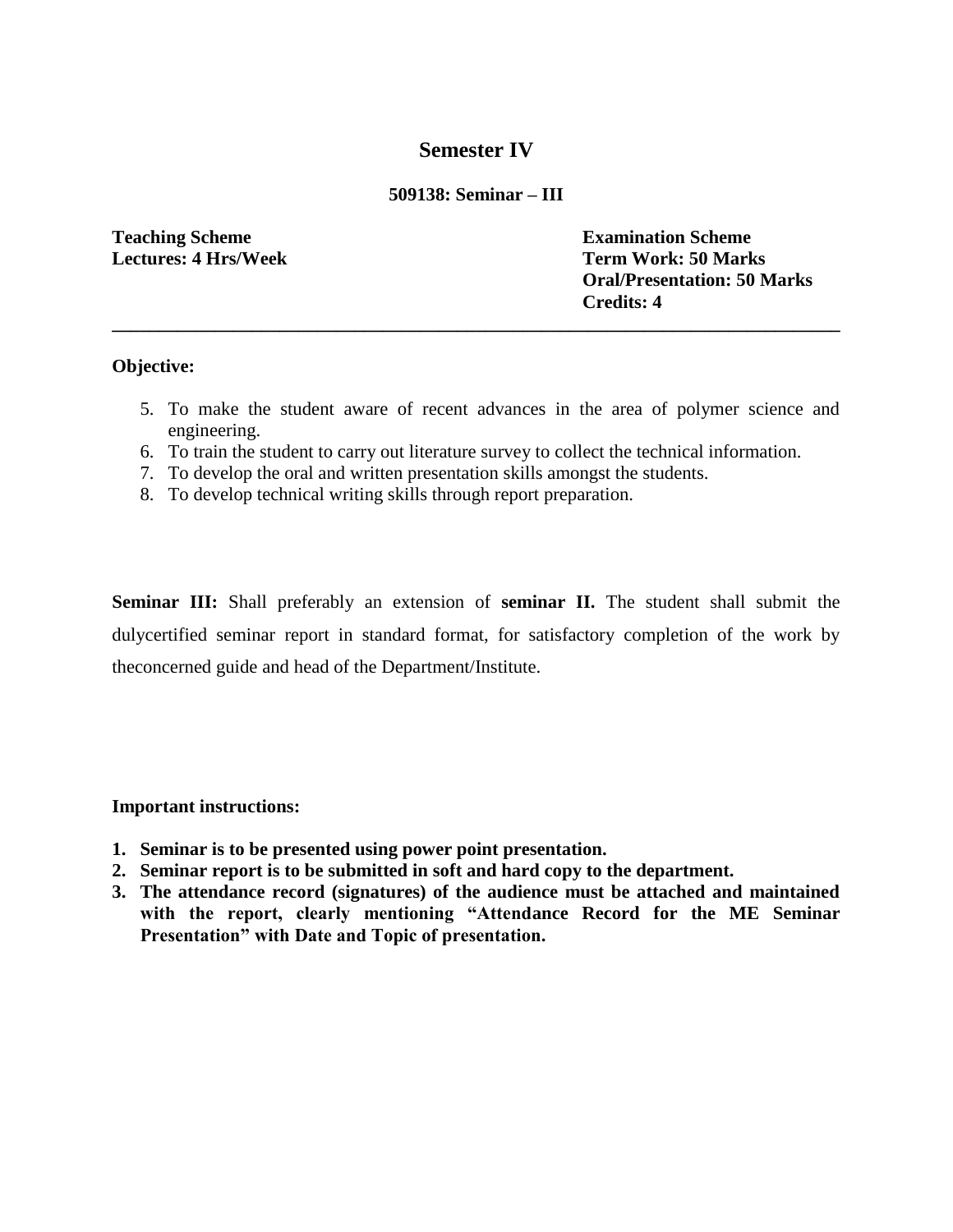# Semester IV

## 509138: Seminar – III

**Teaching Scheme**
**Lectures: 4 Hrs/Week**

**Examination Scheme**
**Term Work: 50 Marks**
**Oral/Presentation: 50 Marks**
**Credits: 4**

---

**Objective:**

5. To make the student aware of recent advances in the area of polymer science and engineering.
6. To train the student to carry out literature survey to collect the technical information.
7. To develop the oral and written presentation skills amongst the students.
8. To develop technical writing skills through report preparation.

**Seminar III:** Shall preferably an extension of **seminar II.** The student shall submit the dulycertified seminar report in standard format, for satisfactory completion of the work by theconcerned guide and head of the Department/Institute.

**Important instructions:**

1. **Seminar is to be presented using power point presentation.**
2. **Seminar report is to be submitted in soft and hard copy to the department.**
3. **The attendance record (signatures) of the audience must be attached and maintained with the report, clearly mentioning "Attendance Record for the ME Seminar Presentation" with Date and Topic of presentation.**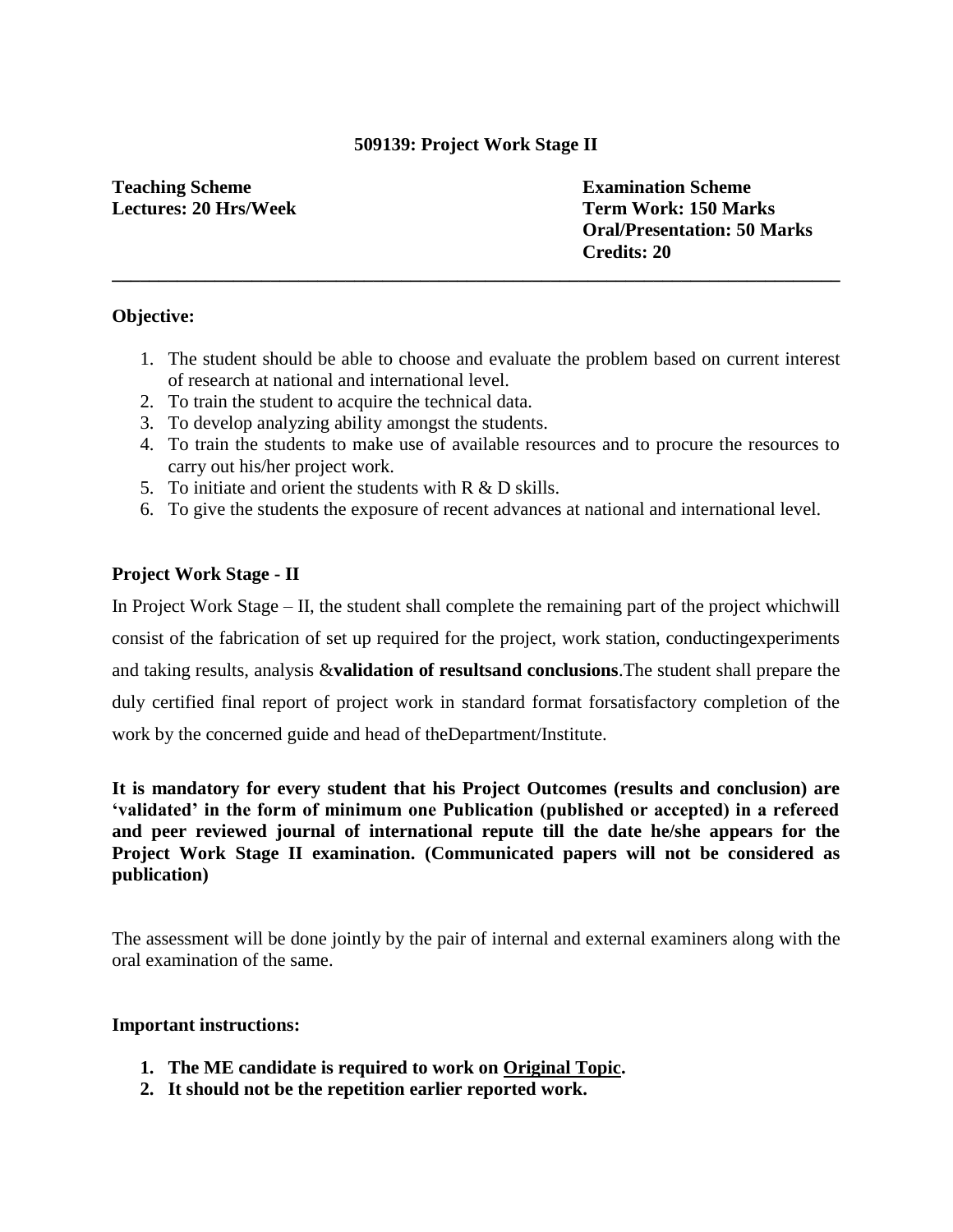## 509139: Project Work Stage II

**Teaching Scheme**
**Lectures: 20 Hrs/Week**

**Examination Scheme**
**Term Work: 150 Marks**
**Oral/Presentation: 50 Marks**
**Credits: 20**

---

**Objective:**

1. The student should be able to choose and evaluate the problem based on current interest of research at national and international level.
2. To train the student to acquire the technical data.
3. To develop analyzing ability amongst the students.
4. To train the students to make use of available resources and to procure the resources to carry out his/her project work.
5. To initiate and orient the students with R & D skills.
6. To give the students the exposure of recent advances at national and international level.

**Project Work Stage - II**

In Project Work Stage – II, the student shall complete the remaining part of the project whichwill consist of the fabrication of set up required for the project, work station, conductingexperiments and taking results, analysis &**validation of resultsand conclusions**.The student shall prepare the duly certified final report of project work in standard format forsatisfactory completion of the work by the concerned guide and head of theDepartment/Institute.

**It is mandatory for every student that his Project Outcomes (results and conclusion) are 'validated' in the form of minimum one Publication (published or accepted) in a refereed and peer reviewed journal of international repute till the date he/she appears for the Project Work Stage II examination. (Communicated papers will not be considered as publication)**

The assessment will be done jointly by the pair of internal and external examiners along with the oral examination of the same.

**Important instructions:**

1. **The ME candidate is required to work on <u>Original Topic</u>.**
2. **It should not be the repetition earlier reported work.**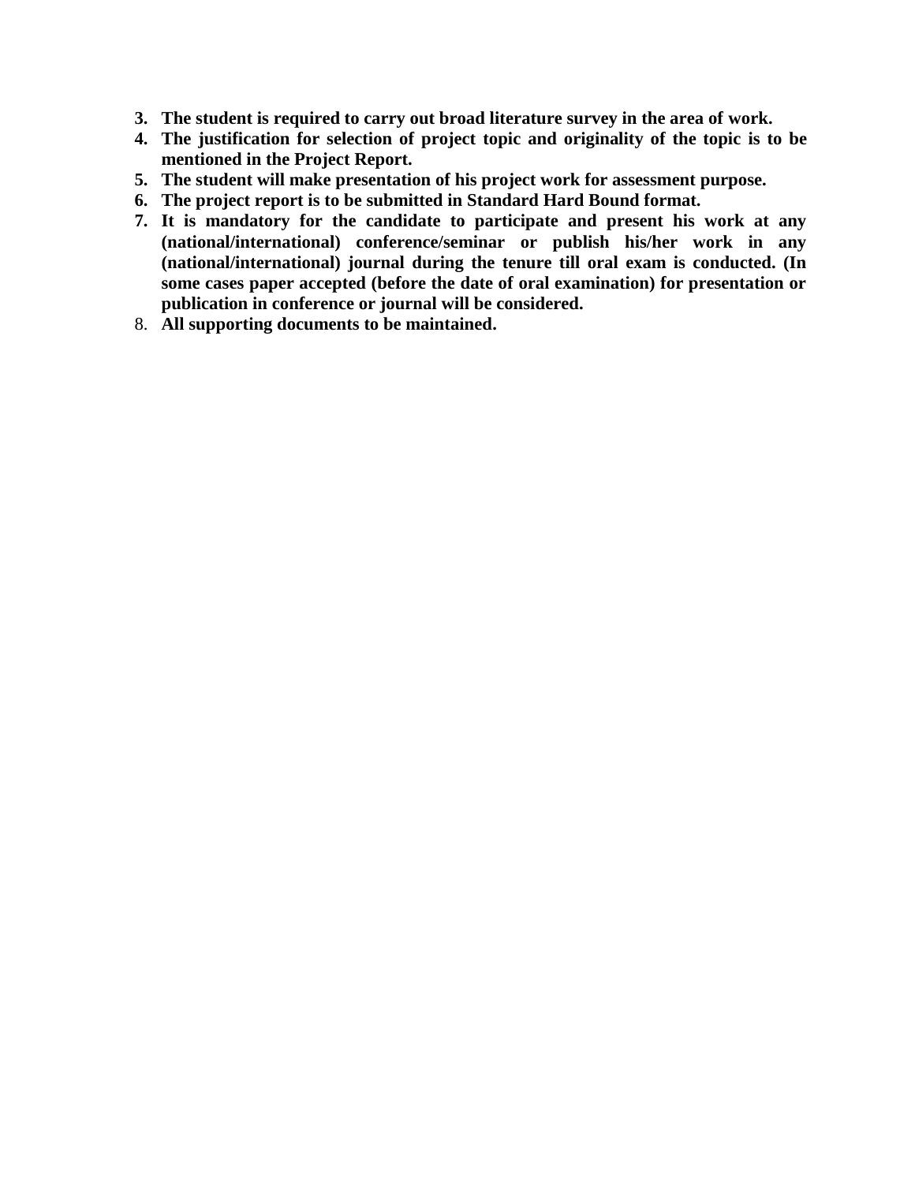3. **The student is required to carry out broad literature survey in the area of work.**
4. **The justification for selection of project topic and originality of the topic is to be mentioned in the Project Report.**
5. **The student will make presentation of his project work for assessment purpose.**
6. **The project report is to be submitted in Standard Hard Bound format.**
7. **It is mandatory for the candidate to participate and present his work at any (national/international) conference/seminar or publish his/her work in any (national/international) journal during the tenure till oral exam is conducted. (In some cases paper accepted (before the date of oral examination) for presentation or publication in conference or journal will be considered.**
8. **All supporting documents to be maintained.**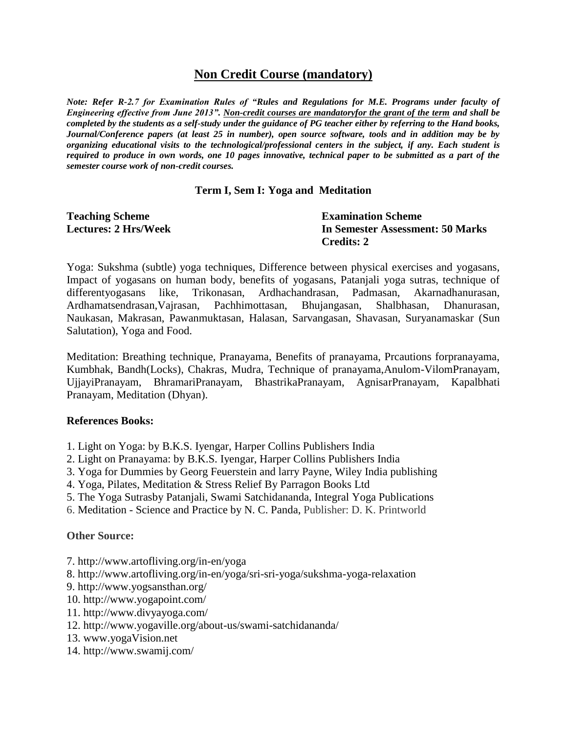## Non Credit Course (mandatory)

***Note: Refer R-2.7 for Examination Rules of "Rules and Regulations for M.E. Programs under faculty of Engineering effective from June 2013". <u>Non-credit courses are mandatoryfor the grant of the term</u> and shall be completed by the students as a self-study under the guidance of PG teacher either by referring to the Hand books, Journal/Conference papers (at least 25 in number), open source software, tools and in addition may be by organizing educational visits to the technological/professional centers in the subject, if any. Each student is required to produce in own words, one 10 pages innovative, technical paper to be submitted as a part of the semester course work of non-credit courses.***

### Term I, Sem I: Yoga and Meditation

**Teaching Scheme**
**Lectures: 2 Hrs/Week**

**Examination Scheme**
**In Semester Assessment: 50 Marks**
**Credits: 2**

Yoga: Sukshma (subtle) yoga techniques, Difference between physical exercises and yogasans, Impact of yogasans on human body, benefits of yogasans, Patanjali yoga sutras, technique of differentyogasans like, Trikonasan, Ardhachandrasan, Padmasan, Akarnadhanurasan, Ardhamatsendrasan,Vajrasan, Pachhimottasan, Bhujangasan, Shalbhasan, Dhanurasan, Naukasan, Makrasan, Pawanmuktasan, Halasan, Sarvangasan, Shavasan, Suryanamaskar (Sun Salutation), Yoga and Food.

Meditation: Breathing technique, Pranayama, Benefits of pranayama, Prcautions forpranayama, Kumbhak, Bandh(Locks), Chakras, Mudra, Technique of pranayama,Anulom-VilomPranayam, UjjayiPranayam, BhramariPranayam, BhastrikaPranayam, AgnisarPranayam, Kapalbhati Pranayam, Meditation (Dhyan).

**References Books:**

1. Light on Yoga: by B.K.S. Iyengar, Harper Collins Publishers India
2. Light on Pranayama: by B.K.S. Iyengar, Harper Collins Publishers India
3. Yoga for Dummies by Georg Feuerstein and larry Payne, Wiley India publishing
4. Yoga, Pilates, Meditation & Stress Relief By Parragon Books Ltd
5. The Yoga Sutrasby Patanjali, Swami Satchidananda, Integral Yoga Publications
6. Meditation - Science and Practice by N. C. Panda, Publisher: D. K. Printworld

**Other Source:**

7. http://www.artofliving.org/in-en/yoga
8. http://www.artofliving.org/in-en/yoga/sri-sri-yoga/sukshma-yoga-relaxation
9. http://www.yogsansthan.org/
10. http://www.yogapoint.com/
11. http://www.divyayoga.com/
12. http://www.yogaville.org/about-us/swami-satchidananda/
13. www.yogaVision.net
14. http://www.swamij.com/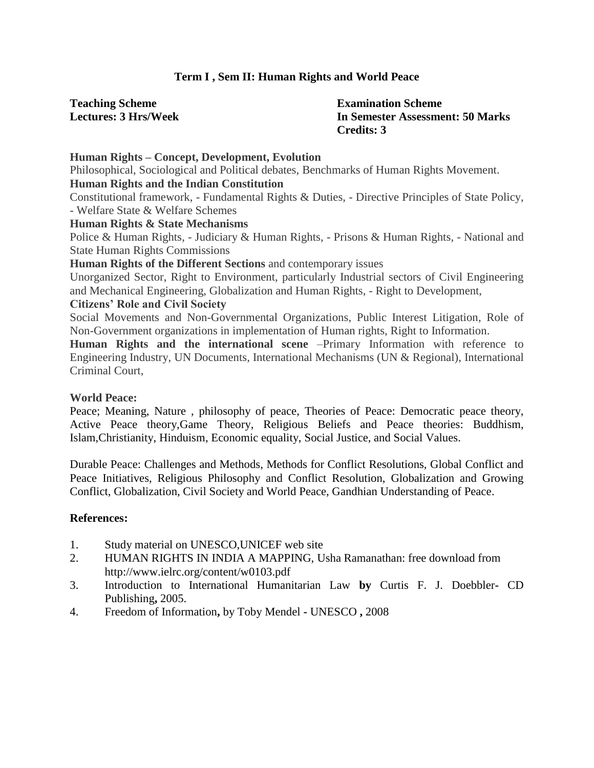# Term I , Sem II: Human Rights and World Peace

**Teaching Scheme**
**Lectures: 3 Hrs/Week**

**Examination Scheme**
**In Semester Assessment: 50 Marks**
**Credits: 3**

**Human Rights – Concept, Development, Evolution**

Philosophical, Sociological and Political debates, Benchmarks of Human Rights Movement.

**Human Rights and the Indian Constitution**

Constitutional framework, - Fundamental Rights & Duties, - Directive Principles of State Policy, - Welfare State & Welfare Schemes

**Human Rights & State Mechanisms**

Police & Human Rights, - Judiciary & Human Rights, - Prisons & Human Rights, - National and State Human Rights Commissions

**Human Rights of the Different Sections** and contemporary issues

Unorganized Sector, Right to Environment, particularly Industrial sectors of Civil Engineering and Mechanical Engineering, Globalization and Human Rights, - Right to Development,

**Citizens' Role and Civil Society**

Social Movements and Non-Governmental Organizations, Public Interest Litigation, Role of Non-Government organizations in implementation of Human rights, Right to Information.

**Human Rights and the international scene** –Primary Information with reference to Engineering Industry, UN Documents, International Mechanisms (UN & Regional), International Criminal Court,

**World Peace:**

Peace; Meaning, Nature , philosophy of peace, Theories of Peace: Democratic peace theory, Active Peace theory,Game Theory, Religious Beliefs and Peace theories: Buddhism, Islam,Christianity, Hinduism, Economic equality, Social Justice, and Social Values.

Durable Peace: Challenges and Methods, Methods for Conflict Resolutions, Global Conflict and Peace Initiatives, Religious Philosophy and Conflict Resolution, Globalization and Growing Conflict, Globalization, Civil Society and World Peace, Gandhian Understanding of Peace.

**References:**

1. Study material on UNESCO,UNICEF web site
2. HUMAN RIGHTS IN INDIA A MAPPING, Usha Ramanathan: free download from http://www.ielrc.org/content/w0103.pdf
3. Introduction to International Humanitarian Law **by** Curtis F. J. Doebbler- CD Publishing**,** 2005.
4. Freedom of Information**,** by Toby Mendel **-** UNESCO **,** 2008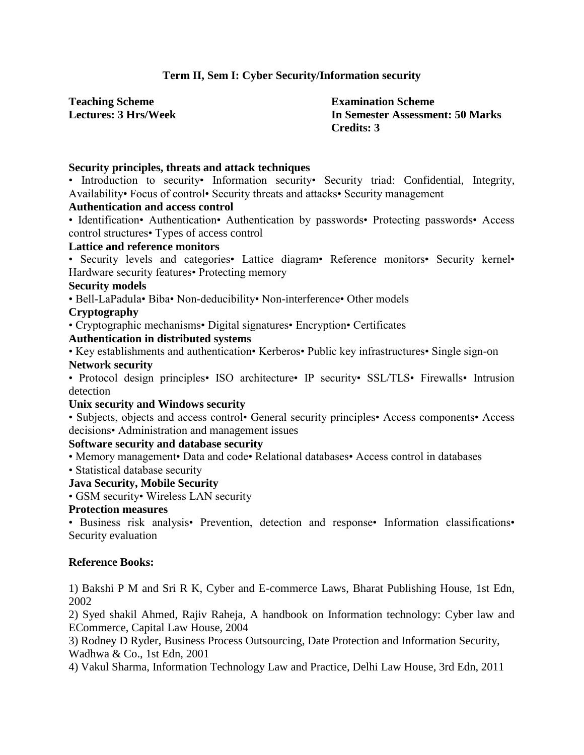## Term II, Sem I: Cyber Security/Information security

**Teaching Scheme**
**Lectures: 3 Hrs/Week**

**Examination Scheme**
**In Semester Assessment: 50 Marks**
**Credits: 3**

**Security principles, threats and attack techniques**

• Introduction to security• Information security• Security triad: Confidential, Integrity, Availability• Focus of control• Security threats and attacks• Security management

**Authentication and access control**

• Identification• Authentication• Authentication by passwords• Protecting passwords• Access control structures• Types of access control

**Lattice and reference monitors**

• Security levels and categories• Lattice diagram• Reference monitors• Security kernel• Hardware security features• Protecting memory

**Security models**

• Bell-LaPadula• Biba• Non-deducibility• Non-interference• Other models

**Cryptography**

• Cryptographic mechanisms• Digital signatures• Encryption• Certificates

**Authentication in distributed systems**

• Key establishments and authentication• Kerberos• Public key infrastructures• Single sign-on

**Network security**

• Protocol design principles• ISO architecture• IP security• SSL/TLS• Firewalls• Intrusion detection

**Unix security and Windows security**

• Subjects, objects and access control• General security principles• Access components• Access decisions• Administration and management issues

**Software security and database security**

• Memory management• Data and code• Relational databases• Access control in databases
• Statistical database security

**Java Security, Mobile Security**

• GSM security• Wireless LAN security

**Protection measures**

• Business risk analysis• Prevention, detection and response• Information classifications• Security evaluation

**Reference Books:**

1) Bakshi P M and Sri R K, Cyber and E-commerce Laws, Bharat Publishing House, 1st Edn, 2002
2) Syed shakil Ahmed, Rajiv Raheja, A handbook on Information technology: Cyber law and ECommerce, Capital Law House, 2004
3) Rodney D Ryder, Business Process Outsourcing, Date Protection and Information Security, Wadhwa & Co., 1st Edn, 2001
4) Vakul Sharma, Information Technology Law and Practice, Delhi Law House, 3rd Edn, 2011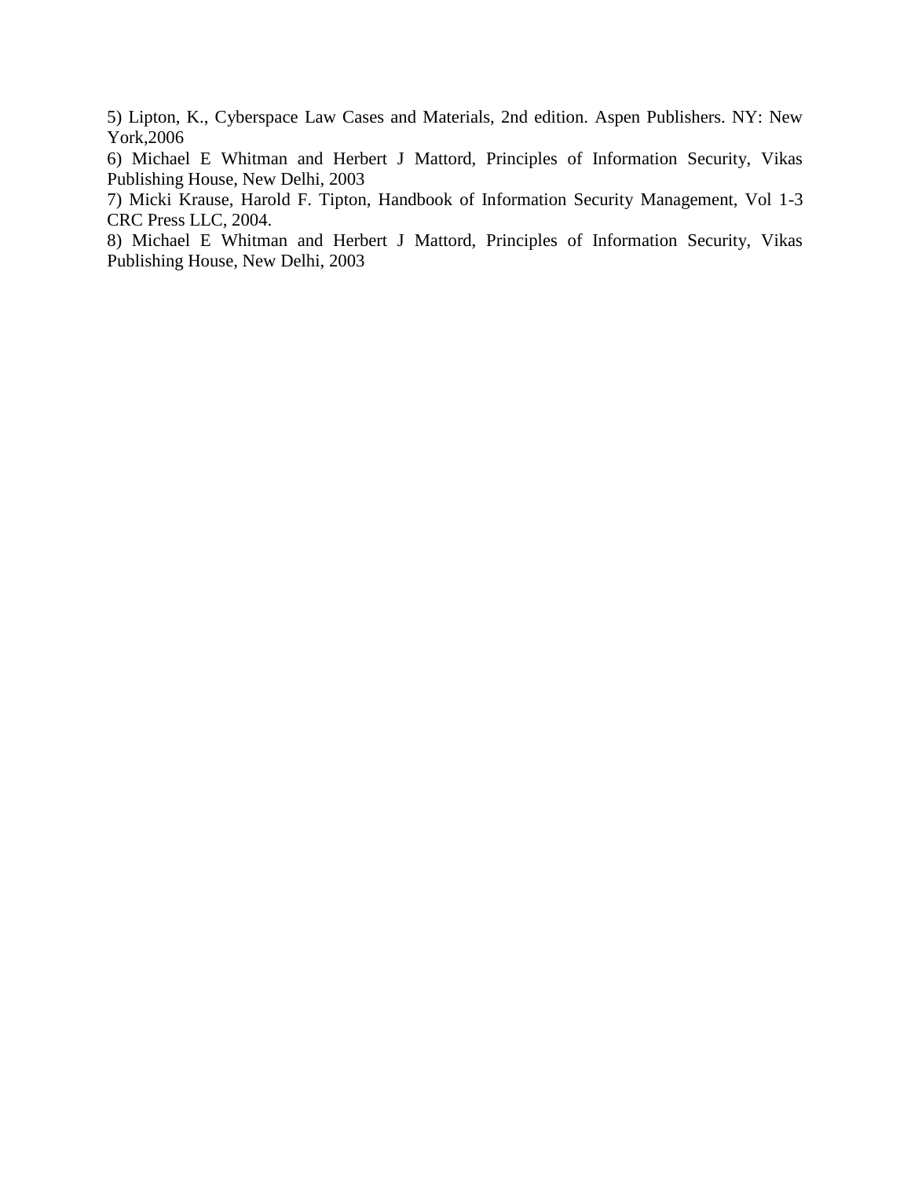5) Lipton, K., Cyberspace Law Cases and Materials, 2nd edition. Aspen Publishers. NY: New York,2006

6) Michael E Whitman and Herbert J Mattord, Principles of Information Security, Vikas Publishing House, New Delhi, 2003

7) Micki Krause, Harold F. Tipton, Handbook of Information Security Management, Vol 1-3 CRC Press LLC, 2004.

8) Michael E Whitman and Herbert J Mattord, Principles of Information Security, Vikas Publishing House, New Delhi, 2003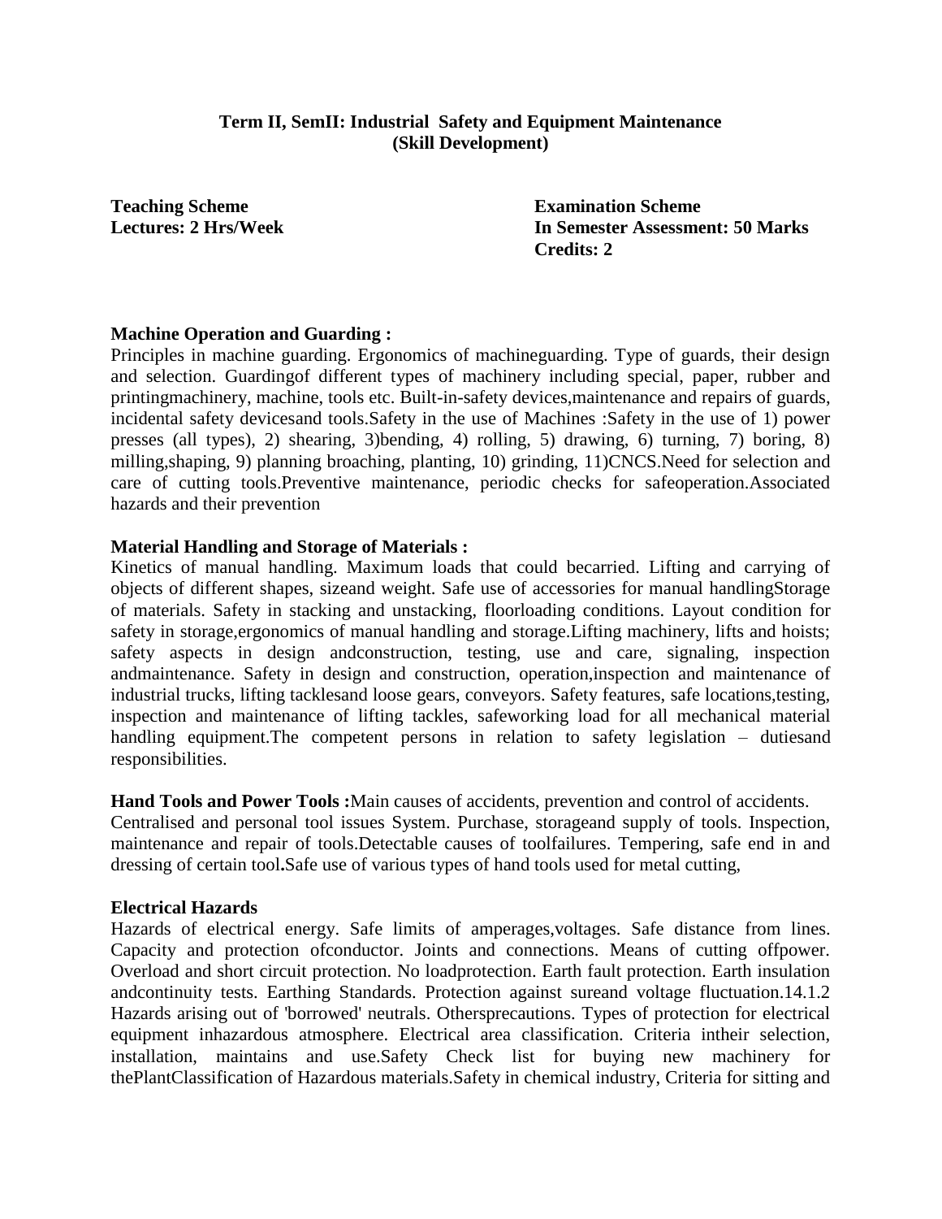**Term II, SemII: Industrial Safety and Equipment Maintenance (Skill Development)**

**Teaching Scheme**
**Lectures: 2 Hrs/Week**

**Examination Scheme**
**In Semester Assessment: 50 Marks**
**Credits: 2**

**Machine Operation and Guarding :**
Principles in machine guarding. Ergonomics of machineguarding. Type of guards, their design and selection. Guardingof different types of machinery including special, paper, rubber and printingmachinery, machine, tools etc. Built-in-safety devices,maintenance and repairs of guards, incidental safety devicesand tools.Safety in the use of Machines :Safety in the use of 1) power presses (all types), 2) shearing, 3)bending, 4) rolling, 5) drawing, 6) turning, 7) boring, 8) milling,shaping, 9) planning broaching, planting, 10) grinding, 11)CNCS.Need for selection and care of cutting tools.Preventive maintenance, periodic checks for safeoperation.Associated hazards and their prevention

**Material Handling and Storage of Materials :**
Kinetics of manual handling. Maximum loads that could becarried. Lifting and carrying of objects of different shapes, sizeand weight. Safe use of accessories for manual handlingStorage of materials. Safety in stacking and unstacking, floorloading conditions. Layout condition for safety in storage,ergonomics of manual handling and storage.Lifting machinery, lifts and hoists; safety aspects in design andconstruction, testing, use and care, signaling, inspection andmaintenance. Safety in design and construction, operation,inspection and maintenance of industrial trucks, lifting tacklesand loose gears, conveyors. Safety features, safe locations,testing, inspection and maintenance of lifting tackles, safeworking load for all mechanical material handling equipment.The competent persons in relation to safety legislation – dutiesand responsibilities.

**Hand Tools and Power Tools :**Main causes of accidents, prevention and control of accidents. Centralised and personal tool issues System. Purchase, storageand supply of tools. Inspection, maintenance and repair of tools.Detectable causes of toolfailures. Tempering, safe end in and dressing of certain tool**.**Safe use of various types of hand tools used for metal cutting,

**Electrical Hazards**
Hazards of electrical energy. Safe limits of amperages,voltages. Safe distance from lines. Capacity and protection ofconductor. Joints and connections. Means of cutting offpower. Overload and short circuit protection. No loadprotection. Earth fault protection. Earth insulation andcontinuity tests. Earthing Standards. Protection against sureand voltage fluctuation.14.1.2 Hazards arising out of 'borrowed' neutrals. Othersprecautions. Types of protection for electrical equipment inhazardous atmosphere. Electrical area classification. Criteria intheir selection, installation, maintains and use.Safety Check list for buying new machinery for thePlantClassification of Hazardous materials.Safety in chemical industry, Criteria for sitting and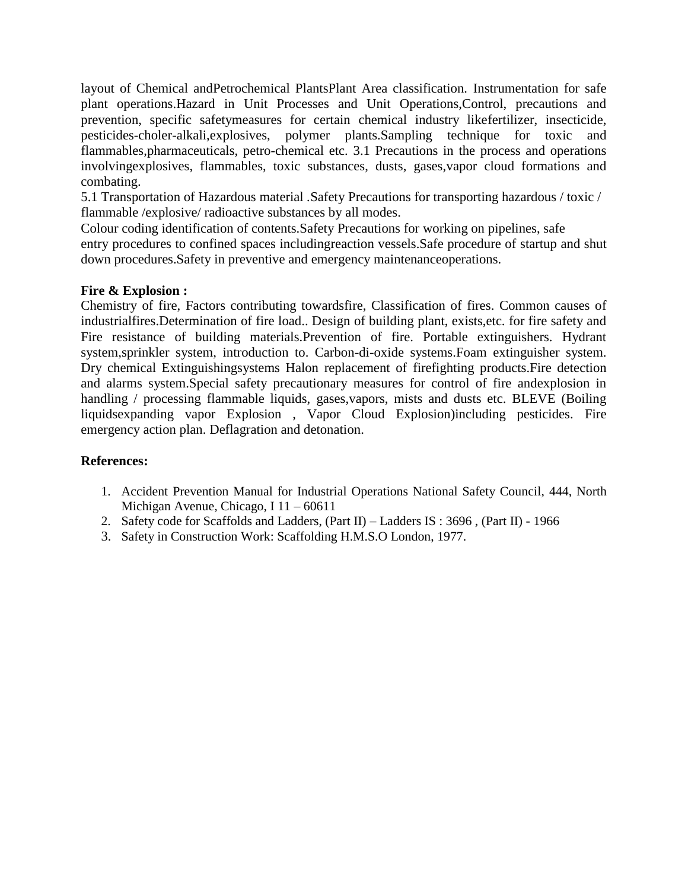layout of Chemical andPetrochemical PlantsPlant Area classification. Instrumentation for safe plant operations.Hazard in Unit Processes and Unit Operations,Control, precautions and prevention, specific safetymeasures for certain chemical industry likefertilizer, insecticide, pesticides-choler-alkali,explosives, polymer plants.Sampling technique for toxic and flammables,pharmaceuticals, petro-chemical etc. 3.1 Precautions in the process and operations involvingexplosives, flammables, toxic substances, dusts, gases,vapor cloud formations and combating.

5.1 Transportation of Hazardous material .Safety Precautions for transporting hazardous / toxic / flammable /explosive/ radioactive substances by all modes.

Colour coding identification of contents.Safety Precautions for working on pipelines, safe entry procedures to confined spaces includingreaction vessels.Safe procedure of startup and shut down procedures.Safety in preventive and emergency maintenanceoperations.

**Fire & Explosion :**

Chemistry of fire, Factors contributing towardsfire, Classification of fires. Common causes of industrialfires.Determination of fire load.. Design of building plant, exists,etc. for fire safety and Fire resistance of building materials.Prevention of fire. Portable extinguishers. Hydrant system,sprinkler system, introduction to. Carbon-di-oxide systems.Foam extinguisher system. Dry chemical Extinguishingsystems Halon replacement of firefighting products.Fire detection and alarms system.Special safety precautionary measures for control of fire andexplosion in handling / processing flammable liquids, gases,vapors, mists and dusts etc. BLEVE (Boiling liquidsexpanding vapor Explosion , Vapor Cloud Explosion)including pesticides. Fire emergency action plan. Deflagration and detonation.

**References:**

1. Accident Prevention Manual for Industrial Operations National Safety Council, 444, North Michigan Avenue, Chicago, I 11 – 60611
2. Safety code for Scaffolds and Ladders, (Part II) – Ladders IS : 3696 , (Part II) - 1966
3. Safety in Construction Work: Scaffolding H.M.S.O London, 1977.